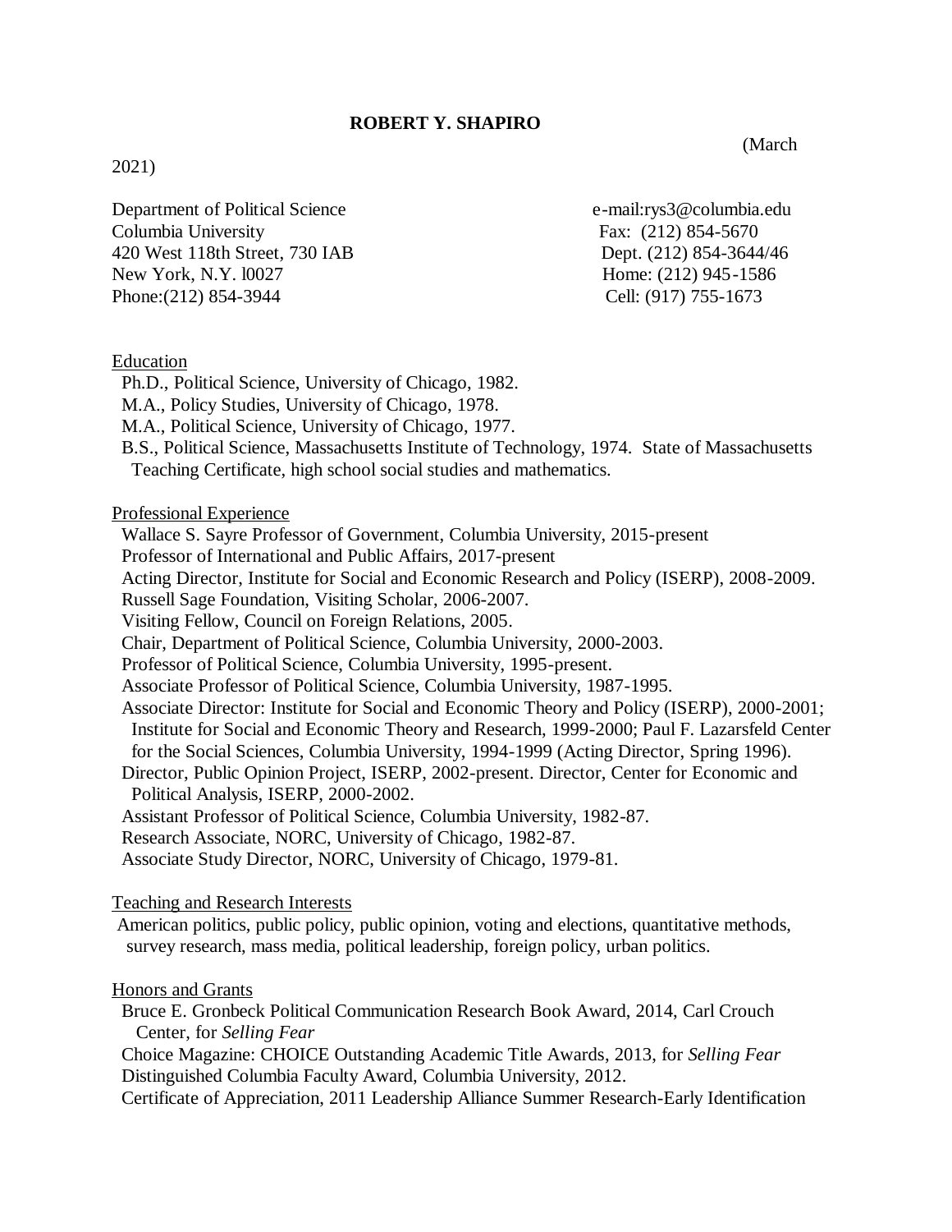# ROBERT Y. SHAPIRO

(March 2021)

Department of Political Science
Columbia University
420 West 118th Street, 730 IAB
New York, N.Y. l0027
Phone:(212) 854-3944

e-mail:rys3@columbia.edu
Fax: (212) 854-5670
Dept. (212) 854-3644/46
Home: (212) 945-1586
Cell: (917) 755-1673

## Education

Ph.D., Political Science, University of Chicago, 1982.
M.A., Policy Studies, University of Chicago, 1978.
M.A., Political Science, University of Chicago, 1977.
B.S., Political Science, Massachusetts Institute of Technology, 1974. State of Massachusetts Teaching Certificate, high school social studies and mathematics.

## Professional Experience

Wallace S. Sayre Professor of Government, Columbia University, 2015-present
Professor of International and Public Affairs, 2017-present
Acting Director, Institute for Social and Economic Research and Policy (ISERP), 2008-2009.
Russell Sage Foundation, Visiting Scholar, 2006-2007.
Visiting Fellow, Council on Foreign Relations, 2005.
Chair, Department of Political Science, Columbia University, 2000-2003.
Professor of Political Science, Columbia University, 1995-present.
Associate Professor of Political Science, Columbia University, 1987-1995.
Associate Director: Institute for Social and Economic Theory and Policy (ISERP), 2000-2001; Institute for Social and Economic Theory and Research, 1999-2000; Paul F. Lazarsfeld Center for the Social Sciences, Columbia University, 1994-1999 (Acting Director, Spring 1996).
Director, Public Opinion Project, ISERP, 2002-present. Director, Center for Economic and Political Analysis, ISERP, 2000-2002.
Assistant Professor of Political Science, Columbia University, 1982-87.
Research Associate, NORC, University of Chicago, 1982-87.
Associate Study Director, NORC, University of Chicago, 1979-81.

## Teaching and Research Interests

American politics, public policy, public opinion, voting and elections, quantitative methods, survey research, mass media, political leadership, foreign policy, urban politics.

## Honors and Grants

Bruce E. Gronbeck Political Communication Research Book Award, 2014, Carl Crouch Center, for *Selling Fear*
Choice Magazine: CHOICE Outstanding Academic Title Awards, 2013, for *Selling Fear*
Distinguished Columbia Faculty Award, Columbia University, 2012.
Certificate of Appreciation, 2011 Leadership Alliance Summer Research-Early Identification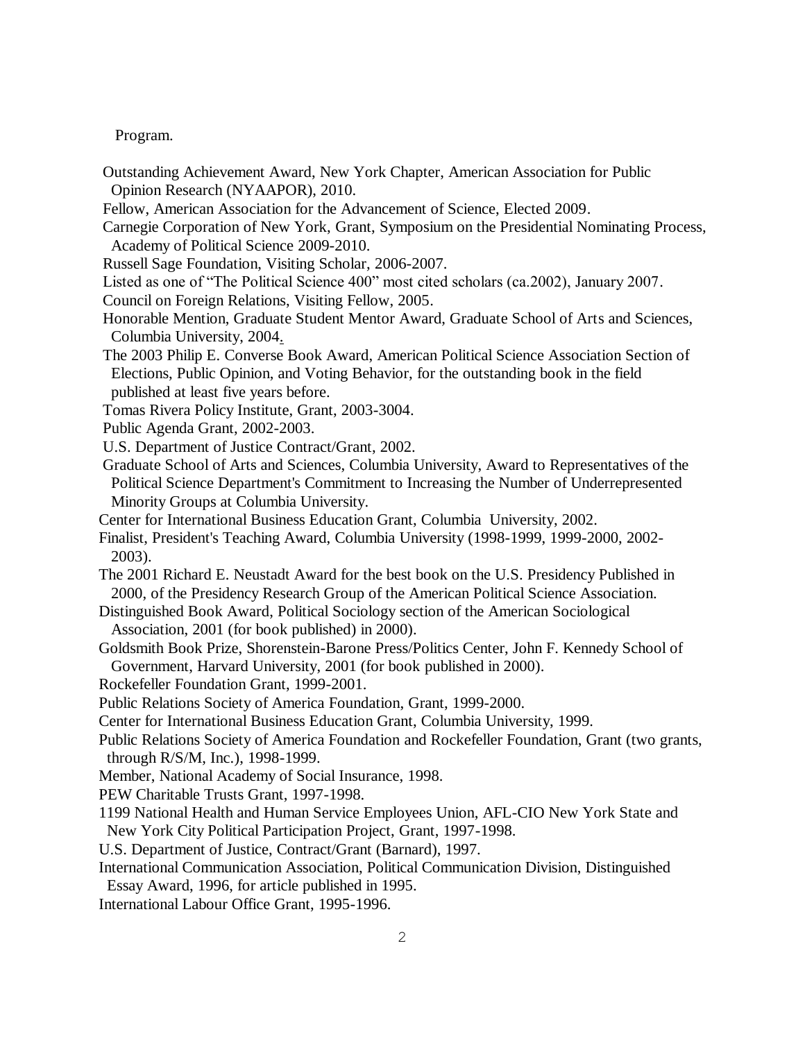Program.

Outstanding Achievement Award, New York Chapter, American Association for Public Opinion Research (NYAAPOR), 2010.

Fellow, American Association for the Advancement of Science, Elected 2009.

Carnegie Corporation of New York, Grant, Symposium on the Presidential Nominating Process, Academy of Political Science 2009-2010.

Russell Sage Foundation, Visiting Scholar, 2006-2007.

Listed as one of "The Political Science 400" most cited scholars (ca.2002), January 2007.

Council on Foreign Relations, Visiting Fellow, 2005.

Honorable Mention, Graduate Student Mentor Award, Graduate School of Arts and Sciences, Columbia University, 2004.

The 2003 Philip E. Converse Book Award, American Political Science Association Section of Elections, Public Opinion, and Voting Behavior, for the outstanding book in the field published at least five years before.

Tomas Rivera Policy Institute, Grant, 2003-3004.

Public Agenda Grant, 2002-2003.

U.S. Department of Justice Contract/Grant, 2002.

Graduate School of Arts and Sciences, Columbia University, Award to Representatives of the Political Science Department's Commitment to Increasing the Number of Underrepresented Minority Groups at Columbia University.

Center for International Business Education Grant, Columbia University, 2002.

Finalist, President's Teaching Award, Columbia University (1998-1999, 1999-2000, 2002-2003).

The 2001 Richard E. Neustadt Award for the best book on the U.S. Presidency Published in 2000, of the Presidency Research Group of the American Political Science Association.

Distinguished Book Award, Political Sociology section of the American Sociological Association, 2001 (for book published) in 2000).

Goldsmith Book Prize, Shorenstein-Barone Press/Politics Center, John F. Kennedy School of Government, Harvard University, 2001 (for book published in 2000).

Rockefeller Foundation Grant, 1999-2001.

Public Relations Society of America Foundation, Grant, 1999-2000.

Center for International Business Education Grant, Columbia University, 1999.

Public Relations Society of America Foundation and Rockefeller Foundation, Grant (two grants, through R/S/M, Inc.), 1998-1999.

Member, National Academy of Social Insurance, 1998.

PEW Charitable Trusts Grant, 1997-1998.

1199 National Health and Human Service Employees Union, AFL-CIO New York State and New York City Political Participation Project, Grant, 1997-1998.

U.S. Department of Justice, Contract/Grant (Barnard), 1997.

International Communication Association, Political Communication Division, Distinguished Essay Award, 1996, for article published in 1995.

International Labour Office Grant, 1995-1996.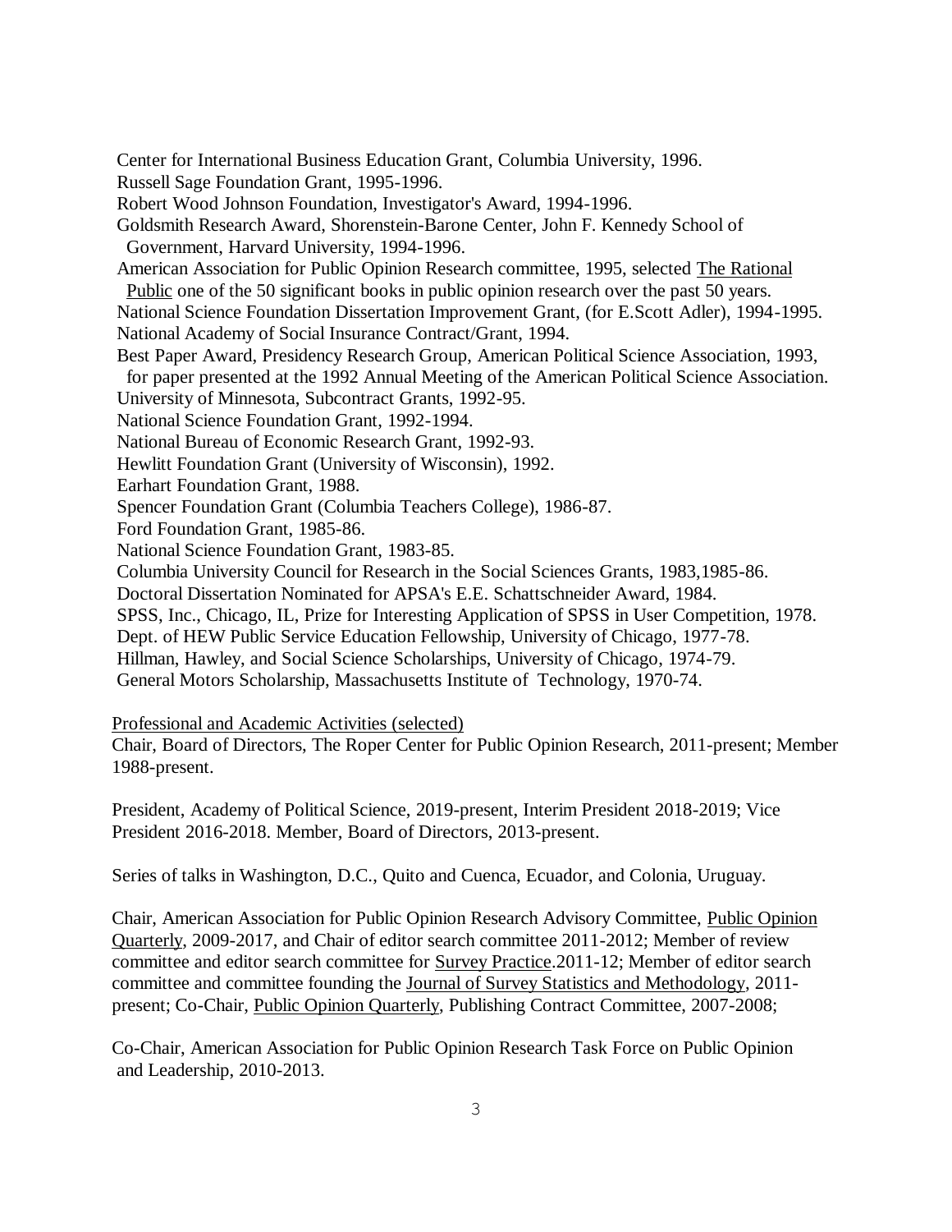Center for International Business Education Grant, Columbia University, 1996.
Russell Sage Foundation Grant, 1995-1996.
Robert Wood Johnson Foundation, Investigator's Award, 1994-1996.
Goldsmith Research Award, Shorenstein-Barone Center, John F. Kennedy School of Government, Harvard University, 1994-1996.
American Association for Public Opinion Research committee, 1995, selected The Rational Public one of the 50 significant books in public opinion research over the past 50 years.
National Science Foundation Dissertation Improvement Grant, (for E.Scott Adler), 1994-1995.
National Academy of Social Insurance Contract/Grant, 1994.
Best Paper Award, Presidency Research Group, American Political Science Association, 1993, for paper presented at the 1992 Annual Meeting of the American Political Science Association.
University of Minnesota, Subcontract Grants, 1992-95.
National Science Foundation Grant, 1992-1994.
National Bureau of Economic Research Grant, 1992-93.
Hewlitt Foundation Grant (University of Wisconsin), 1992.
Earhart Foundation Grant, 1988.
Spencer Foundation Grant (Columbia Teachers College), 1986-87.
Ford Foundation Grant, 1985-86.
National Science Foundation Grant, 1983-85.
Columbia University Council for Research in the Social Sciences Grants, 1983,1985-86.
Doctoral Dissertation Nominated for APSA's E.E. Schattschneider Award, 1984.
SPSS, Inc., Chicago, IL, Prize for Interesting Application of SPSS in User Competition, 1978.
Dept. of HEW Public Service Education Fellowship, University of Chicago, 1977-78.
Hillman, Hawley, and Social Science Scholarships, University of Chicago, 1974-79.
General Motors Scholarship, Massachusetts Institute of Technology, 1970-74.

Professional and Academic Activities (selected)

Chair, Board of Directors, The Roper Center for Public Opinion Research, 2011-present; Member 1988-present.

President, Academy of Political Science, 2019-present, Interim President 2018-2019; Vice President 2016-2018. Member, Board of Directors, 2013-present.

Series of talks in Washington, D.C., Quito and Cuenca, Ecuador, and Colonia, Uruguay.

Chair, American Association for Public Opinion Research Advisory Committee, Public Opinion Quarterly, 2009-2017, and Chair of editor search committee 2011-2012; Member of review committee and editor search committee for Survey Practice.2011-12; Member of editor search committee and committee founding the Journal of Survey Statistics and Methodology, 2011-present; Co-Chair, Public Opinion Quarterly, Publishing Contract Committee, 2007-2008;

Co-Chair, American Association for Public Opinion Research Task Force on Public Opinion and Leadership, 2010-2013.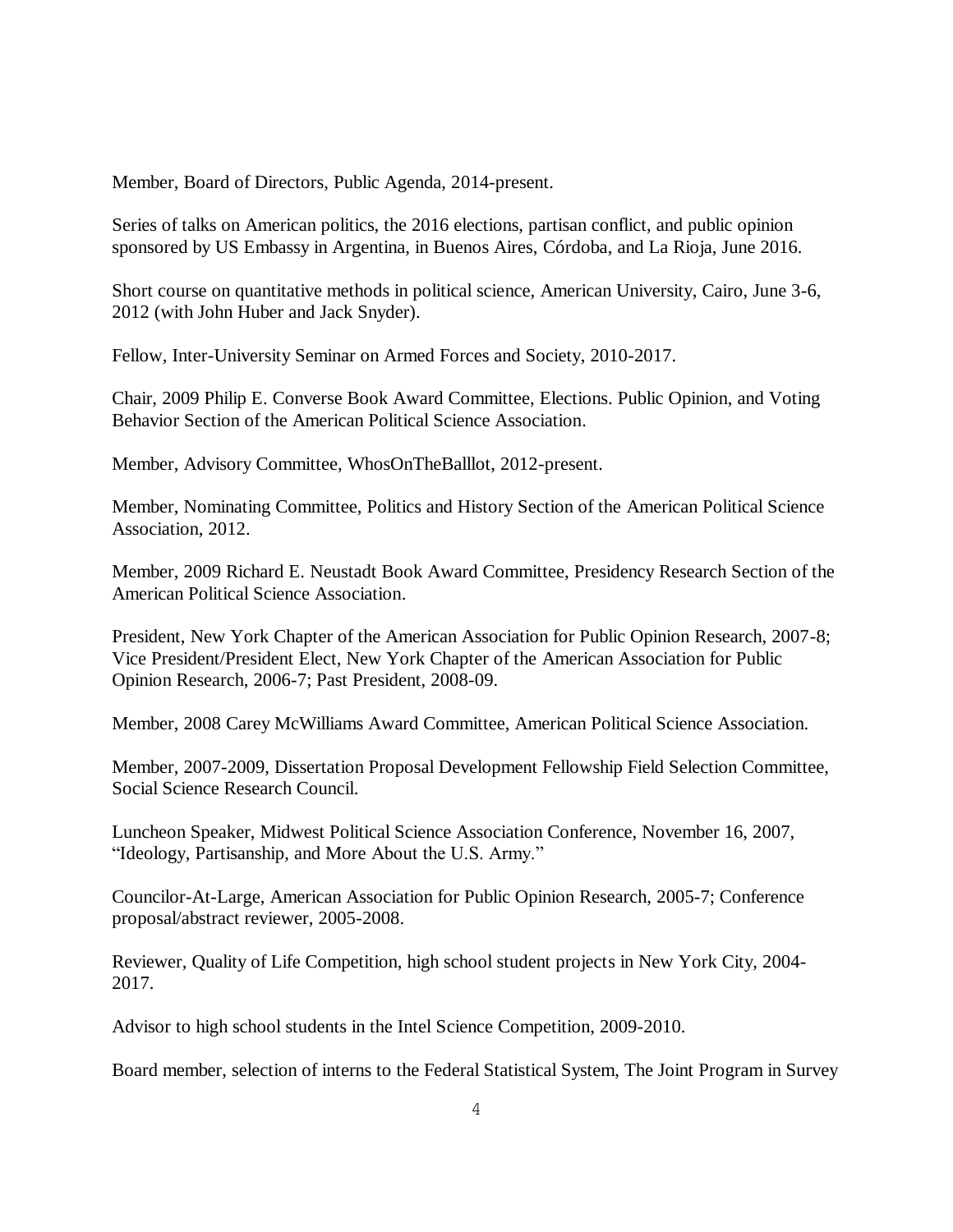Member, Board of Directors, Public Agenda, 2014-present.

Series of talks on American politics, the 2016 elections, partisan conflict, and public opinion sponsored by US Embassy in Argentina, in Buenos Aires, Córdoba, and La Rioja, June 2016.

Short course on quantitative methods in political science, American University, Cairo, June 3-6, 2012 (with John Huber and Jack Snyder).

Fellow, Inter-University Seminar on Armed Forces and Society, 2010-2017.

Chair, 2009 Philip E. Converse Book Award Committee, Elections. Public Opinion, and Voting Behavior Section of the American Political Science Association.

Member, Advisory Committee, WhosOnTheBalllot, 2012-present.

Member, Nominating Committee, Politics and History Section of the American Political Science Association, 2012.

Member, 2009 Richard E. Neustadt Book Award Committee, Presidency Research Section of the American Political Science Association.

President, New York Chapter of the American Association for Public Opinion Research, 2007-8; Vice President/President Elect, New York Chapter of the American Association for Public Opinion Research, 2006-7; Past President, 2008-09.

Member, 2008 Carey McWilliams Award Committee, American Political Science Association.

Member, 2007-2009, Dissertation Proposal Development Fellowship Field Selection Committee, Social Science Research Council.

Luncheon Speaker, Midwest Political Science Association Conference, November 16, 2007, "Ideology, Partisanship, and More About the U.S. Army."

Councilor-At-Large, American Association for Public Opinion Research, 2005-7; Conference proposal/abstract reviewer, 2005-2008.

Reviewer, Quality of Life Competition, high school student projects in New York City, 2004-2017.

Advisor to high school students in the Intel Science Competition, 2009-2010.

Board member, selection of interns to the Federal Statistical System, The Joint Program in Survey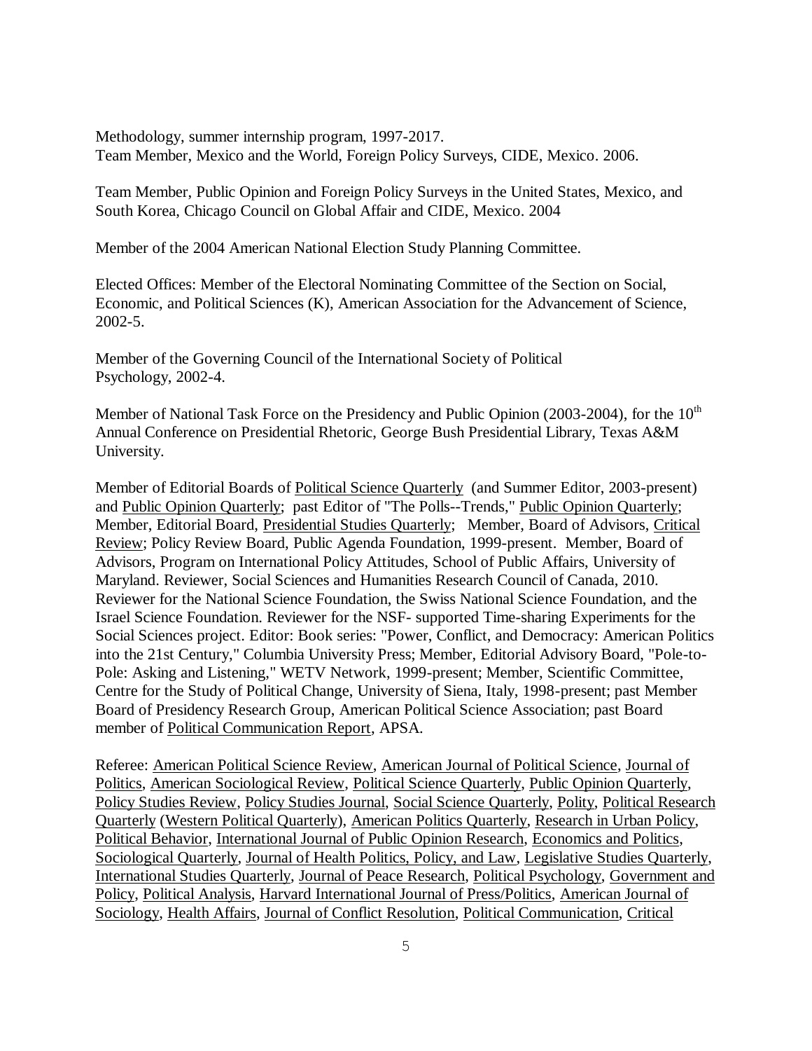Methodology, summer internship program, 1997-2017.
Team Member, Mexico and the World, Foreign Policy Surveys, CIDE, Mexico. 2006.

Team Member, Public Opinion and Foreign Policy Surveys in the United States, Mexico, and South Korea, Chicago Council on Global Affair and CIDE, Mexico. 2004

Member of the 2004 American National Election Study Planning Committee.

Elected Offices: Member of the Electoral Nominating Committee of the Section on Social, Economic, and Political Sciences (K), American Association for the Advancement of Science, 2002-5.

Member of the Governing Council of the International Society of Political Psychology, 2002-4.

Member of National Task Force on the Presidency and Public Opinion (2003-2004), for the 10th Annual Conference on Presidential Rhetoric, George Bush Presidential Library, Texas A&M University.

Member of Editorial Boards of Political Science Quarterly (and Summer Editor, 2003-present) and Public Opinion Quarterly; past Editor of "The Polls--Trends," Public Opinion Quarterly; Member, Editorial Board, Presidential Studies Quarterly; Member, Board of Advisors, Critical Review; Policy Review Board, Public Agenda Foundation, 1999-present. Member, Board of Advisors, Program on International Policy Attitudes, School of Public Affairs, University of Maryland. Reviewer, Social Sciences and Humanities Research Council of Canada, 2010. Reviewer for the National Science Foundation, the Swiss National Science Foundation, and the Israel Science Foundation. Reviewer for the NSF- supported Time-sharing Experiments for the Social Sciences project. Editor: Book series: "Power, Conflict, and Democracy: American Politics into the 21st Century," Columbia University Press; Member, Editorial Advisory Board, "Pole-to-Pole: Asking and Listening," WETV Network, 1999-present; Member, Scientific Committee, Centre for the Study of Political Change, University of Siena, Italy, 1998-present; past Member Board of Presidency Research Group, American Political Science Association; past Board member of Political Communication Report, APSA.

Referee: American Political Science Review, American Journal of Political Science, Journal of Politics, American Sociological Review, Political Science Quarterly, Public Opinion Quarterly, Policy Studies Review, Policy Studies Journal, Social Science Quarterly, Polity, Political Research Quarterly (Western Political Quarterly), American Politics Quarterly, Research in Urban Policy, Political Behavior, International Journal of Public Opinion Research, Economics and Politics, Sociological Quarterly, Journal of Health Politics, Policy, and Law, Legislative Studies Quarterly, International Studies Quarterly, Journal of Peace Research, Political Psychology, Government and Policy, Political Analysis, Harvard International Journal of Press/Politics, American Journal of Sociology, Health Affairs, Journal of Conflict Resolution, Political Communication, Critical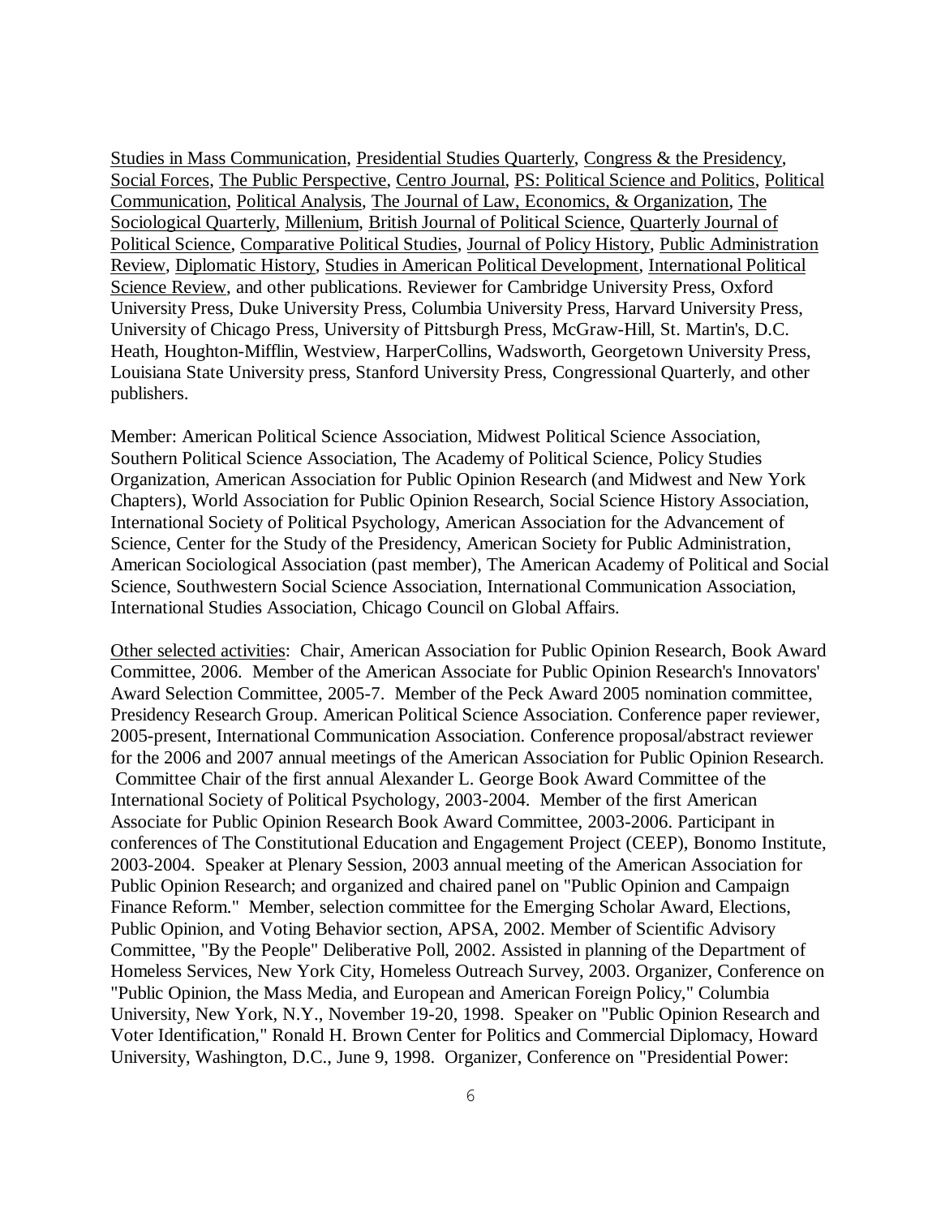Studies in Mass Communication, Presidential Studies Quarterly, Congress & the Presidency, Social Forces, The Public Perspective, Centro Journal, PS: Political Science and Politics, Political Communication, Political Analysis, The Journal of Law, Economics, & Organization, The Sociological Quarterly, Millenium, British Journal of Political Science, Quarterly Journal of Political Science, Comparative Political Studies, Journal of Policy History, Public Administration Review, Diplomatic History, Studies in American Political Development, International Political Science Review, and other publications. Reviewer for Cambridge University Press, Oxford University Press, Duke University Press, Columbia University Press, Harvard University Press, University of Chicago Press, University of Pittsburgh Press, McGraw-Hill, St. Martin's, D.C. Heath, Houghton-Mifflin, Westview, HarperCollins, Wadsworth, Georgetown University Press, Louisiana State University press, Stanford University Press, Congressional Quarterly, and other publishers.

Member: American Political Science Association, Midwest Political Science Association, Southern Political Science Association, The Academy of Political Science, Policy Studies Organization, American Association for Public Opinion Research (and Midwest and New York Chapters), World Association for Public Opinion Research, Social Science History Association, International Society of Political Psychology, American Association for the Advancement of Science, Center for the Study of the Presidency, American Society for Public Administration, American Sociological Association (past member), The American Academy of Political and Social Science, Southwestern Social Science Association, International Communication Association, International Studies Association, Chicago Council on Global Affairs.

Other selected activities: Chair, American Association for Public Opinion Research, Book Award Committee, 2006. Member of the American Associate for Public Opinion Research's Innovators' Award Selection Committee, 2005-7. Member of the Peck Award 2005 nomination committee, Presidency Research Group. American Political Science Association. Conference paper reviewer, 2005-present, International Communication Association. Conference proposal/abstract reviewer for the 2006 and 2007 annual meetings of the American Association for Public Opinion Research. Committee Chair of the first annual Alexander L. George Book Award Committee of the International Society of Political Psychology, 2003-2004. Member of the first American Associate for Public Opinion Research Book Award Committee, 2003-2006. Participant in conferences of The Constitutional Education and Engagement Project (CEEP), Bonomo Institute, 2003-2004. Speaker at Plenary Session, 2003 annual meeting of the American Association for Public Opinion Research; and organized and chaired panel on "Public Opinion and Campaign Finance Reform." Member, selection committee for the Emerging Scholar Award, Elections, Public Opinion, and Voting Behavior section, APSA, 2002. Member of Scientific Advisory Committee, "By the People" Deliberative Poll, 2002. Assisted in planning of the Department of Homeless Services, New York City, Homeless Outreach Survey, 2003. Organizer, Conference on "Public Opinion, the Mass Media, and European and American Foreign Policy," Columbia University, New York, N.Y., November 19-20, 1998. Speaker on "Public Opinion Research and Voter Identification," Ronald H. Brown Center for Politics and Commercial Diplomacy, Howard University, Washington, D.C., June 9, 1998. Organizer, Conference on "Presidential Power: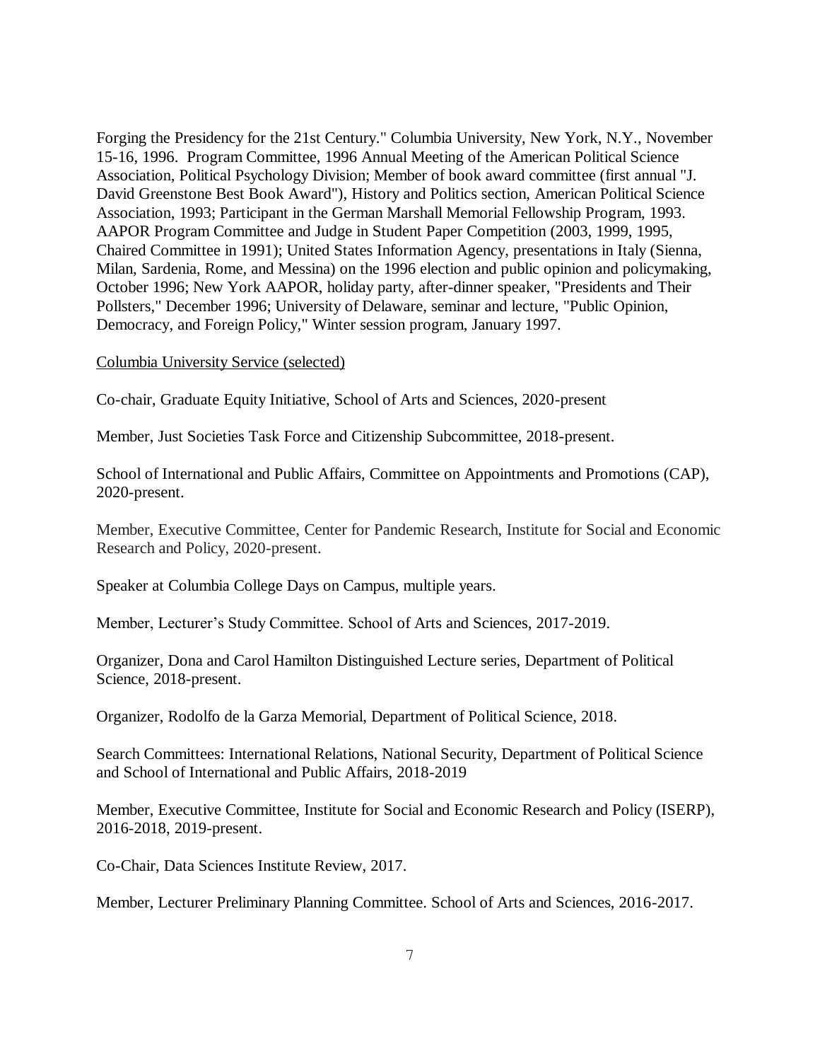Forging the Presidency for the 21st Century." Columbia University, New York, N.Y., November 15-16, 1996. Program Committee, 1996 Annual Meeting of the American Political Science Association, Political Psychology Division; Member of book award committee (first annual "J. David Greenstone Best Book Award"), History and Politics section, American Political Science Association, 1993; Participant in the German Marshall Memorial Fellowship Program, 1993. AAPOR Program Committee and Judge in Student Paper Competition (2003, 1999, 1995, Chaired Committee in 1991); United States Information Agency, presentations in Italy (Sienna, Milan, Sardenia, Rome, and Messina) on the 1996 election and public opinion and policymaking, October 1996; New York AAPOR, holiday party, after-dinner speaker, "Presidents and Their Pollsters," December 1996; University of Delaware, seminar and lecture, "Public Opinion, Democracy, and Foreign Policy," Winter session program, January 1997.

<u>Columbia University Service (selected)</u>

Co-chair, Graduate Equity Initiative, School of Arts and Sciences, 2020-present

Member, Just Societies Task Force and Citizenship Subcommittee, 2018-present.

School of International and Public Affairs, Committee on Appointments and Promotions (CAP), 2020-present.

Member, Executive Committee, Center for Pandemic Research, Institute for Social and Economic Research and Policy, 2020-present.

Speaker at Columbia College Days on Campus, multiple years.

Member, Lecturer's Study Committee. School of Arts and Sciences, 2017-2019.

Organizer, Dona and Carol Hamilton Distinguished Lecture series, Department of Political Science, 2018-present.

Organizer, Rodolfo de la Garza Memorial, Department of Political Science, 2018.

Search Committees: International Relations, National Security, Department of Political Science and School of International and Public Affairs, 2018-2019

Member, Executive Committee, Institute for Social and Economic Research and Policy (ISERP), 2016-2018, 2019-present.

Co-Chair, Data Sciences Institute Review, 2017.

Member, Lecturer Preliminary Planning Committee. School of Arts and Sciences, 2016-2017.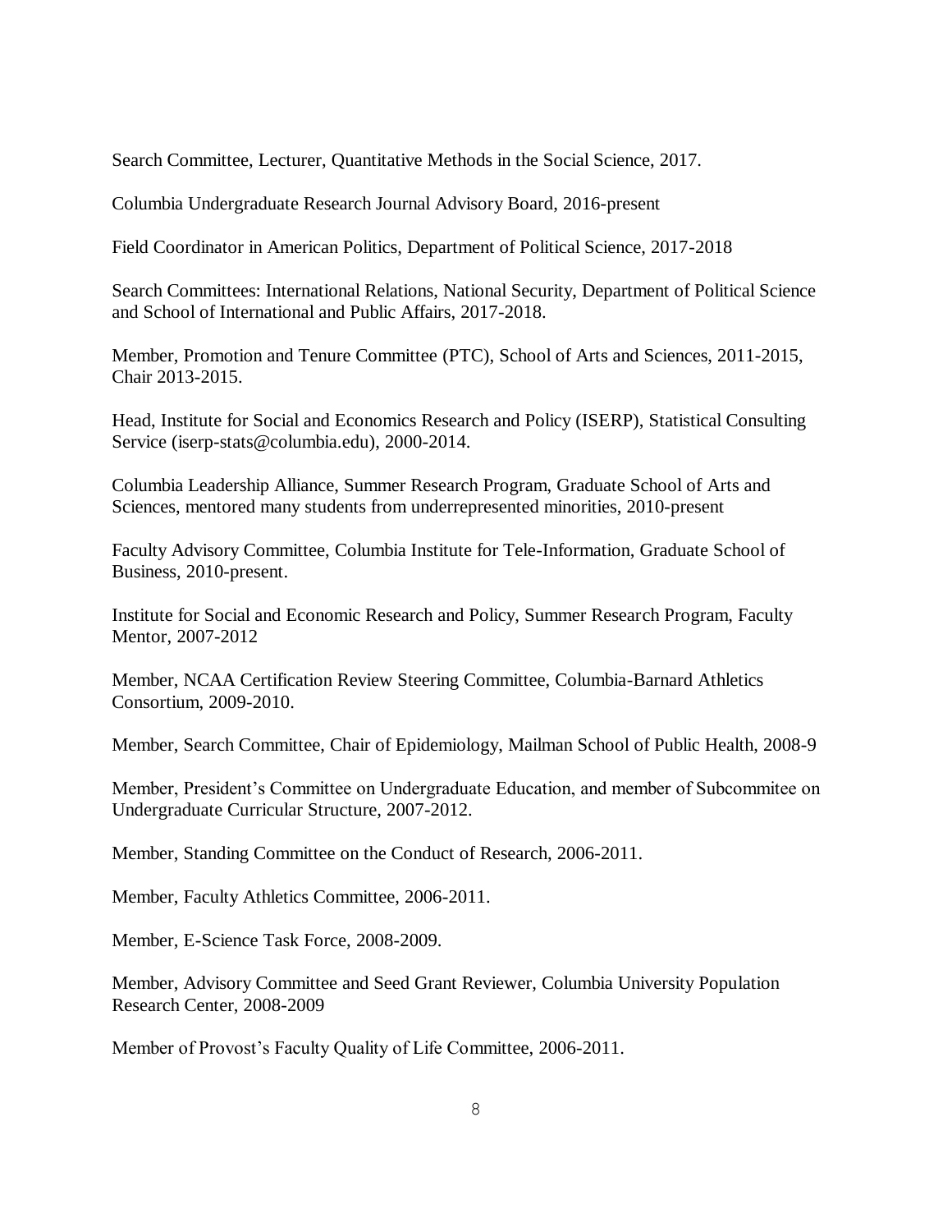Search Committee, Lecturer, Quantitative Methods in the Social Science, 2017.

Columbia Undergraduate Research Journal Advisory Board, 2016-present

Field Coordinator in American Politics, Department of Political Science, 2017-2018

Search Committees: International Relations, National Security, Department of Political Science and School of International and Public Affairs, 2017-2018.

Member, Promotion and Tenure Committee (PTC), School of Arts and Sciences, 2011-2015, Chair 2013-2015.

Head, Institute for Social and Economics Research and Policy (ISERP), Statistical Consulting Service (iserp-stats@columbia.edu), 2000-2014.

Columbia Leadership Alliance, Summer Research Program, Graduate School of Arts and Sciences, mentored many students from underrepresented minorities, 2010-present

Faculty Advisory Committee, Columbia Institute for Tele-Information, Graduate School of Business, 2010-present.

Institute for Social and Economic Research and Policy, Summer Research Program, Faculty Mentor, 2007-2012

Member, NCAA Certification Review Steering Committee, Columbia-Barnard Athletics Consortium, 2009-2010.

Member, Search Committee, Chair of Epidemiology, Mailman School of Public Health, 2008-9

Member, President's Committee on Undergraduate Education, and member of Subcommitee on Undergraduate Curricular Structure, 2007-2012.

Member, Standing Committee on the Conduct of Research, 2006-2011.

Member, Faculty Athletics Committee, 2006-2011.

Member, E-Science Task Force, 2008-2009.

Member, Advisory Committee and Seed Grant Reviewer, Columbia University Population Research Center, 2008-2009

Member of Provost's Faculty Quality of Life Committee, 2006-2011.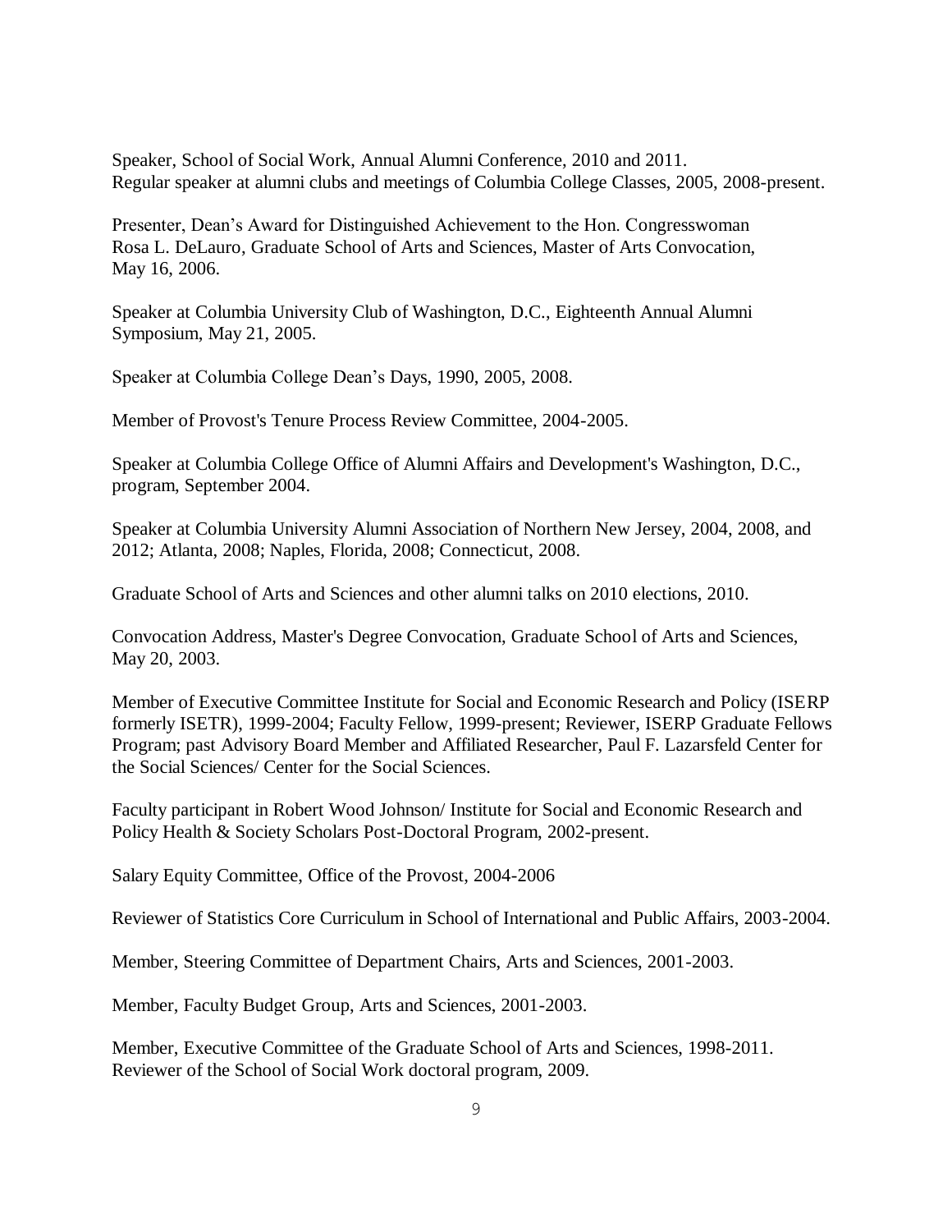Speaker, School of Social Work, Annual Alumni Conference, 2010 and 2011.
Regular speaker at alumni clubs and meetings of Columbia College Classes, 2005, 2008-present.

Presenter, Dean's Award for Distinguished Achievement to the Hon. Congresswoman Rosa L. DeLauro, Graduate School of Arts and Sciences, Master of Arts Convocation, May 16, 2006.

Speaker at Columbia University Club of Washington, D.C., Eighteenth Annual Alumni Symposium, May 21, 2005.

Speaker at Columbia College Dean's Days, 1990, 2005, 2008.

Member of Provost's Tenure Process Review Committee, 2004-2005.

Speaker at Columbia College Office of Alumni Affairs and Development's Washington, D.C., program, September 2004.

Speaker at Columbia University Alumni Association of Northern New Jersey, 2004, 2008, and 2012; Atlanta, 2008; Naples, Florida, 2008; Connecticut, 2008.

Graduate School of Arts and Sciences and other alumni talks on 2010 elections, 2010.

Convocation Address, Master's Degree Convocation, Graduate School of Arts and Sciences, May 20, 2003.

Member of Executive Committee Institute for Social and Economic Research and Policy (ISERP formerly ISETR), 1999-2004; Faculty Fellow, 1999-present; Reviewer, ISERP Graduate Fellows Program; past Advisory Board Member and Affiliated Researcher, Paul F. Lazarsfeld Center for the Social Sciences/ Center for the Social Sciences.

Faculty participant in Robert Wood Johnson/ Institute for Social and Economic Research and Policy Health & Society Scholars Post-Doctoral Program, 2002-present.

Salary Equity Committee, Office of the Provost, 2004-2006

Reviewer of Statistics Core Curriculum in School of International and Public Affairs, 2003-2004.

Member, Steering Committee of Department Chairs, Arts and Sciences, 2001-2003.

Member, Faculty Budget Group, Arts and Sciences, 2001-2003.

Member, Executive Committee of the Graduate School of Arts and Sciences, 1998-2011.
Reviewer of the School of Social Work doctoral program, 2009.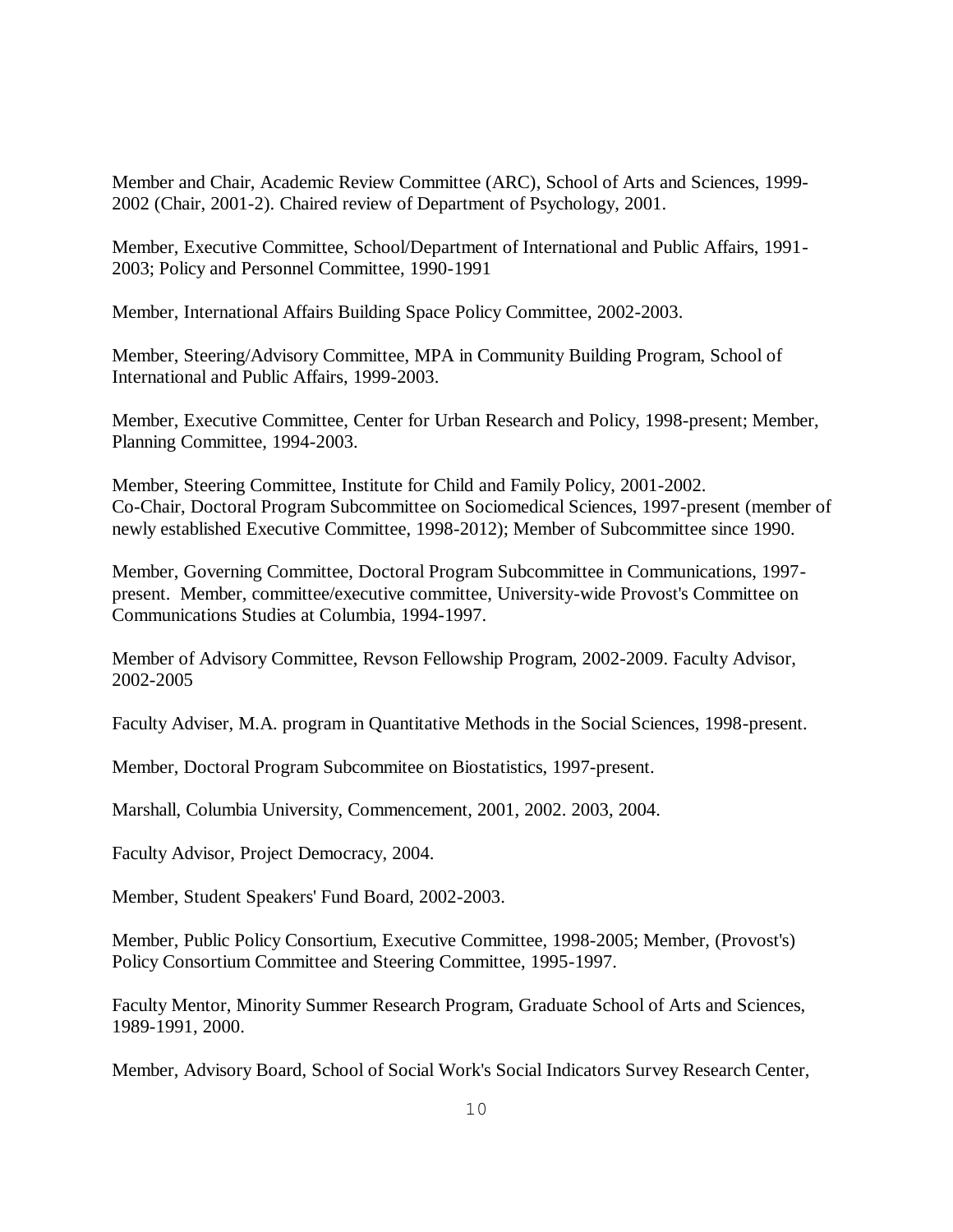Member and Chair, Academic Review Committee (ARC), School of Arts and Sciences, 1999-2002 (Chair, 2001-2). Chaired review of Department of Psychology, 2001.

Member, Executive Committee, School/Department of International and Public Affairs, 1991-2003; Policy and Personnel Committee, 1990-1991

Member, International Affairs Building Space Policy Committee, 2002-2003.

Member, Steering/Advisory Committee, MPA in Community Building Program, School of International and Public Affairs, 1999-2003.

Member, Executive Committee, Center for Urban Research and Policy, 1998-present; Member, Planning Committee, 1994-2003.

Member, Steering Committee, Institute for Child and Family Policy, 2001-2002.
Co-Chair, Doctoral Program Subcommittee on Sociomedical Sciences, 1997-present (member of newly established Executive Committee, 1998-2012); Member of Subcommittee since 1990.

Member, Governing Committee, Doctoral Program Subcommittee in Communications, 1997-present. Member, committee/executive committee, University-wide Provost's Committee on Communications Studies at Columbia, 1994-1997.

Member of Advisory Committee, Revson Fellowship Program, 2002-2009. Faculty Advisor, 2002-2005

Faculty Adviser, M.A. program in Quantitative Methods in the Social Sciences, 1998-present.

Member, Doctoral Program Subcommitee on Biostatistics, 1997-present.

Marshall, Columbia University, Commencement, 2001, 2002. 2003, 2004.

Faculty Advisor, Project Democracy, 2004.

Member, Student Speakers' Fund Board, 2002-2003.

Member, Public Policy Consortium, Executive Committee, 1998-2005; Member, (Provost's) Policy Consortium Committee and Steering Committee, 1995-1997.

Faculty Mentor, Minority Summer Research Program, Graduate School of Arts and Sciences, 1989-1991, 2000.

Member, Advisory Board, School of Social Work's Social Indicators Survey Research Center,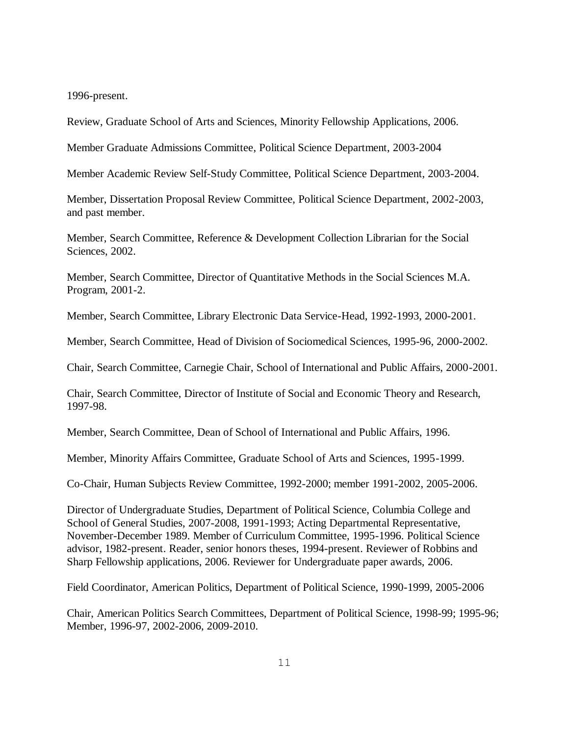1996-present.

Review, Graduate School of Arts and Sciences, Minority Fellowship Applications, 2006.

Member Graduate Admissions Committee, Political Science Department, 2003-2004

Member Academic Review Self-Study Committee, Political Science Department, 2003-2004.

Member, Dissertation Proposal Review Committee, Political Science Department, 2002-2003, and past member.

Member, Search Committee, Reference & Development Collection Librarian for the Social Sciences, 2002.

Member, Search Committee, Director of Quantitative Methods in the Social Sciences M.A. Program, 2001-2.

Member, Search Committee, Library Electronic Data Service-Head, 1992-1993, 2000-2001.

Member, Search Committee, Head of Division of Sociomedical Sciences, 1995-96, 2000-2002.

Chair, Search Committee, Carnegie Chair, School of International and Public Affairs, 2000-2001.

Chair, Search Committee, Director of Institute of Social and Economic Theory and Research, 1997-98.

Member, Search Committee, Dean of School of International and Public Affairs, 1996.

Member, Minority Affairs Committee, Graduate School of Arts and Sciences, 1995-1999.

Co-Chair, Human Subjects Review Committee, 1992-2000; member 1991-2002, 2005-2006.

Director of Undergraduate Studies, Department of Political Science, Columbia College and School of General Studies, 2007-2008, 1991-1993; Acting Departmental Representative, November-December 1989. Member of Curriculum Committee, 1995-1996. Political Science advisor, 1982-present. Reader, senior honors theses, 1994-present. Reviewer of Robbins and Sharp Fellowship applications, 2006. Reviewer for Undergraduate paper awards, 2006.

Field Coordinator, American Politics, Department of Political Science, 1990-1999, 2005-2006

Chair, American Politics Search Committees, Department of Political Science, 1998-99; 1995-96; Member, 1996-97, 2002-2006, 2009-2010.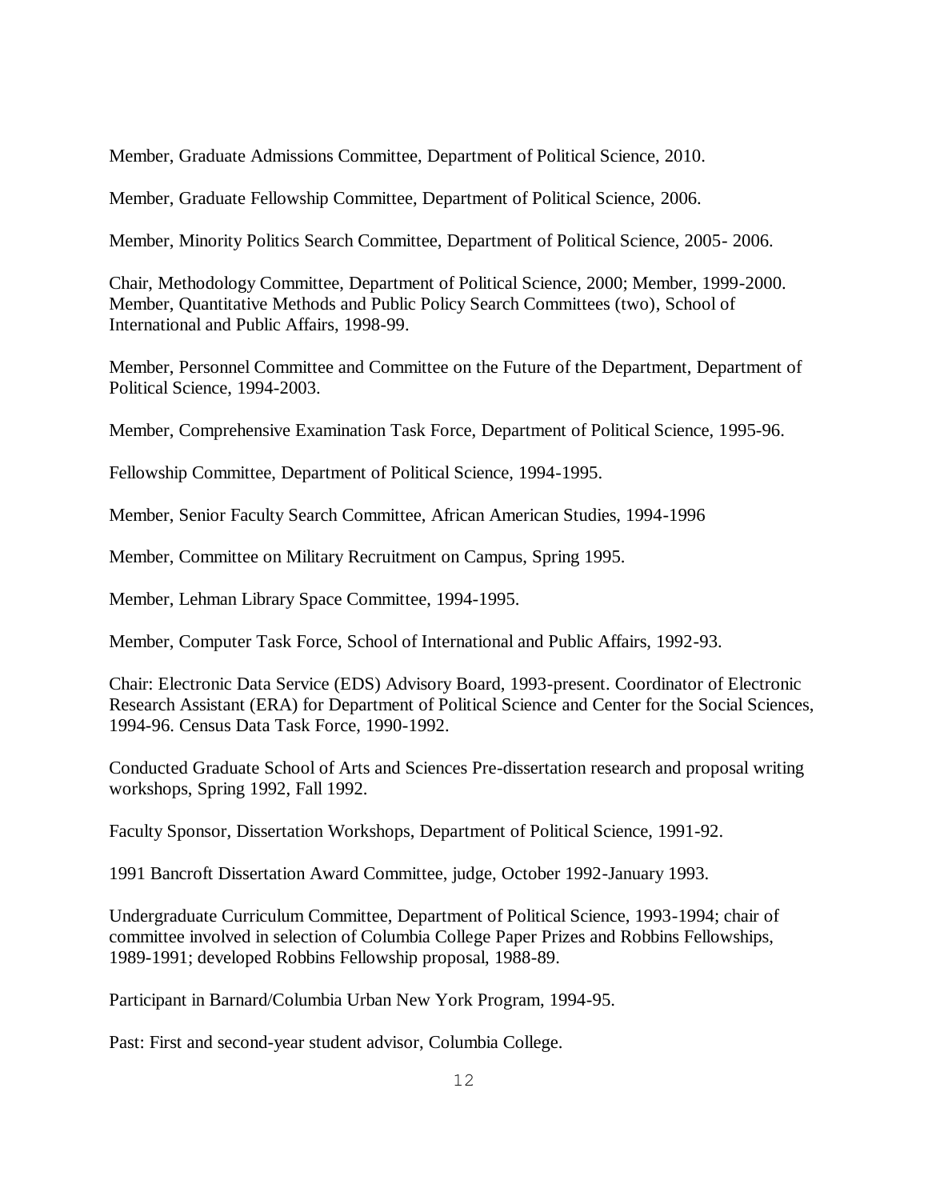Member, Graduate Admissions Committee, Department of Political Science, 2010.

Member, Graduate Fellowship Committee, Department of Political Science, 2006.

Member, Minority Politics Search Committee, Department of Political Science, 2005- 2006.

Chair, Methodology Committee, Department of Political Science, 2000; Member, 1999-2000. Member, Quantitative Methods and Public Policy Search Committees (two), School of International and Public Affairs, 1998-99.

Member, Personnel Committee and Committee on the Future of the Department, Department of Political Science, 1994-2003.

Member, Comprehensive Examination Task Force, Department of Political Science, 1995-96.

Fellowship Committee, Department of Political Science, 1994-1995.

Member, Senior Faculty Search Committee, African American Studies, 1994-1996

Member, Committee on Military Recruitment on Campus, Spring 1995.

Member, Lehman Library Space Committee, 1994-1995.

Member, Computer Task Force, School of International and Public Affairs, 1992-93.

Chair: Electronic Data Service (EDS) Advisory Board, 1993-present. Coordinator of Electronic Research Assistant (ERA) for Department of Political Science and Center for the Social Sciences, 1994-96. Census Data Task Force, 1990-1992.

Conducted Graduate School of Arts and Sciences Pre-dissertation research and proposal writing workshops, Spring 1992, Fall 1992.

Faculty Sponsor, Dissertation Workshops, Department of Political Science, 1991-92.

1991 Bancroft Dissertation Award Committee, judge, October 1992-January 1993.

Undergraduate Curriculum Committee, Department of Political Science, 1993-1994; chair of committee involved in selection of Columbia College Paper Prizes and Robbins Fellowships, 1989-1991; developed Robbins Fellowship proposal, 1988-89.

Participant in Barnard/Columbia Urban New York Program, 1994-95.

Past: First and second-year student advisor, Columbia College.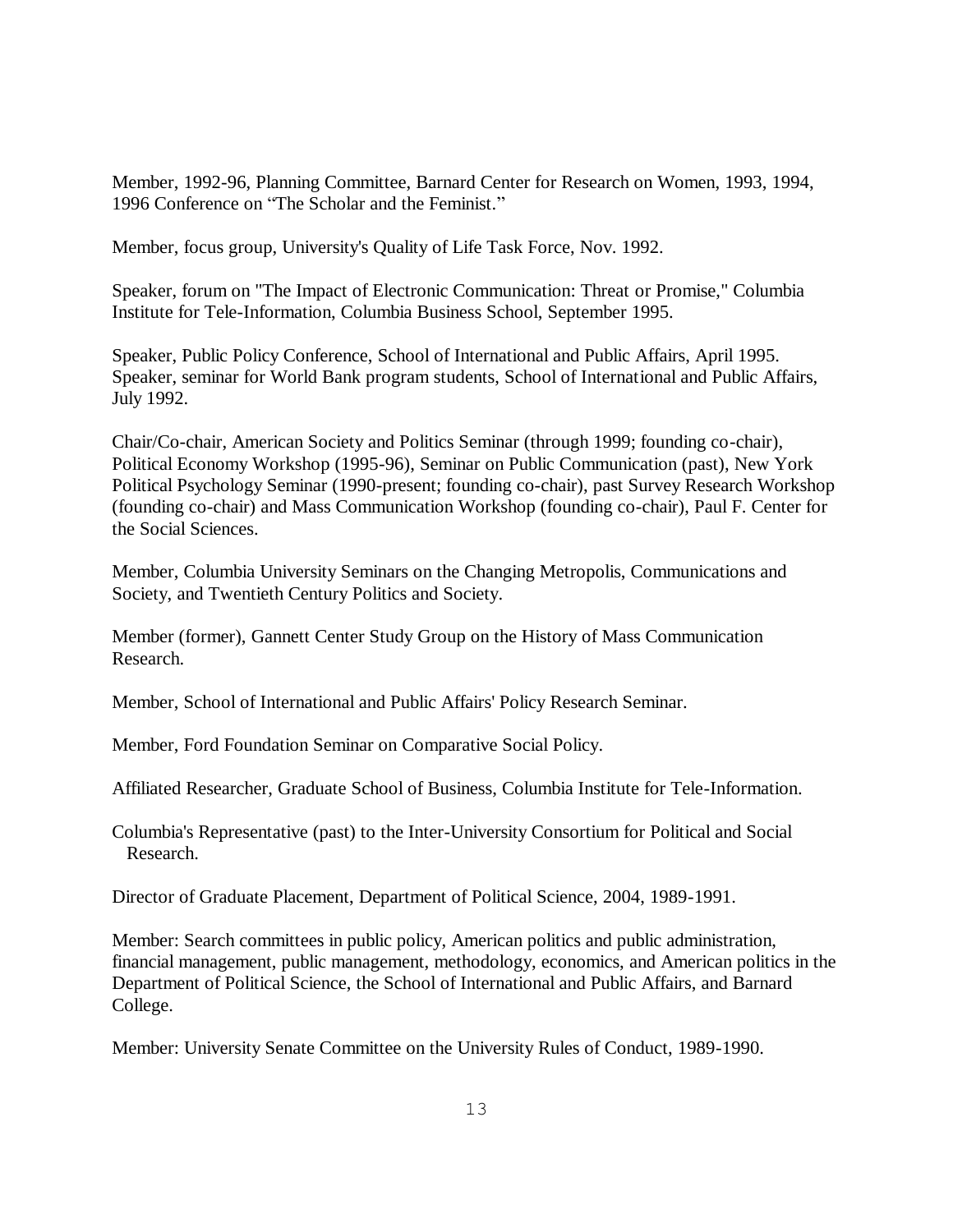Member, 1992-96, Planning Committee, Barnard Center for Research on Women, 1993, 1994, 1996 Conference on "The Scholar and the Feminist."

Member, focus group, University's Quality of Life Task Force, Nov. 1992.

Speaker, forum on "The Impact of Electronic Communication: Threat or Promise," Columbia Institute for Tele-Information, Columbia Business School, September 1995.

Speaker, Public Policy Conference, School of International and Public Affairs, April 1995.
Speaker, seminar for World Bank program students, School of International and Public Affairs, July 1992.

Chair/Co-chair, American Society and Politics Seminar (through 1999; founding co-chair), Political Economy Workshop (1995-96), Seminar on Public Communication (past), New York Political Psychology Seminar (1990-present; founding co-chair), past Survey Research Workshop (founding co-chair) and Mass Communication Workshop (founding co-chair), Paul F. Center for the Social Sciences.

Member, Columbia University Seminars on the Changing Metropolis, Communications and Society, and Twentieth Century Politics and Society.

Member (former), Gannett Center Study Group on the History of Mass Communication Research.

Member, School of International and Public Affairs' Policy Research Seminar.

Member, Ford Foundation Seminar on Comparative Social Policy.

Affiliated Researcher, Graduate School of Business, Columbia Institute for Tele-Information.

Columbia's Representative (past) to the Inter-University Consortium for Political and Social Research.

Director of Graduate Placement, Department of Political Science, 2004, 1989-1991.

Member: Search committees in public policy, American politics and public administration, financial management, public management, methodology, economics, and American politics in the Department of Political Science, the School of International and Public Affairs, and Barnard College.

Member: University Senate Committee on the University Rules of Conduct, 1989-1990.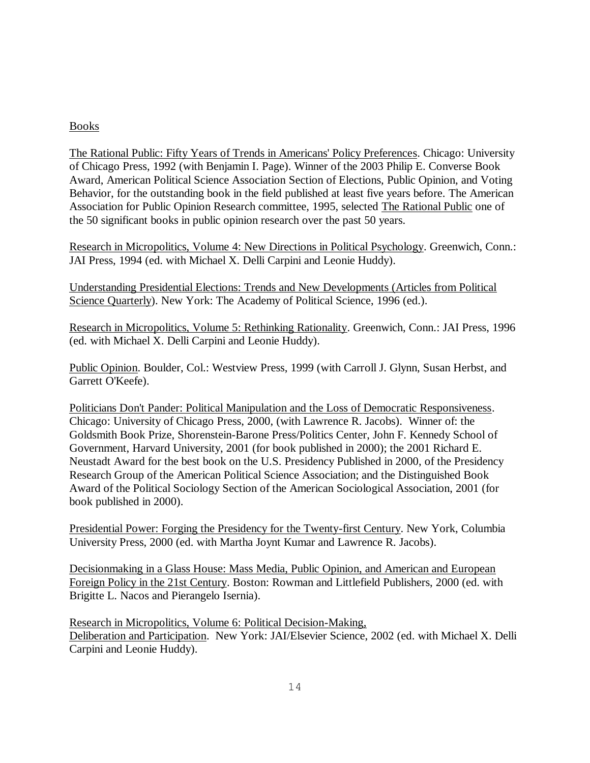## Books

The Rational Public: Fifty Years of Trends in Americans' Policy Preferences. Chicago: University of Chicago Press, 1992 (with Benjamin I. Page). Winner of the 2003 Philip E. Converse Book Award, American Political Science Association Section of Elections, Public Opinion, and Voting Behavior, for the outstanding book in the field published at least five years before. The American Association for Public Opinion Research committee, 1995, selected The Rational Public one of the 50 significant books in public opinion research over the past 50 years.

Research in Micropolitics, Volume 4: New Directions in Political Psychology. Greenwich, Conn.: JAI Press, 1994 (ed. with Michael X. Delli Carpini and Leonie Huddy).

Understanding Presidential Elections: Trends and New Developments (Articles from Political Science Quarterly). New York: The Academy of Political Science, 1996 (ed.).

Research in Micropolitics, Volume 5: Rethinking Rationality. Greenwich, Conn.: JAI Press, 1996 (ed. with Michael X. Delli Carpini and Leonie Huddy).

Public Opinion. Boulder, Col.: Westview Press, 1999 (with Carroll J. Glynn, Susan Herbst, and Garrett O'Keefe).

Politicians Don't Pander: Political Manipulation and the Loss of Democratic Responsiveness. Chicago: University of Chicago Press, 2000, (with Lawrence R. Jacobs). Winner of: the Goldsmith Book Prize, Shorenstein-Barone Press/Politics Center, John F. Kennedy School of Government, Harvard University, 2001 (for book published in 2000); the 2001 Richard E. Neustadt Award for the best book on the U.S. Presidency Published in 2000, of the Presidency Research Group of the American Political Science Association; and the Distinguished Book Award of the Political Sociology Section of the American Sociological Association, 2001 (for book published in 2000).

Presidential Power: Forging the Presidency for the Twenty-first Century. New York, Columbia University Press, 2000 (ed. with Martha Joynt Kumar and Lawrence R. Jacobs).

Decisionmaking in a Glass House: Mass Media, Public Opinion, and American and European Foreign Policy in the 21st Century. Boston: Rowman and Littlefield Publishers, 2000 (ed. with Brigitte L. Nacos and Pierangelo Isernia).

Research in Micropolitics, Volume 6: Political Decision-Making, Deliberation and Participation. New York: JAI/Elsevier Science, 2002 (ed. with Michael X. Delli Carpini and Leonie Huddy).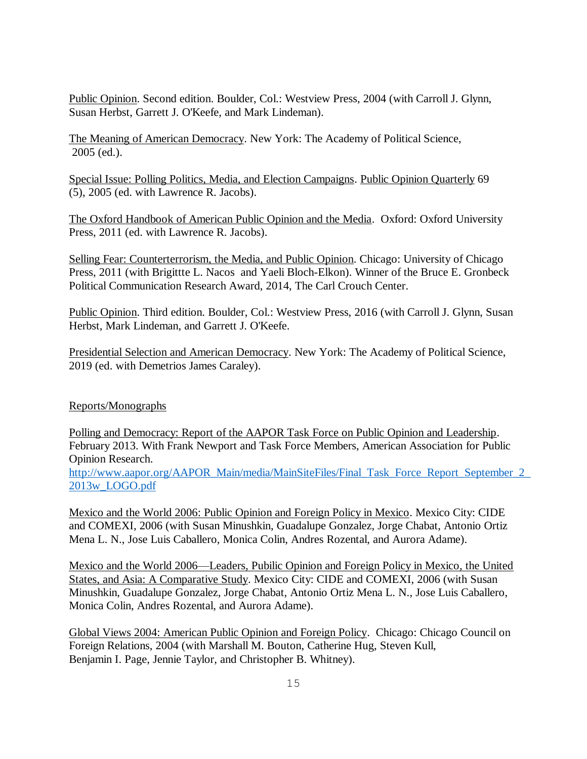Public Opinion. Second edition. Boulder, Col.: Westview Press, 2004 (with Carroll J. Glynn, Susan Herbst, Garrett J. O'Keefe, and Mark Lindeman).

The Meaning of American Democracy. New York: The Academy of Political Science, 2005 (ed.).

Special Issue: Polling Politics, Media, and Election Campaigns. Public Opinion Quarterly 69 (5), 2005 (ed. with Lawrence R. Jacobs).

The Oxford Handbook of American Public Opinion and the Media. Oxford: Oxford University Press, 2011 (ed. with Lawrence R. Jacobs).

Selling Fear: Counterterrorism, the Media, and Public Opinion. Chicago: University of Chicago Press, 2011 (with Brigittte L. Nacos and Yaeli Bloch-Elkon). Winner of the Bruce E. Gronbeck Political Communication Research Award, 2014, The Carl Crouch Center.

Public Opinion. Third edition. Boulder, Col.: Westview Press, 2016 (with Carroll J. Glynn, Susan Herbst, Mark Lindeman, and Garrett J. O'Keefe.

Presidential Selection and American Democracy. New York: The Academy of Political Science, 2019 (ed. with Demetrios James Caraley).

## Reports/Monographs

Polling and Democracy: Report of the AAPOR Task Force on Public Opinion and Leadership. February 2013. With Frank Newport and Task Force Members, American Association for Public Opinion Research.
http://www.aapor.org/AAPOR_Main/media/MainSiteFiles/Final_Task_Force_Report_September_2_2013w_LOGO.pdf

Mexico and the World 2006: Public Opinion and Foreign Policy in Mexico. Mexico City: CIDE and COMEXI, 2006 (with Susan Minushkin, Guadalupe Gonzalez, Jorge Chabat, Antonio Ortiz Mena L. N., Jose Luis Caballero, Monica Colin, Andres Rozental, and Aurora Adame).

Mexico and the World 2006—Leaders, Pubilic Opinion and Foreign Policy in Mexico, the United States, and Asia: A Comparative Study. Mexico City: CIDE and COMEXI, 2006 (with Susan Minushkin, Guadalupe Gonzalez, Jorge Chabat, Antonio Ortiz Mena L. N., Jose Luis Caballero, Monica Colin, Andres Rozental, and Aurora Adame).

Global Views 2004: American Public Opinion and Foreign Policy. Chicago: Chicago Council on Foreign Relations, 2004 (with Marshall M. Bouton, Catherine Hug, Steven Kull, Benjamin I. Page, Jennie Taylor, and Christopher B. Whitney).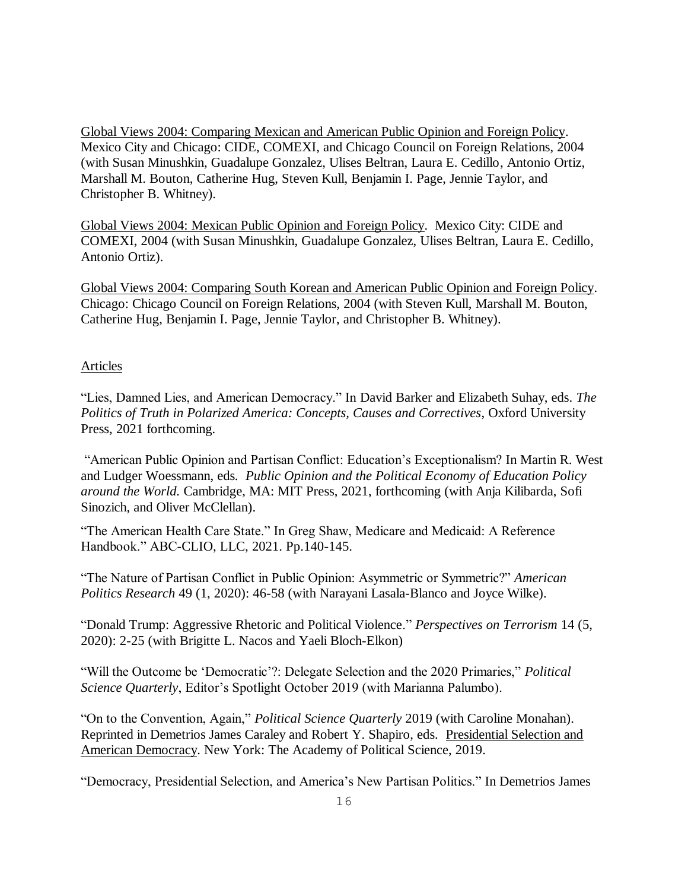Global Views 2004: Comparing Mexican and American Public Opinion and Foreign Policy. Mexico City and Chicago: CIDE, COMEXI, and Chicago Council on Foreign Relations, 2004 (with Susan Minushkin, Guadalupe Gonzalez, Ulises Beltran, Laura E. Cedillo, Antonio Ortiz, Marshall M. Bouton, Catherine Hug, Steven Kull, Benjamin I. Page, Jennie Taylor, and Christopher B. Whitney).

Global Views 2004: Mexican Public Opinion and Foreign Policy. Mexico City: CIDE and COMEXI, 2004 (with Susan Minushkin, Guadalupe Gonzalez, Ulises Beltran, Laura E. Cedillo, Antonio Ortiz).

Global Views 2004: Comparing South Korean and American Public Opinion and Foreign Policy. Chicago: Chicago Council on Foreign Relations, 2004 (with Steven Kull, Marshall M. Bouton, Catherine Hug, Benjamin I. Page, Jennie Taylor, and Christopher B. Whitney).

Articles

"Lies, Damned Lies, and American Democracy." In David Barker and Elizabeth Suhay, eds. *The Politics of Truth in Polarized America: Concepts, Causes and Correctives*, Oxford University Press, 2021 forthcoming.

"American Public Opinion and Partisan Conflict: Education's Exceptionalism? In Martin R. West and Ludger Woessmann, eds. *Public Opinion and the Political Economy of Education Policy around the World.* Cambridge, MA: MIT Press, 2021, forthcoming (with Anja Kilibarda, Sofi Sinozich, and Oliver McClellan).

"The American Health Care State." In Greg Shaw, Medicare and Medicaid: A Reference Handbook." ABC-CLIO, LLC, 2021. Pp.140-145.

"The Nature of Partisan Conflict in Public Opinion: Asymmetric or Symmetric?" *American Politics Research* 49 (1, 2020): 46-58 (with Narayani Lasala-Blanco and Joyce Wilke).

"Donald Trump: Aggressive Rhetoric and Political Violence." *Perspectives on Terrorism* 14 (5, 2020): 2-25 (with Brigitte L. Nacos and Yaeli Bloch-Elkon)

"Will the Outcome be 'Democratic'?: Delegate Selection and the 2020 Primaries," *Political Science Quarterly*, Editor's Spotlight October 2019 (with Marianna Palumbo).

"On to the Convention, Again," *Political Science Quarterly* 2019 (with Caroline Monahan). Reprinted in Demetrios James Caraley and Robert Y. Shapiro, eds. Presidential Selection and American Democracy. New York: The Academy of Political Science, 2019.

"Democracy, Presidential Selection, and America's New Partisan Politics." In Demetrios James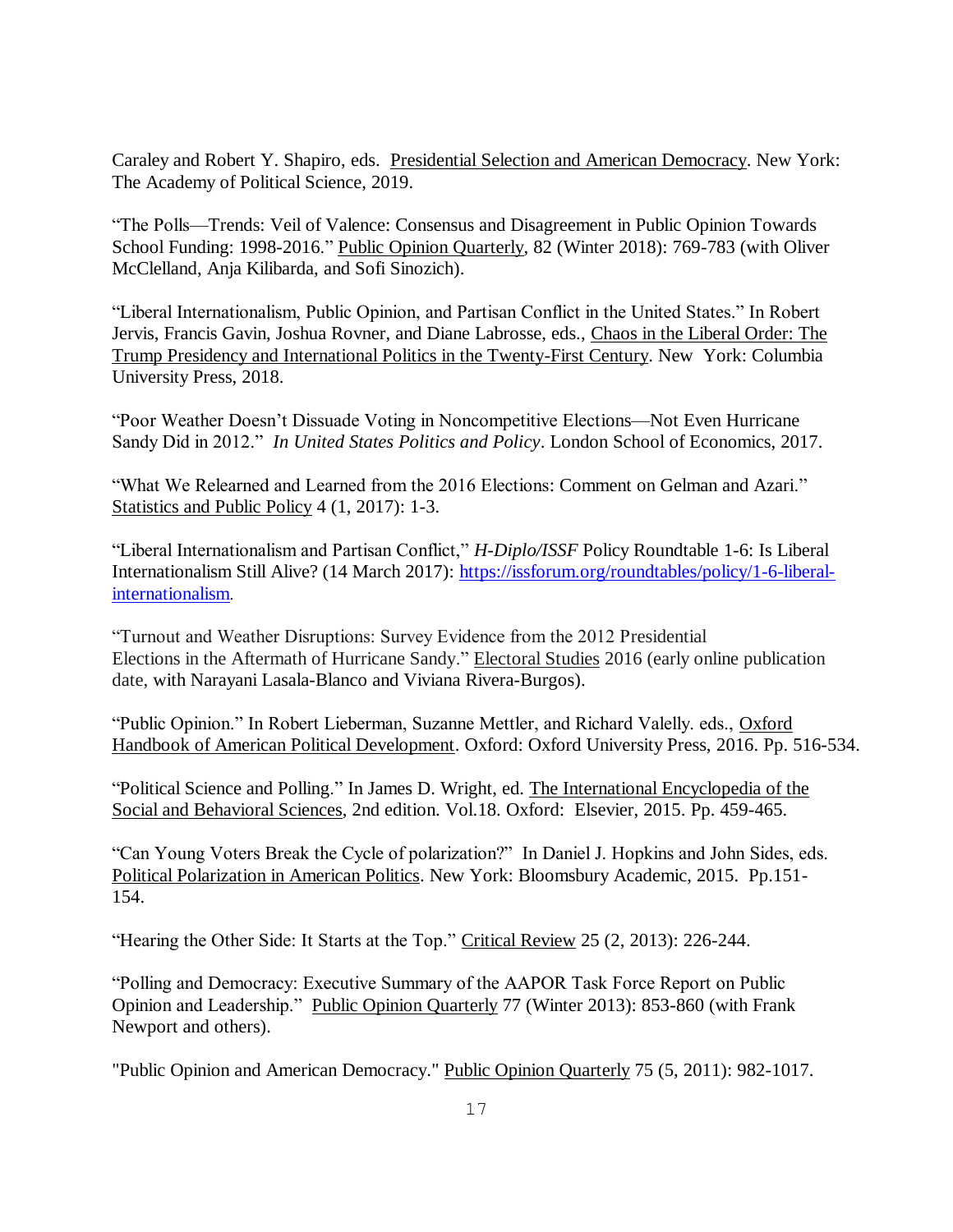Caraley and Robert Y. Shapiro, eds. Presidential Selection and American Democracy. New York: The Academy of Political Science, 2019.

"The Polls—Trends: Veil of Valence: Consensus and Disagreement in Public Opinion Towards School Funding: 1998-2016." Public Opinion Quarterly, 82 (Winter 2018): 769-783 (with Oliver McClelland, Anja Kilibarda, and Sofi Sinozich).

"Liberal Internationalism, Public Opinion, and Partisan Conflict in the United States." In Robert Jervis, Francis Gavin, Joshua Rovner, and Diane Labrosse, eds., Chaos in the Liberal Order: The Trump Presidency and International Politics in the Twenty-First Century. New York: Columbia University Press, 2018.

"Poor Weather Doesn't Dissuade Voting in Noncompetitive Elections—Not Even Hurricane Sandy Did in 2012." *In United States Politics and Policy*. London School of Economics, 2017.

"What We Relearned and Learned from the 2016 Elections: Comment on Gelman and Azari." Statistics and Public Policy 4 (1, 2017): 1-3.

"Liberal Internationalism and Partisan Conflict," *H-Diplo/ISSF* Policy Roundtable 1-6: Is Liberal Internationalism Still Alive? (14 March 2017): https://issforum.org/roundtables/policy/1-6-liberal-internationalism.

"Turnout and Weather Disruptions: Survey Evidence from the 2012 Presidential Elections in the Aftermath of Hurricane Sandy." Electoral Studies 2016 (early online publication date, with Narayani Lasala-Blanco and Viviana Rivera-Burgos).

"Public Opinion." In Robert Lieberman, Suzanne Mettler, and Richard Valelly. eds., Oxford Handbook of American Political Development. Oxford: Oxford University Press, 2016. Pp. 516-534.

"Political Science and Polling." In James D. Wright, ed. The International Encyclopedia of the Social and Behavioral Sciences, 2nd edition. Vol.18. Oxford: Elsevier, 2015. Pp. 459-465.

"Can Young Voters Break the Cycle of polarization?" In Daniel J. Hopkins and John Sides, eds. Political Polarization in American Politics. New York: Bloomsbury Academic, 2015. Pp.151-154.

"Hearing the Other Side: It Starts at the Top." Critical Review 25 (2, 2013): 226-244.

"Polling and Democracy: Executive Summary of the AAPOR Task Force Report on Public Opinion and Leadership." Public Opinion Quarterly 77 (Winter 2013): 853-860 (with Frank Newport and others).

"Public Opinion and American Democracy." Public Opinion Quarterly 75 (5, 2011): 982-1017.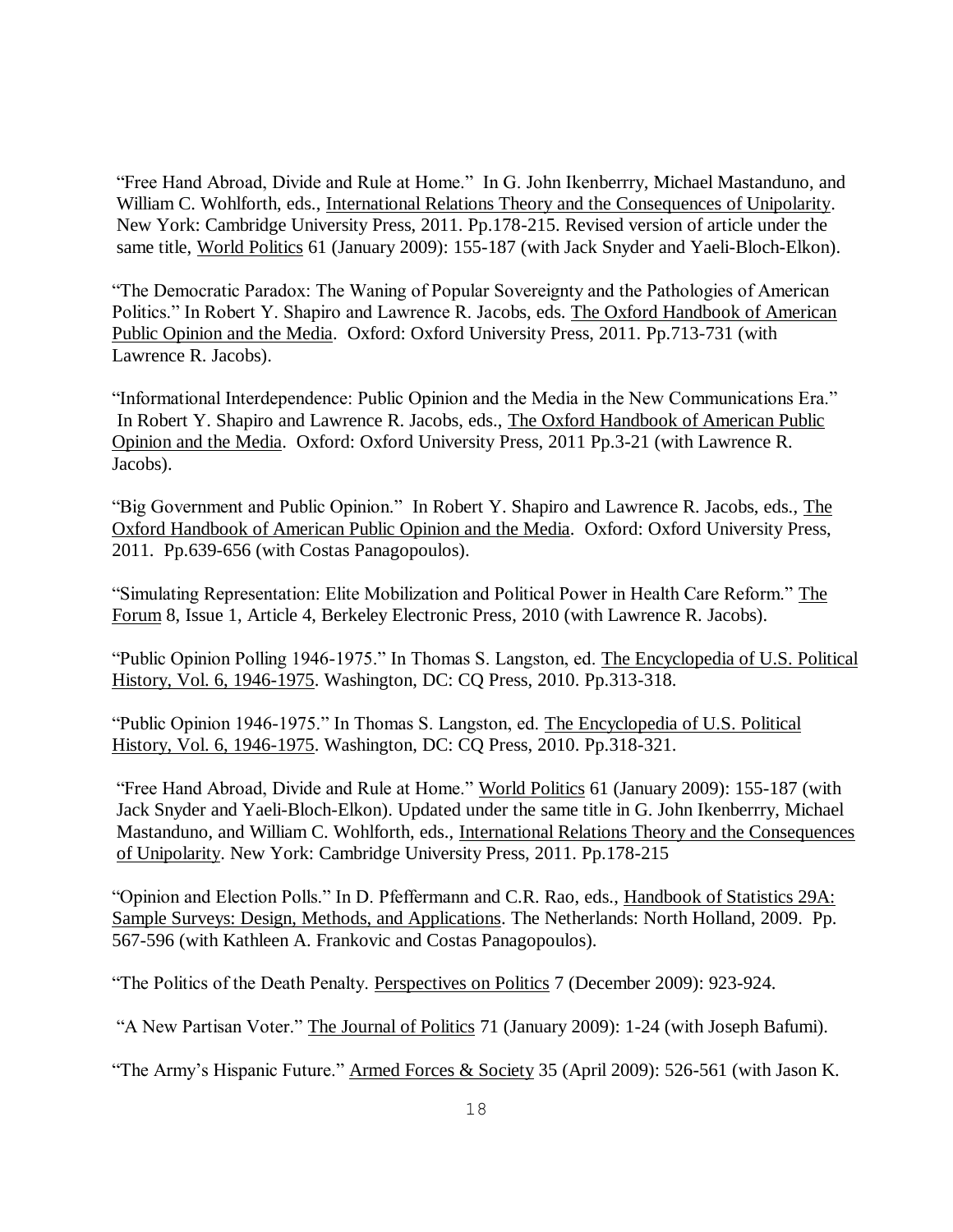"Free Hand Abroad, Divide and Rule at Home." In G. John Ikenberrry, Michael Mastanduno, and William C. Wohlforth, eds., International Relations Theory and the Consequences of Unipolarity. New York: Cambridge University Press, 2011. Pp.178-215. Revised version of article under the same title, World Politics 61 (January 2009): 155-187 (with Jack Snyder and Yaeli-Bloch-Elkon).

"The Democratic Paradox: The Waning of Popular Sovereignty and the Pathologies of American Politics." In Robert Y. Shapiro and Lawrence R. Jacobs, eds. The Oxford Handbook of American Public Opinion and the Media. Oxford: Oxford University Press, 2011. Pp.713-731 (with Lawrence R. Jacobs).

"Informational Interdependence: Public Opinion and the Media in the New Communications Era." In Robert Y. Shapiro and Lawrence R. Jacobs, eds., The Oxford Handbook of American Public Opinion and the Media. Oxford: Oxford University Press, 2011 Pp.3-21 (with Lawrence R. Jacobs).

"Big Government and Public Opinion." In Robert Y. Shapiro and Lawrence R. Jacobs, eds., The Oxford Handbook of American Public Opinion and the Media. Oxford: Oxford University Press, 2011. Pp.639-656 (with Costas Panagopoulos).

"Simulating Representation: Elite Mobilization and Political Power in Health Care Reform." The Forum 8, Issue 1, Article 4, Berkeley Electronic Press, 2010 (with Lawrence R. Jacobs).

"Public Opinion Polling 1946-1975." In Thomas S. Langston, ed. The Encyclopedia of U.S. Political History, Vol. 6, 1946-1975. Washington, DC: CQ Press, 2010. Pp.313-318.

"Public Opinion 1946-1975." In Thomas S. Langston, ed. The Encyclopedia of U.S. Political History, Vol. 6, 1946-1975. Washington, DC: CQ Press, 2010. Pp.318-321.

"Free Hand Abroad, Divide and Rule at Home." World Politics 61 (January 2009): 155-187 (with Jack Snyder and Yaeli-Bloch-Elkon). Updated under the same title in G. John Ikenberrry, Michael Mastanduno, and William C. Wohlforth, eds., International Relations Theory and the Consequences of Unipolarity. New York: Cambridge University Press, 2011. Pp.178-215

"Opinion and Election Polls." In D. Pfeffermann and C.R. Rao, eds., Handbook of Statistics 29A: Sample Surveys: Design, Methods, and Applications. The Netherlands: North Holland, 2009. Pp. 567-596 (with Kathleen A. Frankovic and Costas Panagopoulos).

"The Politics of the Death Penalty. Perspectives on Politics 7 (December 2009): 923-924.

"A New Partisan Voter." The Journal of Politics 71 (January 2009): 1-24 (with Joseph Bafumi).

"The Army's Hispanic Future." Armed Forces & Society 35 (April 2009): 526-561 (with Jason K.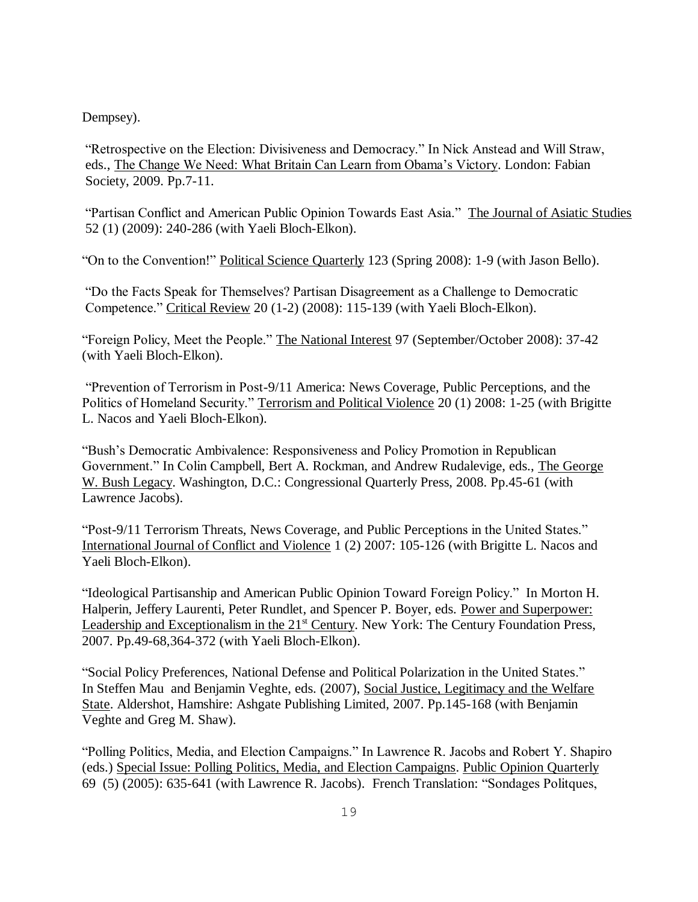Dempsey).

“Retrospective on the Election: Divisiveness and Democracy.” In Nick Anstead and Will Straw, eds., The Change We Need: What Britain Can Learn from Obama’s Victory. London: Fabian Society, 2009. Pp.7-11.

“Partisan Conflict and American Public Opinion Towards East Asia.” The Journal of Asiatic Studies 52 (1) (2009): 240-286 (with Yaeli Bloch-Elkon).

“On to the Convention!” Political Science Quarterly 123 (Spring 2008): 1-9 (with Jason Bello).

“Do the Facts Speak for Themselves? Partisan Disagreement as a Challenge to Democratic Competence.” Critical Review 20 (1-2) (2008): 115-139 (with Yaeli Bloch-Elkon).

“Foreign Policy, Meet the People.” The National Interest 97 (September/October 2008): 37-42 (with Yaeli Bloch-Elkon).

“Prevention of Terrorism in Post-9/11 America: News Coverage, Public Perceptions, and the Politics of Homeland Security.” Terrorism and Political Violence 20 (1) 2008: 1-25 (with Brigitte L. Nacos and Yaeli Bloch-Elkon).

“Bush’s Democratic Ambivalence: Responsiveness and Policy Promotion in Republican Government.” In Colin Campbell, Bert A. Rockman, and Andrew Rudalevige, eds., The George W. Bush Legacy. Washington, D.C.: Congressional Quarterly Press, 2008. Pp.45-61 (with Lawrence Jacobs).

“Post-9/11 Terrorism Threats, News Coverage, and Public Perceptions in the United States.” International Journal of Conflict and Violence 1 (2) 2007: 105-126 (with Brigitte L. Nacos and Yaeli Bloch-Elkon).

“Ideological Partisanship and American Public Opinion Toward Foreign Policy.” In Morton H. Halperin, Jeffery Laurenti, Peter Rundlet, and Spencer P. Boyer, eds. Power and Superpower: Leadership and Exceptionalism in the 21st Century. New York: The Century Foundation Press, 2007. Pp.49-68,364-372 (with Yaeli Bloch-Elkon).

“Social Policy Preferences, National Defense and Political Polarization in the United States.” In Steffen Mau and Benjamin Veghte, eds. (2007), Social Justice, Legitimacy and the Welfare State. Aldershot, Hamshire: Ashgate Publishing Limited, 2007. Pp.145-168 (with Benjamin Veghte and Greg M. Shaw).

“Polling Politics, Media, and Election Campaigns.” In Lawrence R. Jacobs and Robert Y. Shapiro (eds.) Special Issue: Polling Politics, Media, and Election Campaigns. Public Opinion Quarterly 69 (5) (2005): 635-641 (with Lawrence R. Jacobs). French Translation: “Sondages Politques,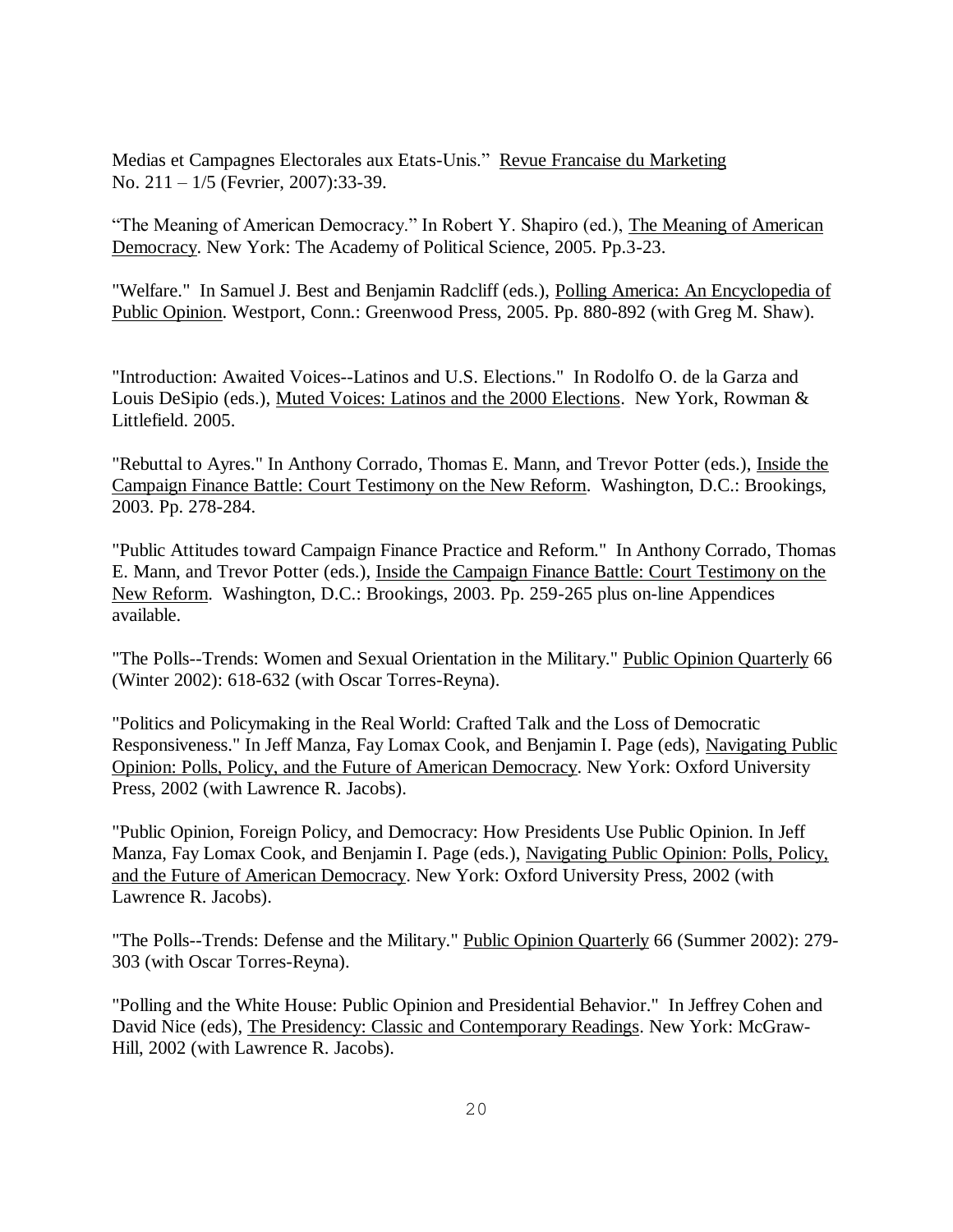Medias et Campagnes Electorales aux Etats-Unis." Revue Francaise du Marketing No. 211 – 1/5 (Fevrier, 2007):33-39.

"The Meaning of American Democracy." In Robert Y. Shapiro (ed.), The Meaning of American Democracy. New York: The Academy of Political Science, 2005. Pp.3-23.

"Welfare." In Samuel J. Best and Benjamin Radcliff (eds.), Polling America: An Encyclopedia of Public Opinion. Westport, Conn.: Greenwood Press, 2005. Pp. 880-892 (with Greg M. Shaw).

"Introduction: Awaited Voices--Latinos and U.S. Elections." In Rodolfo O. de la Garza and Louis DeSipio (eds.), Muted Voices: Latinos and the 2000 Elections. New York, Rowman & Littlefield. 2005.

"Rebuttal to Ayres." In Anthony Corrado, Thomas E. Mann, and Trevor Potter (eds.), Inside the Campaign Finance Battle: Court Testimony on the New Reform. Washington, D.C.: Brookings, 2003. Pp. 278-284.

"Public Attitudes toward Campaign Finance Practice and Reform." In Anthony Corrado, Thomas E. Mann, and Trevor Potter (eds.), Inside the Campaign Finance Battle: Court Testimony on the New Reform. Washington, D.C.: Brookings, 2003. Pp. 259-265 plus on-line Appendices available.

"The Polls--Trends: Women and Sexual Orientation in the Military." Public Opinion Quarterly 66 (Winter 2002): 618-632 (with Oscar Torres-Reyna).

"Politics and Policymaking in the Real World: Crafted Talk and the Loss of Democratic Responsiveness." In Jeff Manza, Fay Lomax Cook, and Benjamin I. Page (eds), Navigating Public Opinion: Polls, Policy, and the Future of American Democracy. New York: Oxford University Press, 2002 (with Lawrence R. Jacobs).

"Public Opinion, Foreign Policy, and Democracy: How Presidents Use Public Opinion. In Jeff Manza, Fay Lomax Cook, and Benjamin I. Page (eds.), Navigating Public Opinion: Polls, Policy, and the Future of American Democracy. New York: Oxford University Press, 2002 (with Lawrence R. Jacobs).

"The Polls--Trends: Defense and the Military." Public Opinion Quarterly 66 (Summer 2002): 279-303 (with Oscar Torres-Reyna).

"Polling and the White House: Public Opinion and Presidential Behavior." In Jeffrey Cohen and David Nice (eds), The Presidency: Classic and Contemporary Readings. New York: McGraw-Hill, 2002 (with Lawrence R. Jacobs).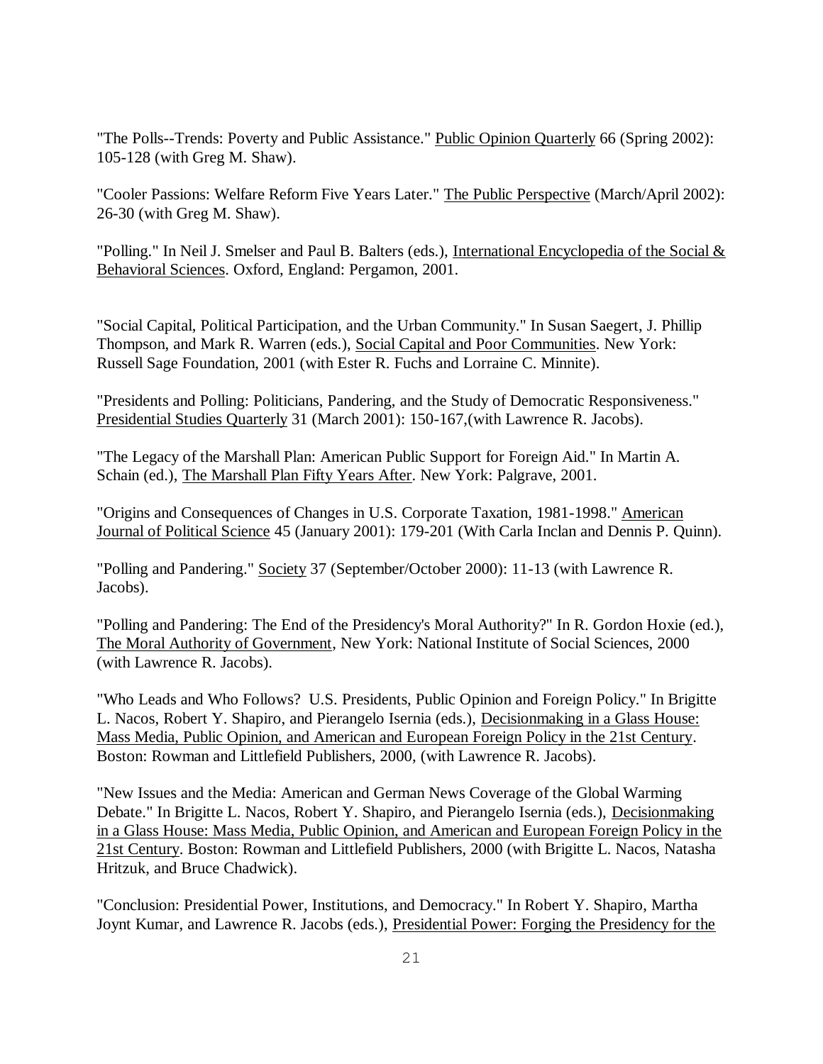"The Polls--Trends: Poverty and Public Assistance." Public Opinion Quarterly 66 (Spring 2002): 105-128 (with Greg M. Shaw).

"Cooler Passions: Welfare Reform Five Years Later." The Public Perspective (March/April 2002): 26-30 (with Greg M. Shaw).

"Polling." In Neil J. Smelser and Paul B. Balters (eds.), International Encyclopedia of the Social & Behavioral Sciences. Oxford, England: Pergamon, 2001.

"Social Capital, Political Participation, and the Urban Community." In Susan Saegert, J. Phillip Thompson, and Mark R. Warren (eds.), Social Capital and Poor Communities. New York: Russell Sage Foundation, 2001 (with Ester R. Fuchs and Lorraine C. Minnite).

"Presidents and Polling: Politicians, Pandering, and the Study of Democratic Responsiveness." Presidential Studies Quarterly 31 (March 2001): 150-167,(with Lawrence R. Jacobs).

"The Legacy of the Marshall Plan: American Public Support for Foreign Aid." In Martin A. Schain (ed.), The Marshall Plan Fifty Years After. New York: Palgrave, 2001.

"Origins and Consequences of Changes in U.S. Corporate Taxation, 1981-1998." American Journal of Political Science 45 (January 2001): 179-201 (With Carla Inclan and Dennis P. Quinn).

"Polling and Pandering." Society 37 (September/October 2000): 11-13 (with Lawrence R. Jacobs).

"Polling and Pandering: The End of the Presidency's Moral Authority?" In R. Gordon Hoxie (ed.), The Moral Authority of Government, New York: National Institute of Social Sciences, 2000 (with Lawrence R. Jacobs).

"Who Leads and Who Follows? U.S. Presidents, Public Opinion and Foreign Policy." In Brigitte L. Nacos, Robert Y. Shapiro, and Pierangelo Isernia (eds.), Decisionmaking in a Glass House: Mass Media, Public Opinion, and American and European Foreign Policy in the 21st Century. Boston: Rowman and Littlefield Publishers, 2000, (with Lawrence R. Jacobs).

"New Issues and the Media: American and German News Coverage of the Global Warming Debate." In Brigitte L. Nacos, Robert Y. Shapiro, and Pierangelo Isernia (eds.), Decisionmaking in a Glass House: Mass Media, Public Opinion, and American and European Foreign Policy in the 21st Century. Boston: Rowman and Littlefield Publishers, 2000 (with Brigitte L. Nacos, Natasha Hritzuk, and Bruce Chadwick).

"Conclusion: Presidential Power, Institutions, and Democracy." In Robert Y. Shapiro, Martha Joynt Kumar, and Lawrence R. Jacobs (eds.), Presidential Power: Forging the Presidency for the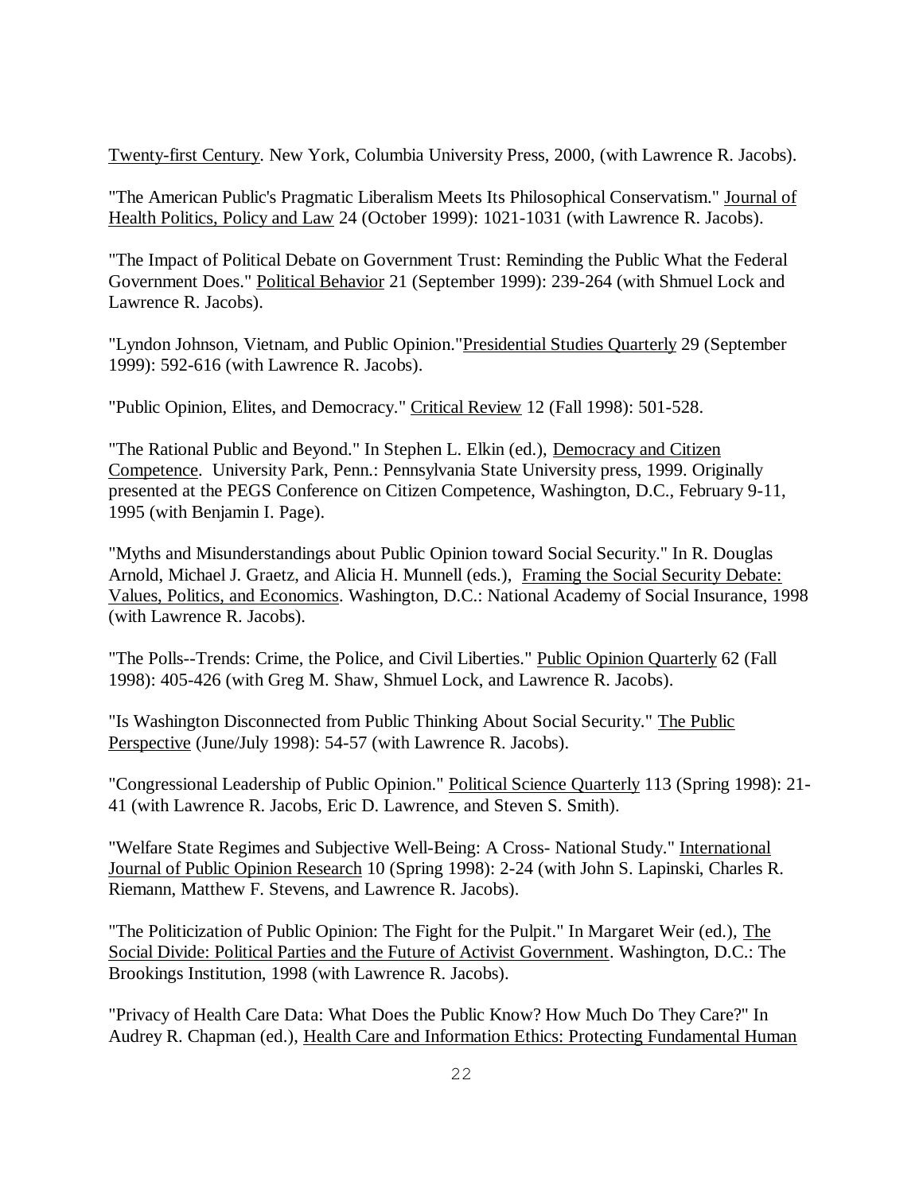Twenty-first Century. New York, Columbia University Press, 2000, (with Lawrence R. Jacobs).

"The American Public's Pragmatic Liberalism Meets Its Philosophical Conservatism." Journal of Health Politics, Policy and Law 24 (October 1999): 1021-1031 (with Lawrence R. Jacobs).

"The Impact of Political Debate on Government Trust: Reminding the Public What the Federal Government Does." Political Behavior 21 (September 1999): 239-264 (with Shmuel Lock and Lawrence R. Jacobs).

"Lyndon Johnson, Vietnam, and Public Opinion."Presidential Studies Quarterly 29 (September 1999): 592-616 (with Lawrence R. Jacobs).

"Public Opinion, Elites, and Democracy." Critical Review 12 (Fall 1998): 501-528.

"The Rational Public and Beyond." In Stephen L. Elkin (ed.), Democracy and Citizen Competence. University Park, Penn.: Pennsylvania State University press, 1999. Originally presented at the PEGS Conference on Citizen Competence, Washington, D.C., February 9-11, 1995 (with Benjamin I. Page).

"Myths and Misunderstandings about Public Opinion toward Social Security." In R. Douglas Arnold, Michael J. Graetz, and Alicia H. Munnell (eds.), Framing the Social Security Debate: Values, Politics, and Economics. Washington, D.C.: National Academy of Social Insurance, 1998 (with Lawrence R. Jacobs).

"The Polls--Trends: Crime, the Police, and Civil Liberties." Public Opinion Quarterly 62 (Fall 1998): 405-426 (with Greg M. Shaw, Shmuel Lock, and Lawrence R. Jacobs).

"Is Washington Disconnected from Public Thinking About Social Security." The Public Perspective (June/July 1998): 54-57 (with Lawrence R. Jacobs).

"Congressional Leadership of Public Opinion." Political Science Quarterly 113 (Spring 1998): 21-41 (with Lawrence R. Jacobs, Eric D. Lawrence, and Steven S. Smith).

"Welfare State Regimes and Subjective Well-Being: A Cross- National Study." International Journal of Public Opinion Research 10 (Spring 1998): 2-24 (with John S. Lapinski, Charles R. Riemann, Matthew F. Stevens, and Lawrence R. Jacobs).

"The Politicization of Public Opinion: The Fight for the Pulpit." In Margaret Weir (ed.), The Social Divide: Political Parties and the Future of Activist Government. Washington, D.C.: The Brookings Institution, 1998 (with Lawrence R. Jacobs).

"Privacy of Health Care Data: What Does the Public Know? How Much Do They Care?" In Audrey R. Chapman (ed.), Health Care and Information Ethics: Protecting Fundamental Human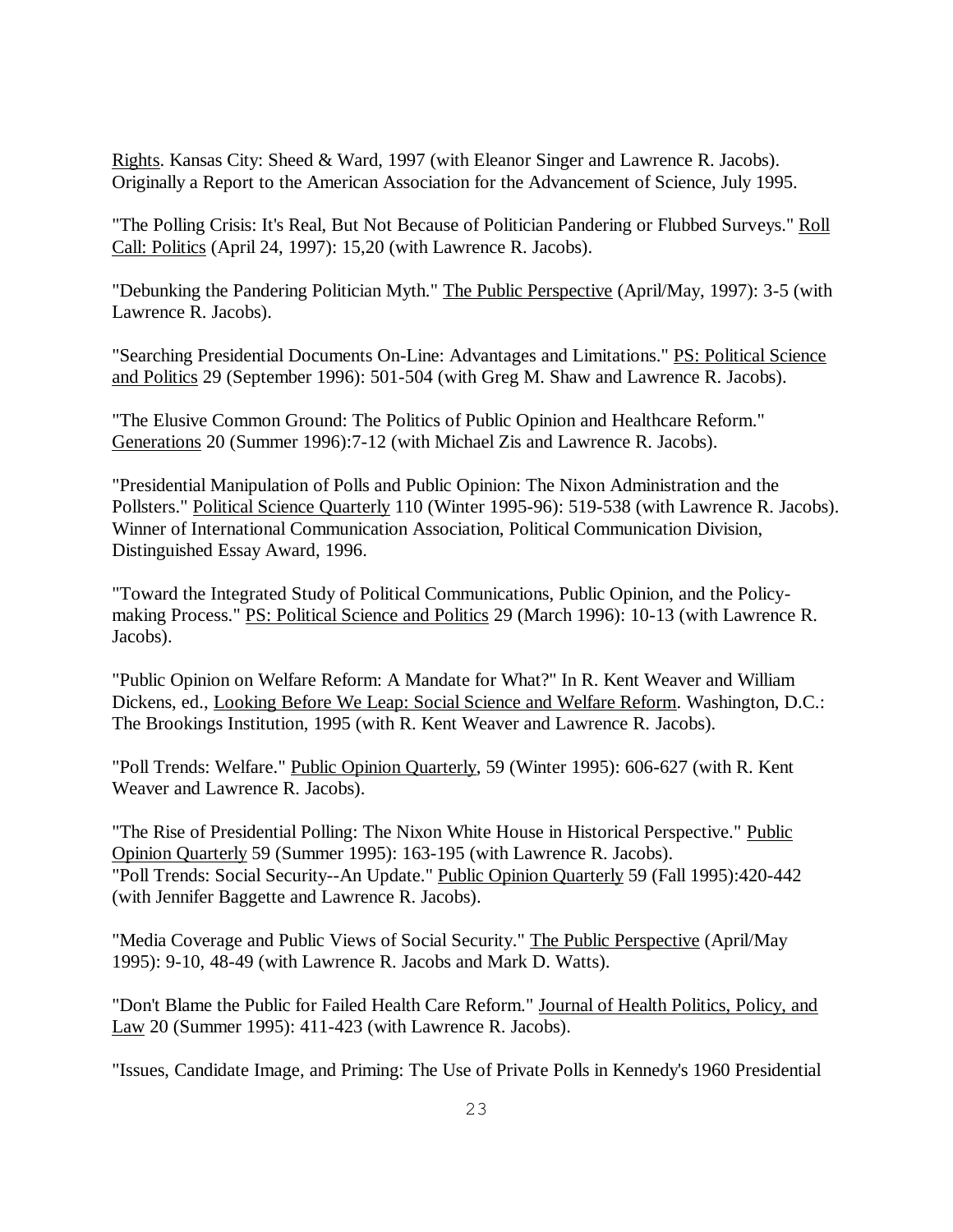Rights. Kansas City: Sheed & Ward, 1997 (with Eleanor Singer and Lawrence R. Jacobs). Originally a Report to the American Association for the Advancement of Science, July 1995.

"The Polling Crisis: It's Real, But Not Because of Politician Pandering or Flubbed Surveys." Roll Call: Politics (April 24, 1997): 15,20 (with Lawrence R. Jacobs).

"Debunking the Pandering Politician Myth." The Public Perspective (April/May, 1997): 3-5 (with Lawrence R. Jacobs).

"Searching Presidential Documents On-Line: Advantages and Limitations." PS: Political Science and Politics 29 (September 1996): 501-504 (with Greg M. Shaw and Lawrence R. Jacobs).

"The Elusive Common Ground: The Politics of Public Opinion and Healthcare Reform." Generations 20 (Summer 1996):7-12 (with Michael Zis and Lawrence R. Jacobs).

"Presidential Manipulation of Polls and Public Opinion: The Nixon Administration and the Pollsters." Political Science Quarterly 110 (Winter 1995-96): 519-538 (with Lawrence R. Jacobs). Winner of International Communication Association, Political Communication Division, Distinguished Essay Award, 1996.

"Toward the Integrated Study of Political Communications, Public Opinion, and the Policy-making Process." PS: Political Science and Politics 29 (March 1996): 10-13 (with Lawrence R. Jacobs).

"Public Opinion on Welfare Reform: A Mandate for What?" In R. Kent Weaver and William Dickens, ed., Looking Before We Leap: Social Science and Welfare Reform. Washington, D.C.: The Brookings Institution, 1995 (with R. Kent Weaver and Lawrence R. Jacobs).

"Poll Trends: Welfare." Public Opinion Quarterly, 59 (Winter 1995): 606-627 (with R. Kent Weaver and Lawrence R. Jacobs).

"The Rise of Presidential Polling: The Nixon White House in Historical Perspective." Public Opinion Quarterly 59 (Summer 1995): 163-195 (with Lawrence R. Jacobs).

"Poll Trends: Social Security--An Update." Public Opinion Quarterly 59 (Fall 1995):420-442 (with Jennifer Baggette and Lawrence R. Jacobs).

"Media Coverage and Public Views of Social Security." The Public Perspective (April/May 1995): 9-10, 48-49 (with Lawrence R. Jacobs and Mark D. Watts).

"Don't Blame the Public for Failed Health Care Reform." Journal of Health Politics, Policy, and Law 20 (Summer 1995): 411-423 (with Lawrence R. Jacobs).

"Issues, Candidate Image, and Priming: The Use of Private Polls in Kennedy's 1960 Presidential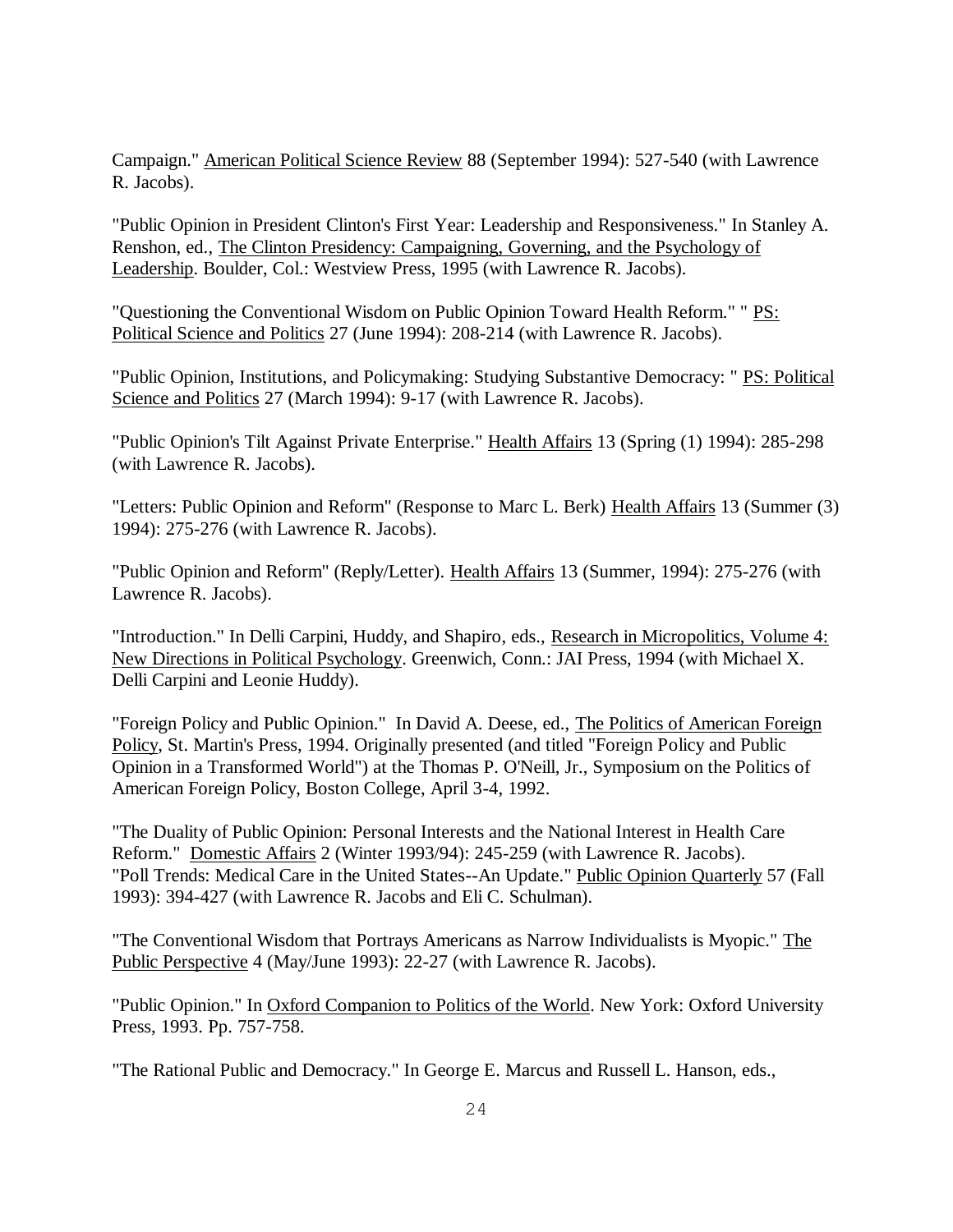Campaign." American Political Science Review 88 (September 1994): 527-540 (with Lawrence R. Jacobs).

"Public Opinion in President Clinton's First Year: Leadership and Responsiveness." In Stanley A. Renshon, ed., The Clinton Presidency: Campaigning, Governing, and the Psychology of Leadership. Boulder, Col.: Westview Press, 1995 (with Lawrence R. Jacobs).

"Questioning the Conventional Wisdom on Public Opinion Toward Health Reform." " PS: Political Science and Politics 27 (June 1994): 208-214 (with Lawrence R. Jacobs).

"Public Opinion, Institutions, and Policymaking: Studying Substantive Democracy: " PS: Political Science and Politics 27 (March 1994): 9-17 (with Lawrence R. Jacobs).

"Public Opinion's Tilt Against Private Enterprise." Health Affairs 13 (Spring (1) 1994): 285-298 (with Lawrence R. Jacobs).

"Letters: Public Opinion and Reform" (Response to Marc L. Berk) Health Affairs 13 (Summer (3) 1994): 275-276 (with Lawrence R. Jacobs).

"Public Opinion and Reform" (Reply/Letter). Health Affairs 13 (Summer, 1994): 275-276 (with Lawrence R. Jacobs).

"Introduction." In Delli Carpini, Huddy, and Shapiro, eds., Research in Micropolitics, Volume 4: New Directions in Political Psychology. Greenwich, Conn.: JAI Press, 1994 (with Michael X. Delli Carpini and Leonie Huddy).

"Foreign Policy and Public Opinion." In David A. Deese, ed., The Politics of American Foreign Policy, St. Martin's Press, 1994. Originally presented (and titled "Foreign Policy and Public Opinion in a Transformed World") at the Thomas P. O'Neill, Jr., Symposium on the Politics of American Foreign Policy, Boston College, April 3-4, 1992.

"The Duality of Public Opinion: Personal Interests and the National Interest in Health Care Reform." Domestic Affairs 2 (Winter 1993/94): 245-259 (with Lawrence R. Jacobs).
"Poll Trends: Medical Care in the United States--An Update." Public Opinion Quarterly 57 (Fall 1993): 394-427 (with Lawrence R. Jacobs and Eli C. Schulman).

"The Conventional Wisdom that Portrays Americans as Narrow Individualists is Myopic." The Public Perspective 4 (May/June 1993): 22-27 (with Lawrence R. Jacobs).

"Public Opinion." In Oxford Companion to Politics of the World. New York: Oxford University Press, 1993. Pp. 757-758.

"The Rational Public and Democracy." In George E. Marcus and Russell L. Hanson, eds.,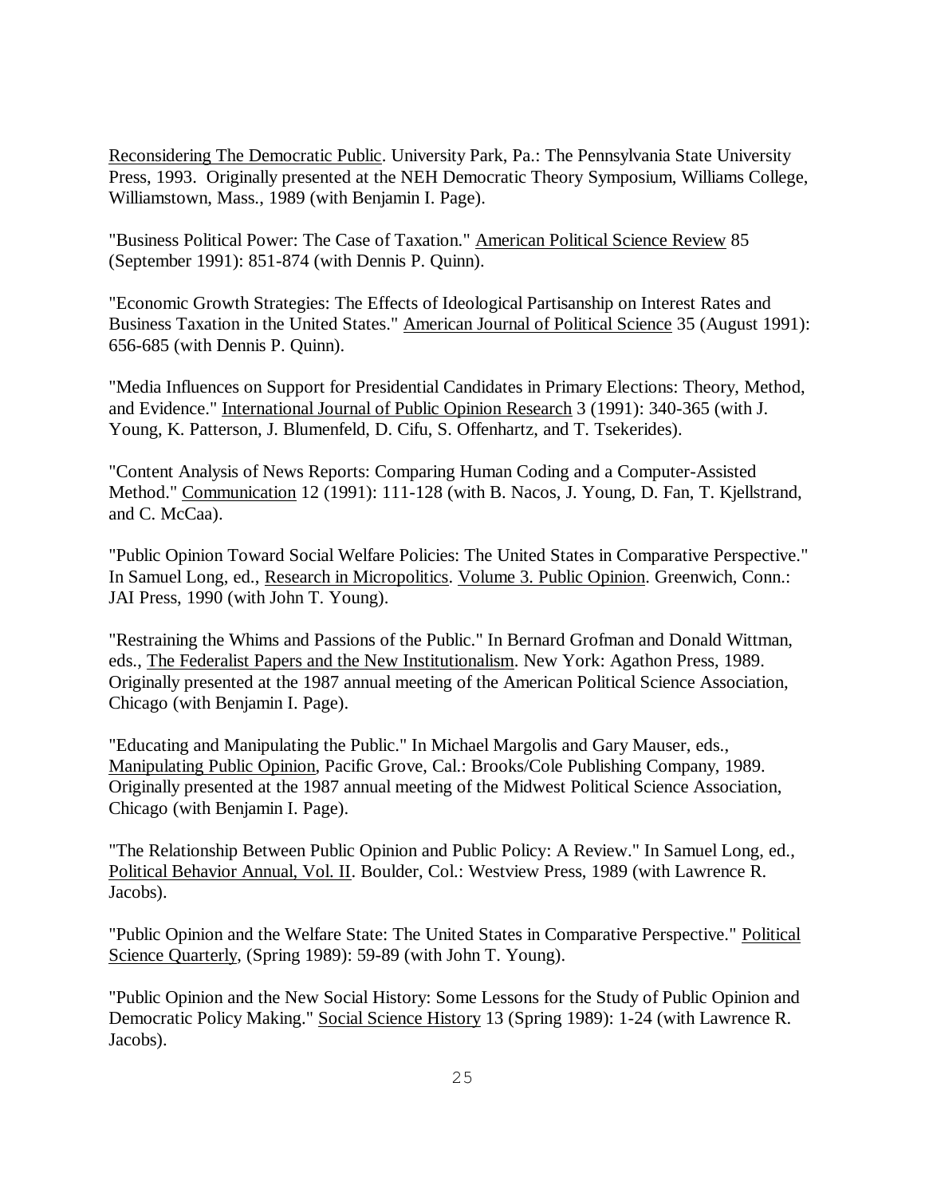Reconsidering The Democratic Public. University Park, Pa.: The Pennsylvania State University Press, 1993. Originally presented at the NEH Democratic Theory Symposium, Williams College, Williamstown, Mass., 1989 (with Benjamin I. Page).

"Business Political Power: The Case of Taxation." American Political Science Review 85 (September 1991): 851-874 (with Dennis P. Quinn).

"Economic Growth Strategies: The Effects of Ideological Partisanship on Interest Rates and Business Taxation in the United States." American Journal of Political Science 35 (August 1991): 656-685 (with Dennis P. Quinn).

"Media Influences on Support for Presidential Candidates in Primary Elections: Theory, Method, and Evidence." International Journal of Public Opinion Research 3 (1991): 340-365 (with J. Young, K. Patterson, J. Blumenfeld, D. Cifu, S. Offenhartz, and T. Tsekerides).

"Content Analysis of News Reports: Comparing Human Coding and a Computer-Assisted Method." Communication 12 (1991): 111-128 (with B. Nacos, J. Young, D. Fan, T. Kjellstrand, and C. McCaa).

"Public Opinion Toward Social Welfare Policies: The United States in Comparative Perspective." In Samuel Long, ed., Research in Micropolitics. Volume 3. Public Opinion. Greenwich, Conn.: JAI Press, 1990 (with John T. Young).

"Restraining the Whims and Passions of the Public." In Bernard Grofman and Donald Wittman, eds., The Federalist Papers and the New Institutionalism. New York: Agathon Press, 1989. Originally presented at the 1987 annual meeting of the American Political Science Association, Chicago (with Benjamin I. Page).

"Educating and Manipulating the Public." In Michael Margolis and Gary Mauser, eds., Manipulating Public Opinion, Pacific Grove, Cal.: Brooks/Cole Publishing Company, 1989. Originally presented at the 1987 annual meeting of the Midwest Political Science Association, Chicago (with Benjamin I. Page).

"The Relationship Between Public Opinion and Public Policy: A Review." In Samuel Long, ed., Political Behavior Annual, Vol. II. Boulder, Col.: Westview Press, 1989 (with Lawrence R. Jacobs).

"Public Opinion and the Welfare State: The United States in Comparative Perspective." Political Science Quarterly, (Spring 1989): 59-89 (with John T. Young).

"Public Opinion and the New Social History: Some Lessons for the Study of Public Opinion and Democratic Policy Making." Social Science History 13 (Spring 1989): 1-24 (with Lawrence R. Jacobs).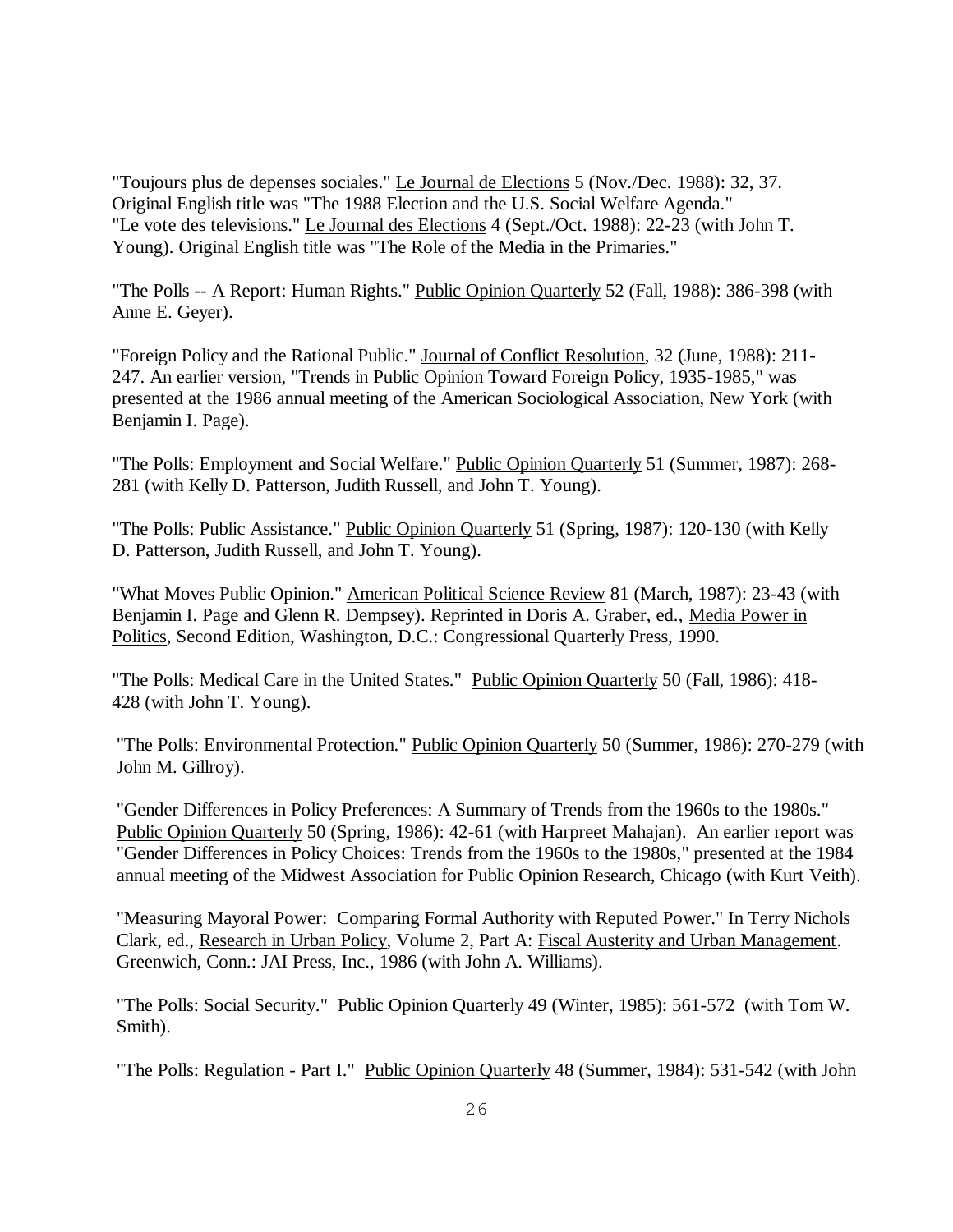"Toujours plus de depenses sociales." Le Journal de Elections 5 (Nov./Dec. 1988): 32, 37. Original English title was "The 1988 Election and the U.S. Social Welfare Agenda."
"Le vote des televisions." Le Journal des Elections 4 (Sept./Oct. 1988): 22-23 (with John T. Young). Original English title was "The Role of the Media in the Primaries."

"The Polls -- A Report: Human Rights." Public Opinion Quarterly 52 (Fall, 1988): 386-398 (with Anne E. Geyer).

"Foreign Policy and the Rational Public." Journal of Conflict Resolution, 32 (June, 1988): 211-247. An earlier version, "Trends in Public Opinion Toward Foreign Policy, 1935-1985," was presented at the 1986 annual meeting of the American Sociological Association, New York (with Benjamin I. Page).

"The Polls: Employment and Social Welfare." Public Opinion Quarterly 51 (Summer, 1987): 268-281 (with Kelly D. Patterson, Judith Russell, and John T. Young).

"The Polls: Public Assistance." Public Opinion Quarterly 51 (Spring, 1987): 120-130 (with Kelly D. Patterson, Judith Russell, and John T. Young).

"What Moves Public Opinion." American Political Science Review 81 (March, 1987): 23-43 (with Benjamin I. Page and Glenn R. Dempsey). Reprinted in Doris A. Graber, ed., Media Power in Politics, Second Edition, Washington, D.C.: Congressional Quarterly Press, 1990.

"The Polls: Medical Care in the United States." Public Opinion Quarterly 50 (Fall, 1986): 418-428 (with John T. Young).

"The Polls: Environmental Protection." Public Opinion Quarterly 50 (Summer, 1986): 270-279 (with John M. Gillroy).

"Gender Differences in Policy Preferences: A Summary of Trends from the 1960s to the 1980s." Public Opinion Quarterly 50 (Spring, 1986): 42-61 (with Harpreet Mahajan). An earlier report was "Gender Differences in Policy Choices: Trends from the 1960s to the 1980s," presented at the 1984 annual meeting of the Midwest Association for Public Opinion Research, Chicago (with Kurt Veith).

"Measuring Mayoral Power: Comparing Formal Authority with Reputed Power." In Terry Nichols Clark, ed., Research in Urban Policy, Volume 2, Part A: Fiscal Austerity and Urban Management. Greenwich, Conn.: JAI Press, Inc., 1986 (with John A. Williams).

"The Polls: Social Security." Public Opinion Quarterly 49 (Winter, 1985): 561-572 (with Tom W. Smith).

"The Polls: Regulation - Part I." Public Opinion Quarterly 48 (Summer, 1984): 531-542 (with John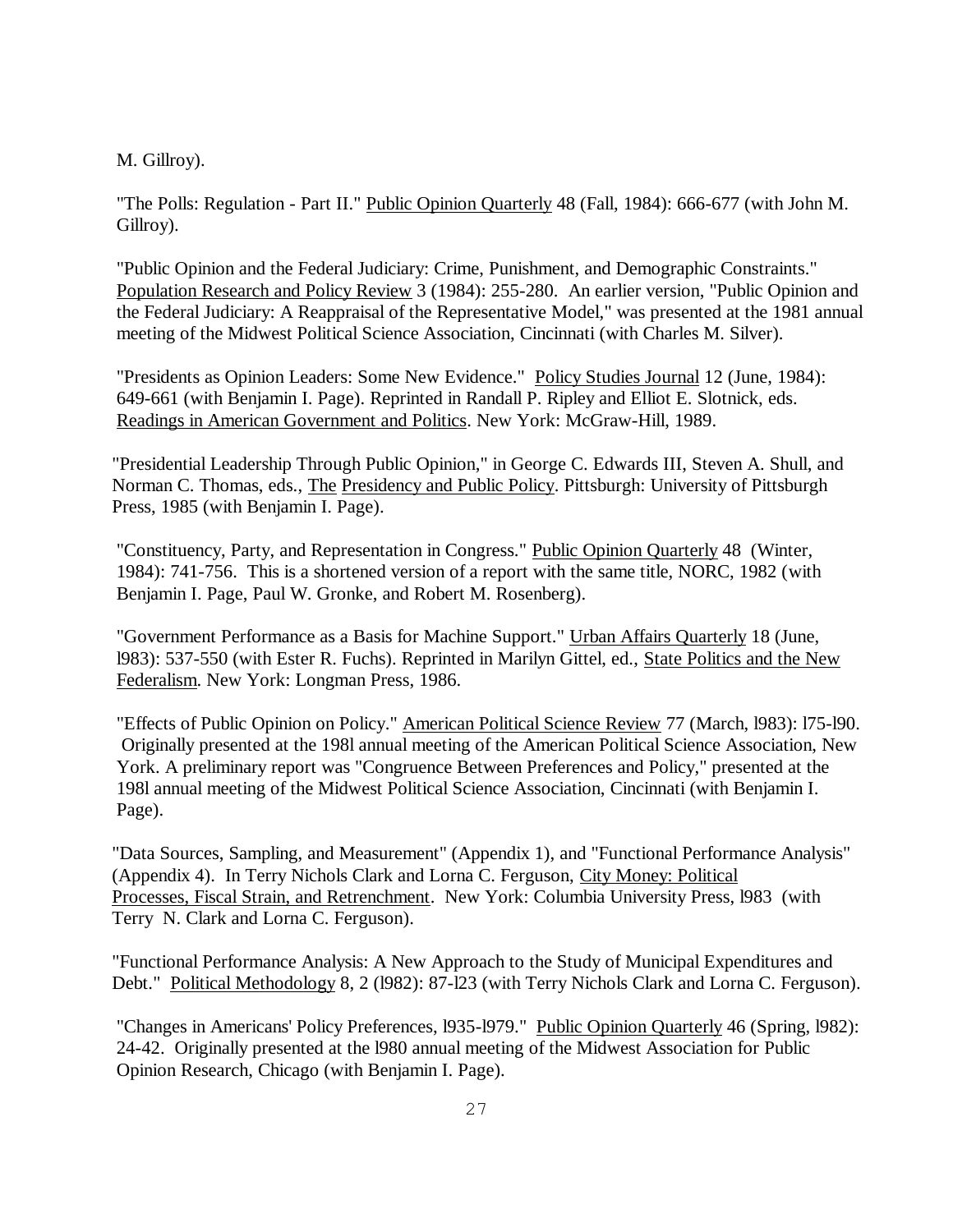M. Gillroy).

"The Polls: Regulation - Part II." <u>Public Opinion Quarterly</u> 48 (Fall, 1984): 666-677 (with John M. Gillroy).

"Public Opinion and the Federal Judiciary: Crime, Punishment, and Demographic Constraints." <u>Population Research and Policy Review</u> 3 (1984): 255-280. An earlier version, "Public Opinion and the Federal Judiciary: A Reappraisal of the Representative Model," was presented at the 1981 annual meeting of the Midwest Political Science Association, Cincinnati (with Charles M. Silver).

"Presidents as Opinion Leaders: Some New Evidence." <u>Policy Studies Journal</u> 12 (June, 1984): 649-661 (with Benjamin I. Page). Reprinted in Randall P. Ripley and Elliot E. Slotnick, eds. <u>Readings in American Government and Politics</u>. New York: McGraw-Hill, 1989.

"Presidential Leadership Through Public Opinion," in George C. Edwards III, Steven A. Shull, and Norman C. Thomas, eds., <u>The Presidency and Public Policy</u>. Pittsburgh: University of Pittsburgh Press, 1985 (with Benjamin I. Page).

"Constituency, Party, and Representation in Congress." <u>Public Opinion Quarterly</u> 48 (Winter, 1984): 741-756. This is a shortened version of a report with the same title, NORC, 1982 (with Benjamin I. Page, Paul W. Gronke, and Robert M. Rosenberg).

"Government Performance as a Basis for Machine Support." <u>Urban Affairs Quarterly</u> 18 (June, l983): 537-550 (with Ester R. Fuchs). Reprinted in Marilyn Gittel, ed., <u>State Politics and the New Federalism</u>. New York: Longman Press, 1986.

"Effects of Public Opinion on Policy." <u>American Political Science Review</u> 77 (March, l983): l75-l90. Originally presented at the 198l annual meeting of the American Political Science Association, New York. A preliminary report was "Congruence Between Preferences and Policy," presented at the 198l annual meeting of the Midwest Political Science Association, Cincinnati (with Benjamin I. Page).

"Data Sources, Sampling, and Measurement" (Appendix 1), and "Functional Performance Analysis" (Appendix 4). In Terry Nichols Clark and Lorna C. Ferguson, <u>City Money: Political Processes, Fiscal Strain, and Retrenchment</u>. New York: Columbia University Press, l983 (with Terry N. Clark and Lorna C. Ferguson).

"Functional Performance Analysis: A New Approach to the Study of Municipal Expenditures and Debt." <u>Political Methodology</u> 8, 2 (l982): 87-l23 (with Terry Nichols Clark and Lorna C. Ferguson).

"Changes in Americans' Policy Preferences, l935-l979." <u>Public Opinion Quarterly</u> 46 (Spring, l982): 24-42. Originally presented at the l980 annual meeting of the Midwest Association for Public Opinion Research, Chicago (with Benjamin I. Page).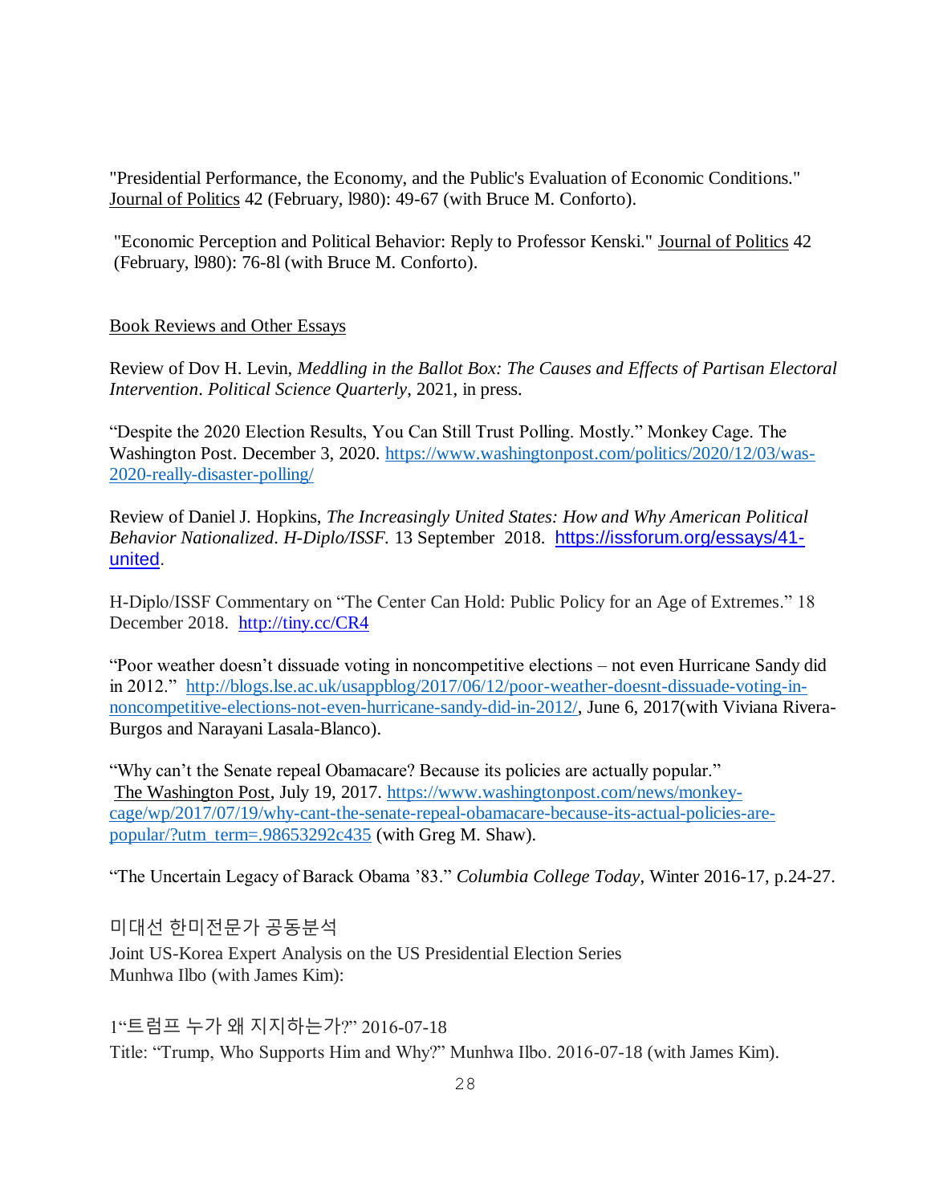"Presidential Performance, the Economy, and the Public's Evaluation of Economic Conditions." Journal of Politics 42 (February, l980): 49-67 (with Bruce M. Conforto).

"Economic Perception and Political Behavior: Reply to Professor Kenski." Journal of Politics 42 (February, l980): 76-8l (with Bruce M. Conforto).

## Book Reviews and Other Essays

Review of Dov H. Levin, *Meddling in the Ballot Box: The Causes and Effects of Partisan Electoral Intervention*. *Political Science Quarterly*, 2021, in press.

"Despite the 2020 Election Results, You Can Still Trust Polling. Mostly." Monkey Cage. The Washington Post. December 3, 2020. https://www.washingtonpost.com/politics/2020/12/03/was-2020-really-disaster-polling/

Review of Daniel J. Hopkins, *The Increasingly United States: How and Why American Political Behavior Nationalized*. *H-Diplo/ISSF.* 13 September 2018. https://issforum.org/essays/41-united.

H-Diplo/ISSF Commentary on "The Center Can Hold: Public Policy for an Age of Extremes." 18 December 2018. http://tiny.cc/CR4

"Poor weather doesn't dissuade voting in noncompetitive elections – not even Hurricane Sandy did in 2012." http://blogs.lse.ac.uk/usappblog/2017/06/12/poor-weather-doesnt-dissuade-voting-in-noncompetitive-elections-not-even-hurricane-sandy-did-in-2012/, June 6, 2017(with Viviana Rivera-Burgos and Narayani Lasala-Blanco).

"Why can't the Senate repeal Obamacare? Because its policies are actually popular." The Washington Post, July 19, 2017. https://www.washingtonpost.com/news/monkey-cage/wp/2017/07/19/why-cant-the-senate-repeal-obamacare-because-its-actual-policies-are-popular/?utm_term=.98653292c435 (with Greg M. Shaw).

"The Uncertain Legacy of Barack Obama '83." *Columbia College Today*, Winter 2016-17, p.24-27.

미대선 한미전문가 공동분석
Joint US-Korea Expert Analysis on the US Presidential Election Series
Munhwa Ilbo (with James Kim):

1"트럼프 누가 왜 지지하는가?" 2016-07-18
Title: "Trump, Who Supports Him and Why?" Munhwa Ilbo. 2016-07-18 (with James Kim).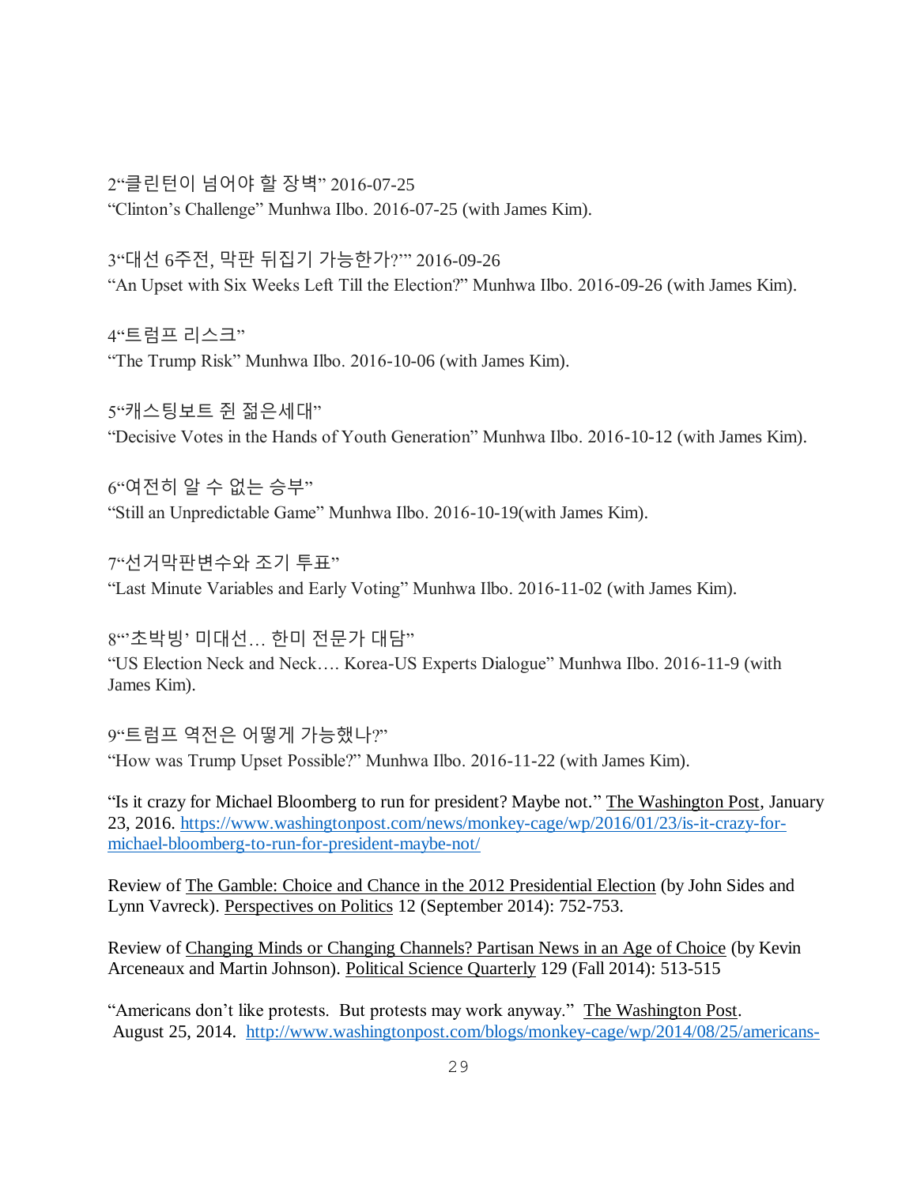2“클린턴이 넘어야 할 장벽” 2016-07-25
“Clinton’s Challenge” Munhwa Ilbo. 2016-07-25 (with James Kim).

3“대선 6주전, 막판 뒤집기 가능한가?”” 2016-09-26
“An Upset with Six Weeks Left Till the Election?” Munhwa Ilbo. 2016-09-26 (with James Kim).

4“트럼프 리스크”
“The Trump Risk” Munhwa Ilbo. 2016-10-06 (with James Kim).

5“캐스팅보트 쥔 젊은세대”
“Decisive Votes in the Hands of Youth Generation” Munhwa Ilbo. 2016-10-12 (with James Kim).

6“여전히 알 수 없는 승부”
“Still an Unpredictable Game” Munhwa Ilbo. 2016-10-19(with James Kim).

7“선거막판변수와 조기 투표”
“Last Minute Variables and Early Voting” Munhwa Ilbo. 2016-11-02 (with James Kim).

8“‘초박빙’ 미대선… 한미 전문가 대담”
“US Election Neck and Neck…. Korea-US Experts Dialogue” Munhwa Ilbo. 2016-11-9 (with James Kim).

9“트럼프 역전은 어떻게 가능했나?”
“How was Trump Upset Possible?” Munhwa Ilbo. 2016-11-22 (with James Kim).

“Is it crazy for Michael Bloomberg to run for president? Maybe not.” The Washington Post, January 23, 2016. https://www.washingtonpost.com/news/monkey-cage/wp/2016/01/23/is-it-crazy-for-michael-bloomberg-to-run-for-president-maybe-not/

Review of The Gamble: Choice and Chance in the 2012 Presidential Election (by John Sides and Lynn Vavreck). Perspectives on Politics 12 (September 2014): 752-753.

Review of Changing Minds or Changing Channels? Partisan News in an Age of Choice (by Kevin Arceneaux and Martin Johnson). Political Science Quarterly 129 (Fall 2014): 513-515

“Americans don’t like protests. But protests may work anyway.” The Washington Post. August 25, 2014. http://www.washingtonpost.com/blogs/monkey-cage/wp/2014/08/25/americans-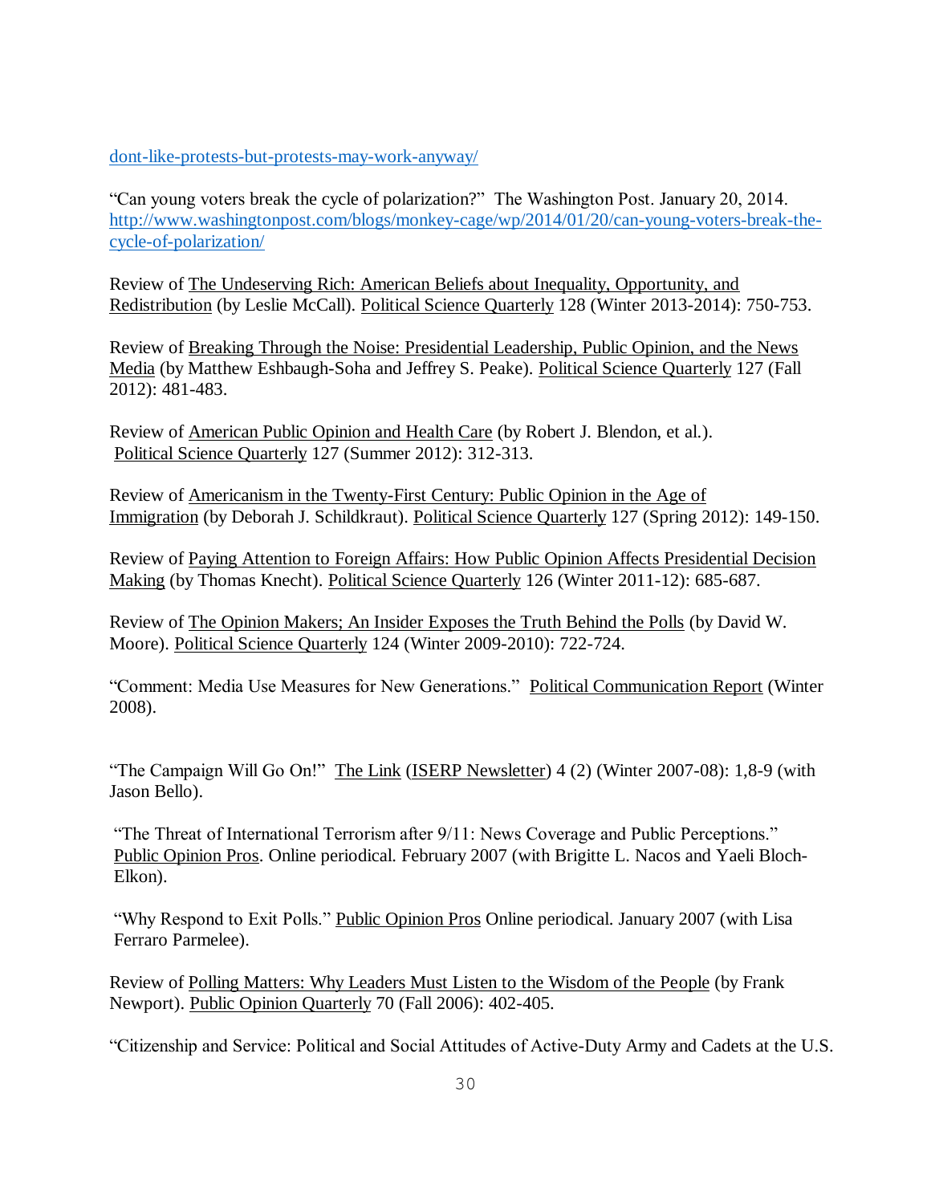dont-like-protests-but-protests-may-work-anyway/

"Can young voters break the cycle of polarization?" The Washington Post. January 20, 2014. http://www.washingtonpost.com/blogs/monkey-cage/wp/2014/01/20/can-young-voters-break-the-cycle-of-polarization/

Review of The Undeserving Rich: American Beliefs about Inequality, Opportunity, and Redistribution (by Leslie McCall). Political Science Quarterly 128 (Winter 2013-2014): 750-753.

Review of Breaking Through the Noise: Presidential Leadership, Public Opinion, and the News Media (by Matthew Eshbaugh-Soha and Jeffrey S. Peake). Political Science Quarterly 127 (Fall 2012): 481-483.

Review of American Public Opinion and Health Care (by Robert J. Blendon, et al.). Political Science Quarterly 127 (Summer 2012): 312-313.

Review of Americanism in the Twenty-First Century: Public Opinion in the Age of Immigration (by Deborah J. Schildkraut). Political Science Quarterly 127 (Spring 2012): 149-150.

Review of Paying Attention to Foreign Affairs: How Public Opinion Affects Presidential Decision Making (by Thomas Knecht). Political Science Quarterly 126 (Winter 2011-12): 685-687.

Review of The Opinion Makers; An Insider Exposes the Truth Behind the Polls (by David W. Moore). Political Science Quarterly 124 (Winter 2009-2010): 722-724.

"Comment: Media Use Measures for New Generations." Political Communication Report (Winter 2008).

"The Campaign Will Go On!" The Link (ISERP Newsletter) 4 (2) (Winter 2007-08): 1,8-9 (with Jason Bello).

"The Threat of International Terrorism after 9/11: News Coverage and Public Perceptions." Public Opinion Pros. Online periodical. February 2007 (with Brigitte L. Nacos and Yaeli Bloch-Elkon).

"Why Respond to Exit Polls." Public Opinion Pros Online periodical. January 2007 (with Lisa Ferraro Parmelee).

Review of Polling Matters: Why Leaders Must Listen to the Wisdom of the People (by Frank Newport). Public Opinion Quarterly 70 (Fall 2006): 402-405.

"Citizenship and Service: Political and Social Attitudes of Active-Duty Army and Cadets at the U.S.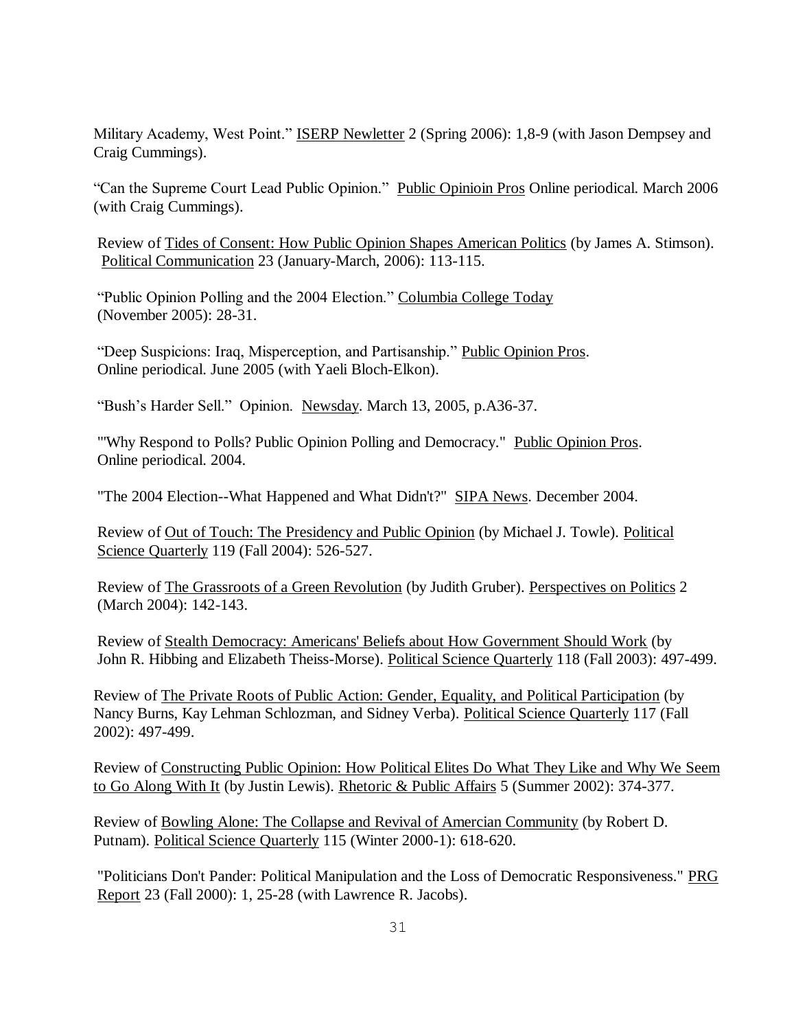Military Academy, West Point." ISERP Newletter 2 (Spring 2006): 1,8-9 (with Jason Dempsey and Craig Cummings).

"Can the Supreme Court Lead Public Opinion." Public Opinioin Pros Online periodical. March 2006 (with Craig Cummings).

Review of Tides of Consent: How Public Opinion Shapes American Politics (by James A. Stimson). Political Communication 23 (January-March, 2006): 113-115.

"Public Opinion Polling and the 2004 Election." Columbia College Today (November 2005): 28-31.

"Deep Suspicions: Iraq, Misperception, and Partisanship." Public Opinion Pros. Online periodical. June 2005 (with Yaeli Bloch-Elkon).

"Bush's Harder Sell." Opinion. Newsday. March 13, 2005, p.A36-37.

"'Why Respond to Polls? Public Opinion Polling and Democracy." Public Opinion Pros. Online periodical. 2004.

"The 2004 Election--What Happened and What Didn't?" SIPA News. December 2004.

Review of Out of Touch: The Presidency and Public Opinion (by Michael J. Towle). Political Science Quarterly 119 (Fall 2004): 526-527.

Review of The Grassroots of a Green Revolution (by Judith Gruber). Perspectives on Politics 2 (March 2004): 142-143.

Review of Stealth Democracy: Americans' Beliefs about How Government Should Work (by John R. Hibbing and Elizabeth Theiss-Morse). Political Science Quarterly 118 (Fall 2003): 497-499.

Review of The Private Roots of Public Action: Gender, Equality, and Political Participation (by Nancy Burns, Kay Lehman Schlozman, and Sidney Verba). Political Science Quarterly 117 (Fall 2002): 497-499.

Review of Constructing Public Opinion: How Political Elites Do What They Like and Why We Seem to Go Along With It (by Justin Lewis). Rhetoric & Public Affairs 5 (Summer 2002): 374-377.

Review of Bowling Alone: The Collapse and Revival of Amercian Community (by Robert D. Putnam). Political Science Quarterly 115 (Winter 2000-1): 618-620.

"Politicians Don't Pander: Political Manipulation and the Loss of Democratic Responsiveness." PRG Report 23 (Fall 2000): 1, 25-28 (with Lawrence R. Jacobs).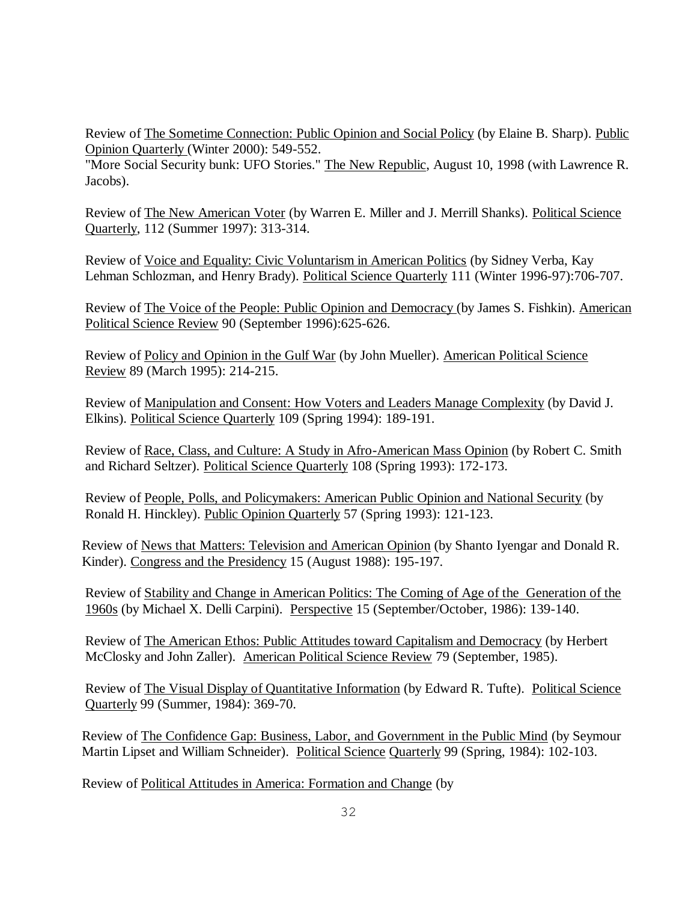Review of The Sometime Connection: Public Opinion and Social Policy (by Elaine B. Sharp). Public Opinion Quarterly (Winter 2000): 549-552.

"More Social Security bunk: UFO Stories." The New Republic, August 10, 1998 (with Lawrence R. Jacobs).

Review of The New American Voter (by Warren E. Miller and J. Merrill Shanks). Political Science Quarterly, 112 (Summer 1997): 313-314.

Review of Voice and Equality: Civic Voluntarism in American Politics (by Sidney Verba, Kay Lehman Schlozman, and Henry Brady). Political Science Quarterly 111 (Winter 1996-97):706-707.

Review of The Voice of the People: Public Opinion and Democracy (by James S. Fishkin). American Political Science Review 90 (September 1996):625-626.

Review of Policy and Opinion in the Gulf War (by John Mueller). American Political Science Review 89 (March 1995): 214-215.

Review of Manipulation and Consent: How Voters and Leaders Manage Complexity (by David J. Elkins). Political Science Quarterly 109 (Spring 1994): 189-191.

Review of Race, Class, and Culture: A Study in Afro-American Mass Opinion (by Robert C. Smith and Richard Seltzer). Political Science Quarterly 108 (Spring 1993): 172-173.

Review of People, Polls, and Policymakers: American Public Opinion and National Security (by Ronald H. Hinckley). Public Opinion Quarterly 57 (Spring 1993): 121-123.

Review of News that Matters: Television and American Opinion (by Shanto Iyengar and Donald R. Kinder). Congress and the Presidency 15 (August 1988): 195-197.

Review of Stability and Change in American Politics: The Coming of Age of the Generation of the 1960s (by Michael X. Delli Carpini). Perspective 15 (September/October, 1986): 139-140.

Review of The American Ethos: Public Attitudes toward Capitalism and Democracy (by Herbert McClosky and John Zaller). American Political Science Review 79 (September, 1985).

Review of The Visual Display of Quantitative Information (by Edward R. Tufte). Political Science Quarterly 99 (Summer, 1984): 369-70.

Review of The Confidence Gap: Business, Labor, and Government in the Public Mind (by Seymour Martin Lipset and William Schneider). Political Science Quarterly 99 (Spring, 1984): 102-103.

Review of Political Attitudes in America: Formation and Change (by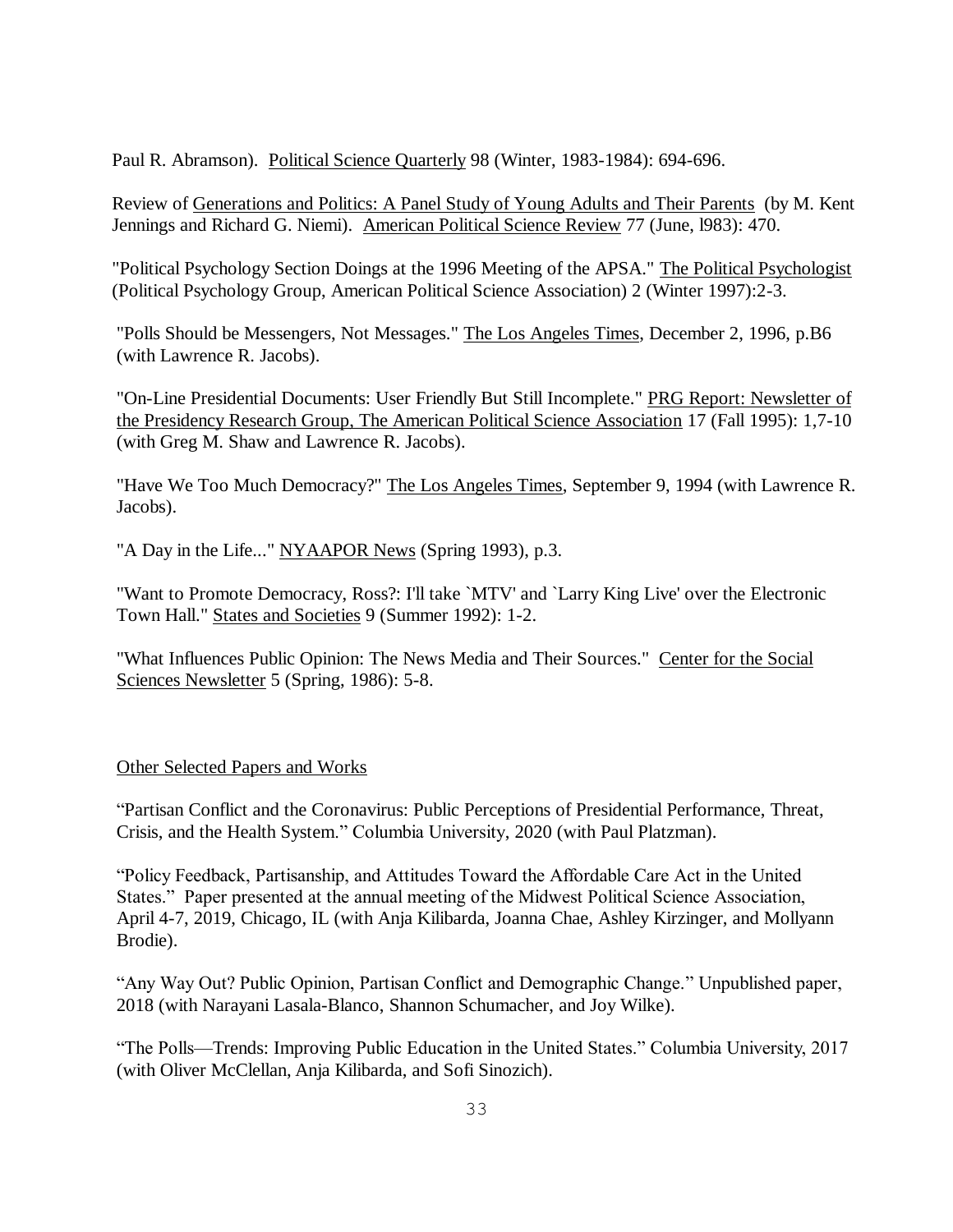Paul R. Abramson). Political Science Quarterly 98 (Winter, 1983-1984): 694-696.

Review of Generations and Politics: A Panel Study of Young Adults and Their Parents (by M. Kent Jennings and Richard G. Niemi). American Political Science Review 77 (June, l983): 470.

"Political Psychology Section Doings at the 1996 Meeting of the APSA." The Political Psychologist (Political Psychology Group, American Political Science Association) 2 (Winter 1997):2-3.

"Polls Should be Messengers, Not Messages." The Los Angeles Times, December 2, 1996, p.B6 (with Lawrence R. Jacobs).

"On-Line Presidential Documents: User Friendly But Still Incomplete." PRG Report: Newsletter of the Presidency Research Group, The American Political Science Association 17 (Fall 1995): 1,7-10 (with Greg M. Shaw and Lawrence R. Jacobs).

"Have We Too Much Democracy?" The Los Angeles Times, September 9, 1994 (with Lawrence R. Jacobs).

"A Day in the Life..." NYAAPOR News (Spring 1993), p.3.

"Want to Promote Democracy, Ross?: I'll take `MTV' and `Larry King Live' over the Electronic Town Hall." States and Societies 9 (Summer 1992): 1-2.

"What Influences Public Opinion: The News Media and Their Sources." Center for the Social Sciences Newsletter 5 (Spring, 1986): 5-8.

## Other Selected Papers and Works

"Partisan Conflict and the Coronavirus: Public Perceptions of Presidential Performance, Threat, Crisis, and the Health System." Columbia University, 2020 (with Paul Platzman).

"Policy Feedback, Partisanship, and Attitudes Toward the Affordable Care Act in the United States." Paper presented at the annual meeting of the Midwest Political Science Association, April 4-7, 2019, Chicago, IL (with Anja Kilibarda, Joanna Chae, Ashley Kirzinger, and Mollyann Brodie).

"Any Way Out? Public Opinion, Partisan Conflict and Demographic Change." Unpublished paper, 2018 (with Narayani Lasala-Blanco, Shannon Schumacher, and Joy Wilke).

"The Polls—Trends: Improving Public Education in the United States." Columbia University, 2017 (with Oliver McClellan, Anja Kilibarda, and Sofi Sinozich).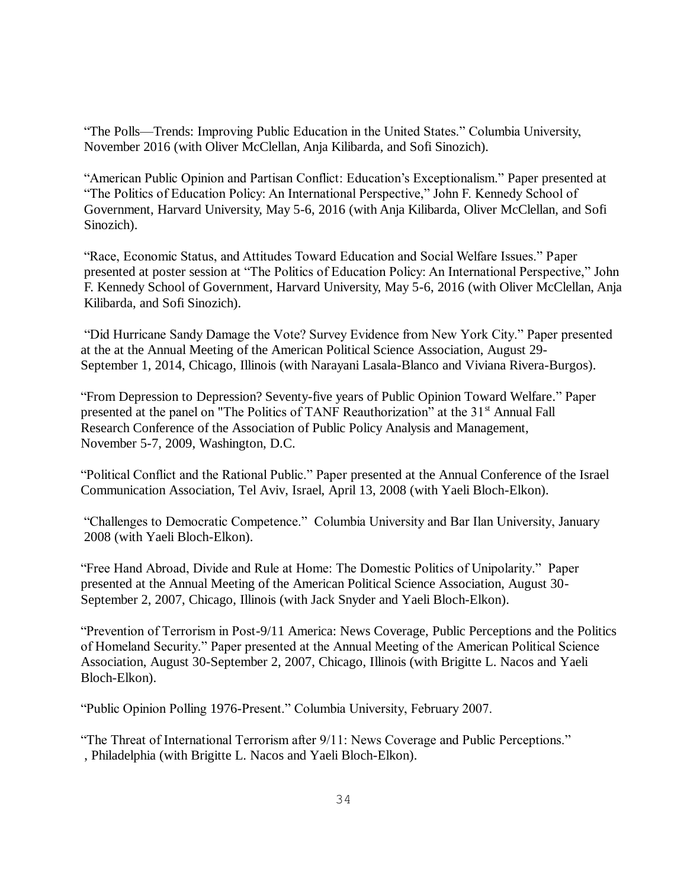"The Polls—Trends: Improving Public Education in the United States." Columbia University, November 2016 (with Oliver McClellan, Anja Kilibarda, and Sofi Sinozich).

"American Public Opinion and Partisan Conflict: Education's Exceptionalism." Paper presented at "The Politics of Education Policy: An International Perspective," John F. Kennedy School of Government, Harvard University, May 5-6, 2016 (with Anja Kilibarda, Oliver McClellan, and Sofi Sinozich).

"Race, Economic Status, and Attitudes Toward Education and Social Welfare Issues." Paper presented at poster session at "The Politics of Education Policy: An International Perspective," John F. Kennedy School of Government, Harvard University, May 5-6, 2016 (with Oliver McClellan, Anja Kilibarda, and Sofi Sinozich).

"Did Hurricane Sandy Damage the Vote? Survey Evidence from New York City." Paper presented at the at the Annual Meeting of the American Political Science Association, August 29-September 1, 2014, Chicago, Illinois (with Narayani Lasala-Blanco and Viviana Rivera-Burgos).

"From Depression to Depression? Seventy-five years of Public Opinion Toward Welfare." Paper presented at the panel on "The Politics of TANF Reauthorization" at the 31st Annual Fall Research Conference of the Association of Public Policy Analysis and Management, November 5-7, 2009, Washington, D.C.

"Political Conflict and the Rational Public." Paper presented at the Annual Conference of the Israel Communication Association, Tel Aviv, Israel, April 13, 2008 (with Yaeli Bloch-Elkon).

"Challenges to Democratic Competence." Columbia University and Bar Ilan University, January 2008 (with Yaeli Bloch-Elkon).

"Free Hand Abroad, Divide and Rule at Home: The Domestic Politics of Unipolarity." Paper presented at the Annual Meeting of the American Political Science Association, August 30-September 2, 2007, Chicago, Illinois (with Jack Snyder and Yaeli Bloch-Elkon).

"Prevention of Terrorism in Post-9/11 America: News Coverage, Public Perceptions and the Politics of Homeland Security." Paper presented at the Annual Meeting of the American Political Science Association, August 30-September 2, 2007, Chicago, Illinois (with Brigitte L. Nacos and Yaeli Bloch-Elkon).

"Public Opinion Polling 1976-Present." Columbia University, February 2007.

"The Threat of International Terrorism after 9/11: News Coverage and Public Perceptions." , Philadelphia (with Brigitte L. Nacos and Yaeli Bloch-Elkon).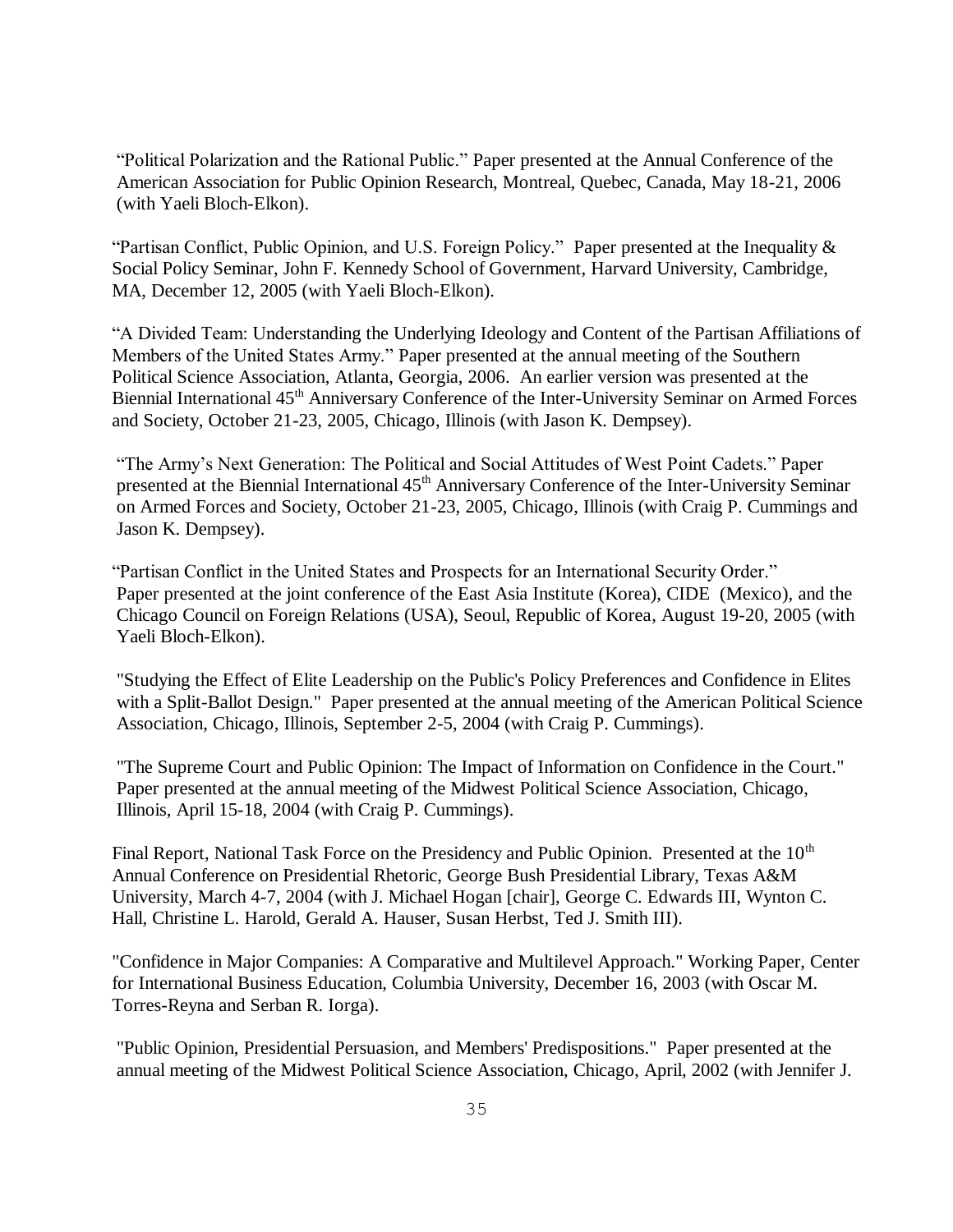“Political Polarization and the Rational Public.” Paper presented at the Annual Conference of the American Association for Public Opinion Research, Montreal, Quebec, Canada, May 18-21, 2006 (with Yaeli Bloch-Elkon).

“Partisan Conflict, Public Opinion, and U.S. Foreign Policy.” Paper presented at the Inequality & Social Policy Seminar, John F. Kennedy School of Government, Harvard University, Cambridge, MA, December 12, 2005 (with Yaeli Bloch-Elkon).

“A Divided Team: Understanding the Underlying Ideology and Content of the Partisan Affiliations of Members of the United States Army.” Paper presented at the annual meeting of the Southern Political Science Association, Atlanta, Georgia, 2006. An earlier version was presented at the Biennial International 45th Anniversary Conference of the Inter-University Seminar on Armed Forces and Society, October 21-23, 2005, Chicago, Illinois (with Jason K. Dempsey).

“The Army’s Next Generation: The Political and Social Attitudes of West Point Cadets.” Paper presented at the Biennial International 45th Anniversary Conference of the Inter-University Seminar on Armed Forces and Society, October 21-23, 2005, Chicago, Illinois (with Craig P. Cummings and Jason K. Dempsey).

“Partisan Conflict in the United States and Prospects for an International Security Order.” Paper presented at the joint conference of the East Asia Institute (Korea), CIDE (Mexico), and the Chicago Council on Foreign Relations (USA), Seoul, Republic of Korea, August 19-20, 2005 (with Yaeli Bloch-Elkon).

"Studying the Effect of Elite Leadership on the Public's Policy Preferences and Confidence in Elites with a Split-Ballot Design." Paper presented at the annual meeting of the American Political Science Association, Chicago, Illinois, September 2-5, 2004 (with Craig P. Cummings).

"The Supreme Court and Public Opinion: The Impact of Information on Confidence in the Court." Paper presented at the annual meeting of the Midwest Political Science Association, Chicago, Illinois, April 15-18, 2004 (with Craig P. Cummings).

Final Report, National Task Force on the Presidency and Public Opinion. Presented at the 10th Annual Conference on Presidential Rhetoric, George Bush Presidential Library, Texas A&M University, March 4-7, 2004 (with J. Michael Hogan [chair], George C. Edwards III, Wynton C. Hall, Christine L. Harold, Gerald A. Hauser, Susan Herbst, Ted J. Smith III).

"Confidence in Major Companies: A Comparative and Multilevel Approach." Working Paper, Center for International Business Education, Columbia University, December 16, 2003 (with Oscar M. Torres-Reyna and Serban R. Iorga).

"Public Opinion, Presidential Persuasion, and Members' Predispositions." Paper presented at the annual meeting of the Midwest Political Science Association, Chicago, April, 2002 (with Jennifer J.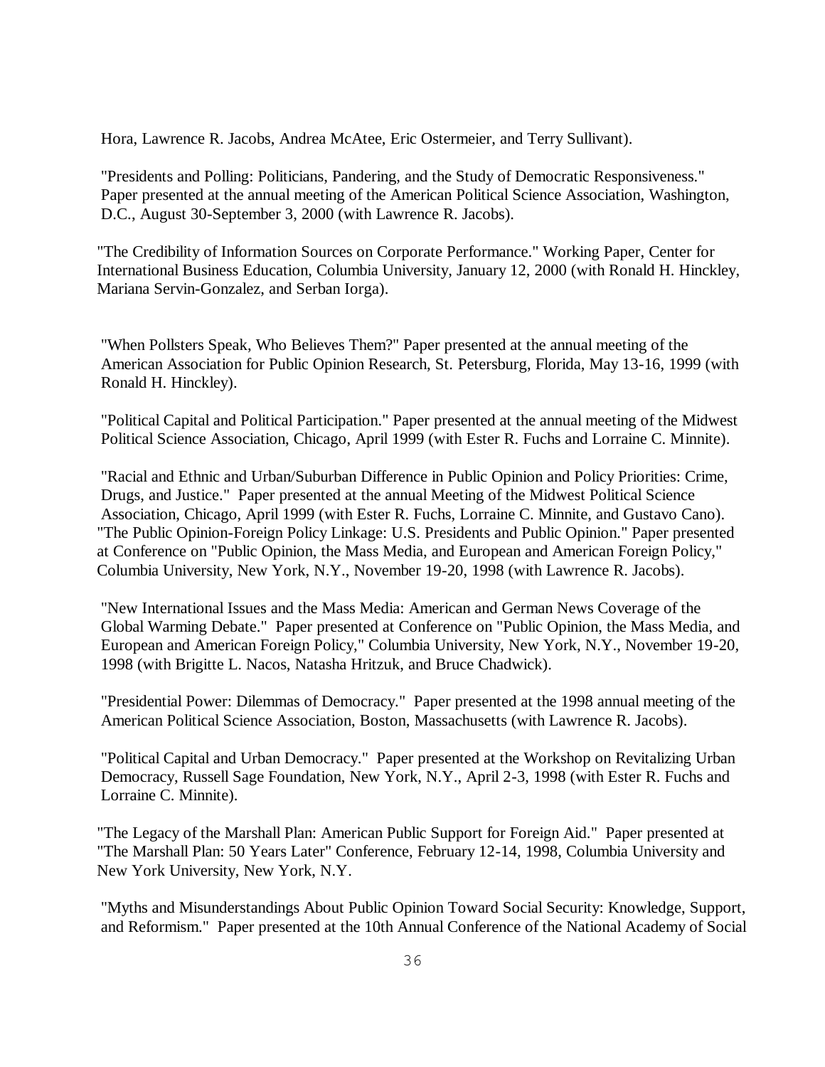Hora, Lawrence R. Jacobs, Andrea McAtee, Eric Ostermeier, and Terry Sullivant).

"Presidents and Polling: Politicians, Pandering, and the Study of Democratic Responsiveness." Paper presented at the annual meeting of the American Political Science Association, Washington, D.C., August 30-September 3, 2000 (with Lawrence R. Jacobs).

"The Credibility of Information Sources on Corporate Performance." Working Paper, Center for International Business Education, Columbia University, January 12, 2000 (with Ronald H. Hinckley, Mariana Servin-Gonzalez, and Serban Iorga).

"When Pollsters Speak, Who Believes Them?" Paper presented at the annual meeting of the American Association for Public Opinion Research, St. Petersburg, Florida, May 13-16, 1999 (with Ronald H. Hinckley).

"Political Capital and Political Participation." Paper presented at the annual meeting of the Midwest Political Science Association, Chicago, April 1999 (with Ester R. Fuchs and Lorraine C. Minnite).

"Racial and Ethnic and Urban/Suburban Difference in Public Opinion and Policy Priorities: Crime, Drugs, and Justice." Paper presented at the annual Meeting of the Midwest Political Science Association, Chicago, April 1999 (with Ester R. Fuchs, Lorraine C. Minnite, and Gustavo Cano).

"The Public Opinion-Foreign Policy Linkage: U.S. Presidents and Public Opinion." Paper presented at Conference on "Public Opinion, the Mass Media, and European and American Foreign Policy," Columbia University, New York, N.Y., November 19-20, 1998 (with Lawrence R. Jacobs).

"New International Issues and the Mass Media: American and German News Coverage of the Global Warming Debate." Paper presented at Conference on "Public Opinion, the Mass Media, and European and American Foreign Policy," Columbia University, New York, N.Y., November 19-20, 1998 (with Brigitte L. Nacos, Natasha Hritzuk, and Bruce Chadwick).

"Presidential Power: Dilemmas of Democracy." Paper presented at the 1998 annual meeting of the American Political Science Association, Boston, Massachusetts (with Lawrence R. Jacobs).

"Political Capital and Urban Democracy." Paper presented at the Workshop on Revitalizing Urban Democracy, Russell Sage Foundation, New York, N.Y., April 2-3, 1998 (with Ester R. Fuchs and Lorraine C. Minnite).

"The Legacy of the Marshall Plan: American Public Support for Foreign Aid." Paper presented at "The Marshall Plan: 50 Years Later" Conference, February 12-14, 1998, Columbia University and New York University, New York, N.Y.

"Myths and Misunderstandings About Public Opinion Toward Social Security: Knowledge, Support, and Reformism." Paper presented at the 10th Annual Conference of the National Academy of Social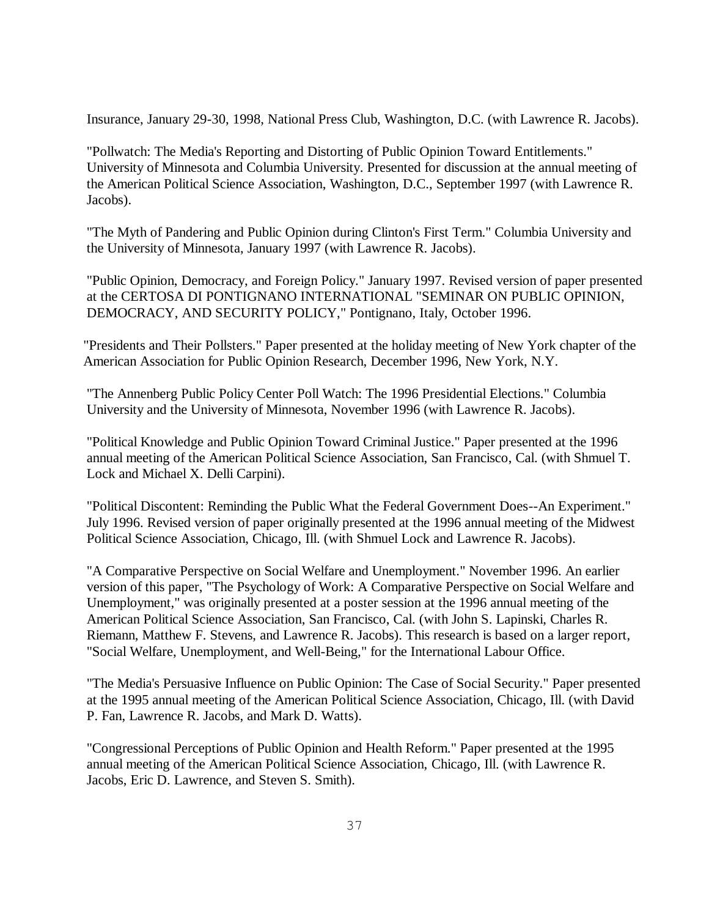Insurance, January 29-30, 1998, National Press Club, Washington, D.C. (with Lawrence R. Jacobs).

"Pollwatch: The Media's Reporting and Distorting of Public Opinion Toward Entitlements." University of Minnesota and Columbia University. Presented for discussion at the annual meeting of the American Political Science Association, Washington, D.C., September 1997 (with Lawrence R. Jacobs).

"The Myth of Pandering and Public Opinion during Clinton's First Term." Columbia University and the University of Minnesota, January 1997 (with Lawrence R. Jacobs).

"Public Opinion, Democracy, and Foreign Policy." January 1997. Revised version of paper presented at the CERTOSA DI PONTIGNANO INTERNATIONAL "SEMINAR ON PUBLIC OPINION, DEMOCRACY, AND SECURITY POLICY," Pontignano, Italy, October 1996.

"Presidents and Their Pollsters." Paper presented at the holiday meeting of New York chapter of the American Association for Public Opinion Research, December 1996, New York, N.Y.

"The Annenberg Public Policy Center Poll Watch: The 1996 Presidential Elections." Columbia University and the University of Minnesota, November 1996 (with Lawrence R. Jacobs).

"Political Knowledge and Public Opinion Toward Criminal Justice." Paper presented at the 1996 annual meeting of the American Political Science Association, San Francisco, Cal. (with Shmuel T. Lock and Michael X. Delli Carpini).

"Political Discontent: Reminding the Public What the Federal Government Does--An Experiment." July 1996. Revised version of paper originally presented at the 1996 annual meeting of the Midwest Political Science Association, Chicago, Ill. (with Shmuel Lock and Lawrence R. Jacobs).

"A Comparative Perspective on Social Welfare and Unemployment." November 1996. An earlier version of this paper, "The Psychology of Work: A Comparative Perspective on Social Welfare and Unemployment," was originally presented at a poster session at the 1996 annual meeting of the American Political Science Association, San Francisco, Cal. (with John S. Lapinski, Charles R. Riemann, Matthew F. Stevens, and Lawrence R. Jacobs). This research is based on a larger report, "Social Welfare, Unemployment, and Well-Being," for the International Labour Office.

"The Media's Persuasive Influence on Public Opinion: The Case of Social Security." Paper presented at the 1995 annual meeting of the American Political Science Association, Chicago, Ill. (with David P. Fan, Lawrence R. Jacobs, and Mark D. Watts).

"Congressional Perceptions of Public Opinion and Health Reform." Paper presented at the 1995 annual meeting of the American Political Science Association, Chicago, Ill. (with Lawrence R. Jacobs, Eric D. Lawrence, and Steven S. Smith).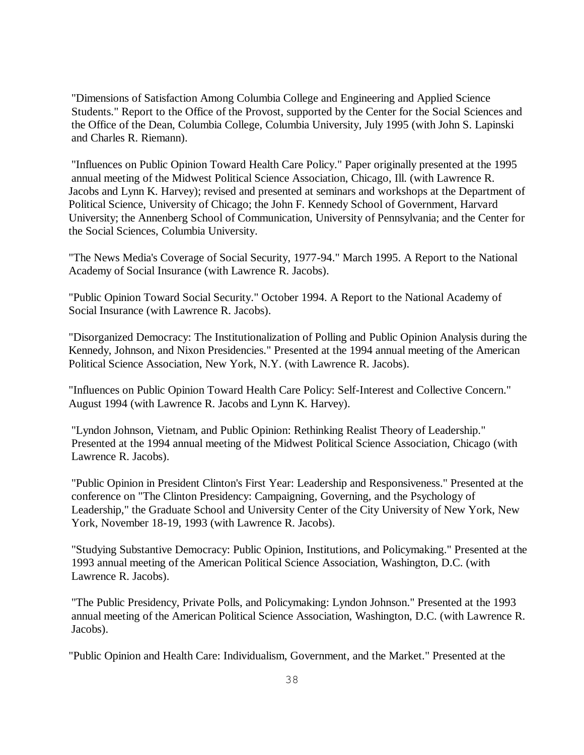"Dimensions of Satisfaction Among Columbia College and Engineering and Applied Science Students." Report to the Office of the Provost, supported by the Center for the Social Sciences and the Office of the Dean, Columbia College, Columbia University, July 1995 (with John S. Lapinski and Charles R. Riemann).

"Influences on Public Opinion Toward Health Care Policy." Paper originally presented at the 1995 annual meeting of the Midwest Political Science Association, Chicago, Ill. (with Lawrence R. Jacobs and Lynn K. Harvey); revised and presented at seminars and workshops at the Department of Political Science, University of Chicago; the John F. Kennedy School of Government, Harvard University; the Annenberg School of Communication, University of Pennsylvania; and the Center for the Social Sciences, Columbia University.

"The News Media's Coverage of Social Security, 1977-94." March 1995. A Report to the National Academy of Social Insurance (with Lawrence R. Jacobs).

"Public Opinion Toward Social Security." October 1994. A Report to the National Academy of Social Insurance (with Lawrence R. Jacobs).

"Disorganized Democracy: The Institutionalization of Polling and Public Opinion Analysis during the Kennedy, Johnson, and Nixon Presidencies." Presented at the 1994 annual meeting of the American Political Science Association, New York, N.Y. (with Lawrence R. Jacobs).

"Influences on Public Opinion Toward Health Care Policy: Self-Interest and Collective Concern." August 1994 (with Lawrence R. Jacobs and Lynn K. Harvey).

"Lyndon Johnson, Vietnam, and Public Opinion: Rethinking Realist Theory of Leadership." Presented at the 1994 annual meeting of the Midwest Political Science Association, Chicago (with Lawrence R. Jacobs).

"Public Opinion in President Clinton's First Year: Leadership and Responsiveness." Presented at the conference on "The Clinton Presidency: Campaigning, Governing, and the Psychology of Leadership," the Graduate School and University Center of the City University of New York, New York, November 18-19, 1993 (with Lawrence R. Jacobs).

"Studying Substantive Democracy: Public Opinion, Institutions, and Policymaking." Presented at the 1993 annual meeting of the American Political Science Association, Washington, D.C. (with Lawrence R. Jacobs).

"The Public Presidency, Private Polls, and Policymaking: Lyndon Johnson." Presented at the 1993 annual meeting of the American Political Science Association, Washington, D.C. (with Lawrence R. Jacobs).

"Public Opinion and Health Care: Individualism, Government, and the Market." Presented at the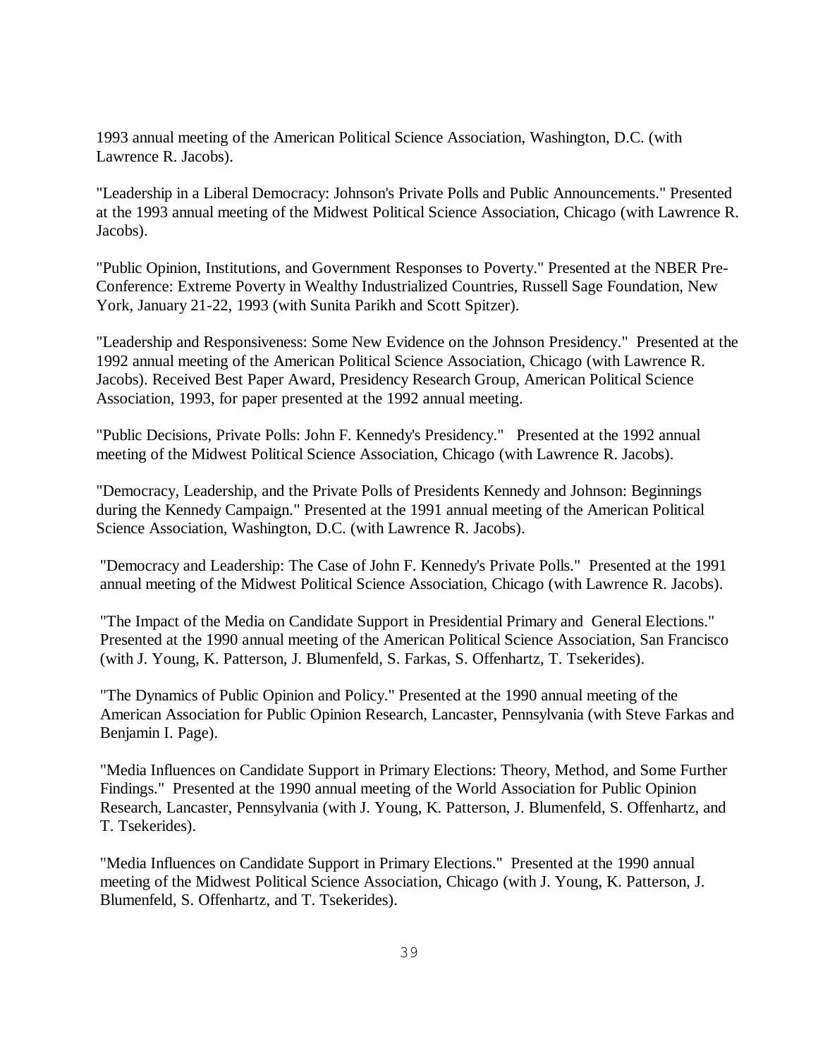1993 annual meeting of the American Political Science Association, Washington, D.C. (with Lawrence R. Jacobs).

"Leadership in a Liberal Democracy: Johnson's Private Polls and Public Announcements." Presented at the 1993 annual meeting of the Midwest Political Science Association, Chicago (with Lawrence R. Jacobs).

"Public Opinion, Institutions, and Government Responses to Poverty." Presented at the NBER Pre-Conference: Extreme Poverty in Wealthy Industrialized Countries, Russell Sage Foundation, New York, January 21-22, 1993 (with Sunita Parikh and Scott Spitzer).

"Leadership and Responsiveness: Some New Evidence on the Johnson Presidency." Presented at the 1992 annual meeting of the American Political Science Association, Chicago (with Lawrence R. Jacobs). Received Best Paper Award, Presidency Research Group, American Political Science Association, 1993, for paper presented at the 1992 annual meeting.

"Public Decisions, Private Polls: John F. Kennedy's Presidency." Presented at the 1992 annual meeting of the Midwest Political Science Association, Chicago (with Lawrence R. Jacobs).

"Democracy, Leadership, and the Private Polls of Presidents Kennedy and Johnson: Beginnings during the Kennedy Campaign." Presented at the 1991 annual meeting of the American Political Science Association, Washington, D.C. (with Lawrence R. Jacobs).

"Democracy and Leadership: The Case of John F. Kennedy's Private Polls." Presented at the 1991 annual meeting of the Midwest Political Science Association, Chicago (with Lawrence R. Jacobs).

"The Impact of the Media on Candidate Support in Presidential Primary and General Elections." Presented at the 1990 annual meeting of the American Political Science Association, San Francisco (with J. Young, K. Patterson, J. Blumenfeld, S. Farkas, S. Offenhartz, T. Tsekerides).

"The Dynamics of Public Opinion and Policy." Presented at the 1990 annual meeting of the American Association for Public Opinion Research, Lancaster, Pennsylvania (with Steve Farkas and Benjamin I. Page).

"Media Influences on Candidate Support in Primary Elections: Theory, Method, and Some Further Findings." Presented at the 1990 annual meeting of the World Association for Public Opinion Research, Lancaster, Pennsylvania (with J. Young, K. Patterson, J. Blumenfeld, S. Offenhartz, and T. Tsekerides).

"Media Influences on Candidate Support in Primary Elections." Presented at the 1990 annual meeting of the Midwest Political Science Association, Chicago (with J. Young, K. Patterson, J. Blumenfeld, S. Offenhartz, and T. Tsekerides).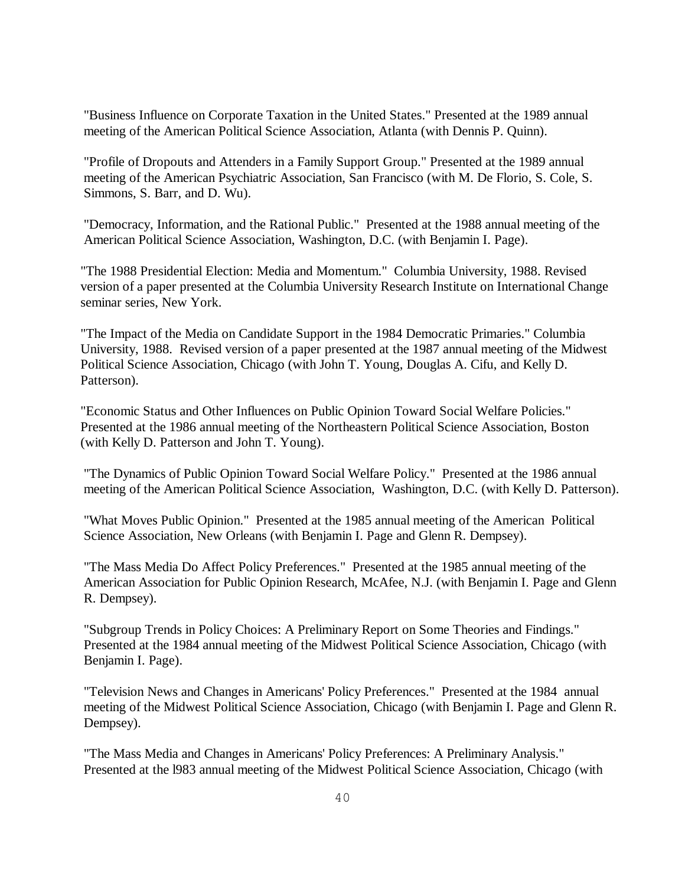"Business Influence on Corporate Taxation in the United States." Presented at the 1989 annual meeting of the American Political Science Association, Atlanta (with Dennis P. Quinn).

"Profile of Dropouts and Attenders in a Family Support Group." Presented at the 1989 annual meeting of the American Psychiatric Association, San Francisco (with M. De Florio, S. Cole, S. Simmons, S. Barr, and D. Wu).

"Democracy, Information, and the Rational Public." Presented at the 1988 annual meeting of the American Political Science Association, Washington, D.C. (with Benjamin I. Page).

"The 1988 Presidential Election: Media and Momentum." Columbia University, 1988. Revised version of a paper presented at the Columbia University Research Institute on International Change seminar series, New York.

"The Impact of the Media on Candidate Support in the 1984 Democratic Primaries." Columbia University, 1988. Revised version of a paper presented at the 1987 annual meeting of the Midwest Political Science Association, Chicago (with John T. Young, Douglas A. Cifu, and Kelly D. Patterson).

"Economic Status and Other Influences on Public Opinion Toward Social Welfare Policies." Presented at the 1986 annual meeting of the Northeastern Political Science Association, Boston (with Kelly D. Patterson and John T. Young).

"The Dynamics of Public Opinion Toward Social Welfare Policy." Presented at the 1986 annual meeting of the American Political Science Association, Washington, D.C. (with Kelly D. Patterson).

"What Moves Public Opinion." Presented at the 1985 annual meeting of the American Political Science Association, New Orleans (with Benjamin I. Page and Glenn R. Dempsey).

"The Mass Media Do Affect Policy Preferences." Presented at the 1985 annual meeting of the American Association for Public Opinion Research, McAfee, N.J. (with Benjamin I. Page and Glenn R. Dempsey).

"Subgroup Trends in Policy Choices: A Preliminary Report on Some Theories and Findings." Presented at the 1984 annual meeting of the Midwest Political Science Association, Chicago (with Benjamin I. Page).

"Television News and Changes in Americans' Policy Preferences." Presented at the 1984 annual meeting of the Midwest Political Science Association, Chicago (with Benjamin I. Page and Glenn R. Dempsey).

"The Mass Media and Changes in Americans' Policy Preferences: A Preliminary Analysis." Presented at the l983 annual meeting of the Midwest Political Science Association, Chicago (with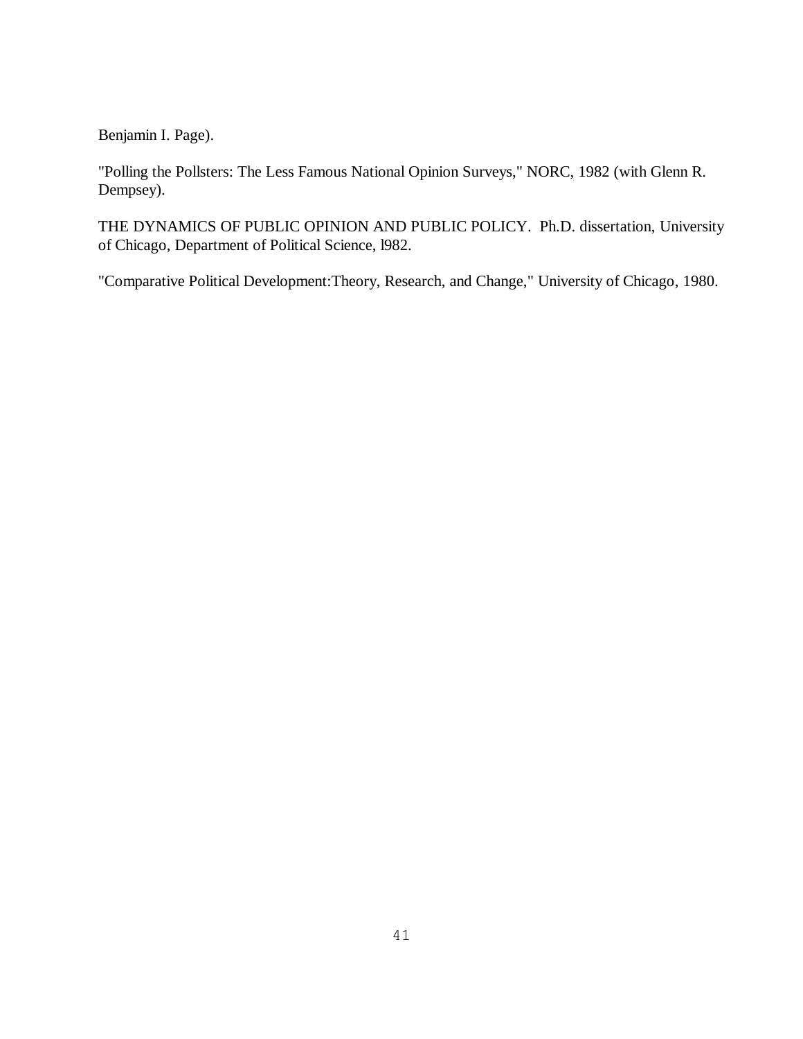Benjamin I. Page).

"Polling the Pollsters: The Less Famous National Opinion Surveys," NORC, 1982 (with Glenn R. Dempsey).

THE DYNAMICS OF PUBLIC OPINION AND PUBLIC POLICY. Ph.D. dissertation, University of Chicago, Department of Political Science, l982.

"Comparative Political Development:Theory, Research, and Change," University of Chicago, 1980.